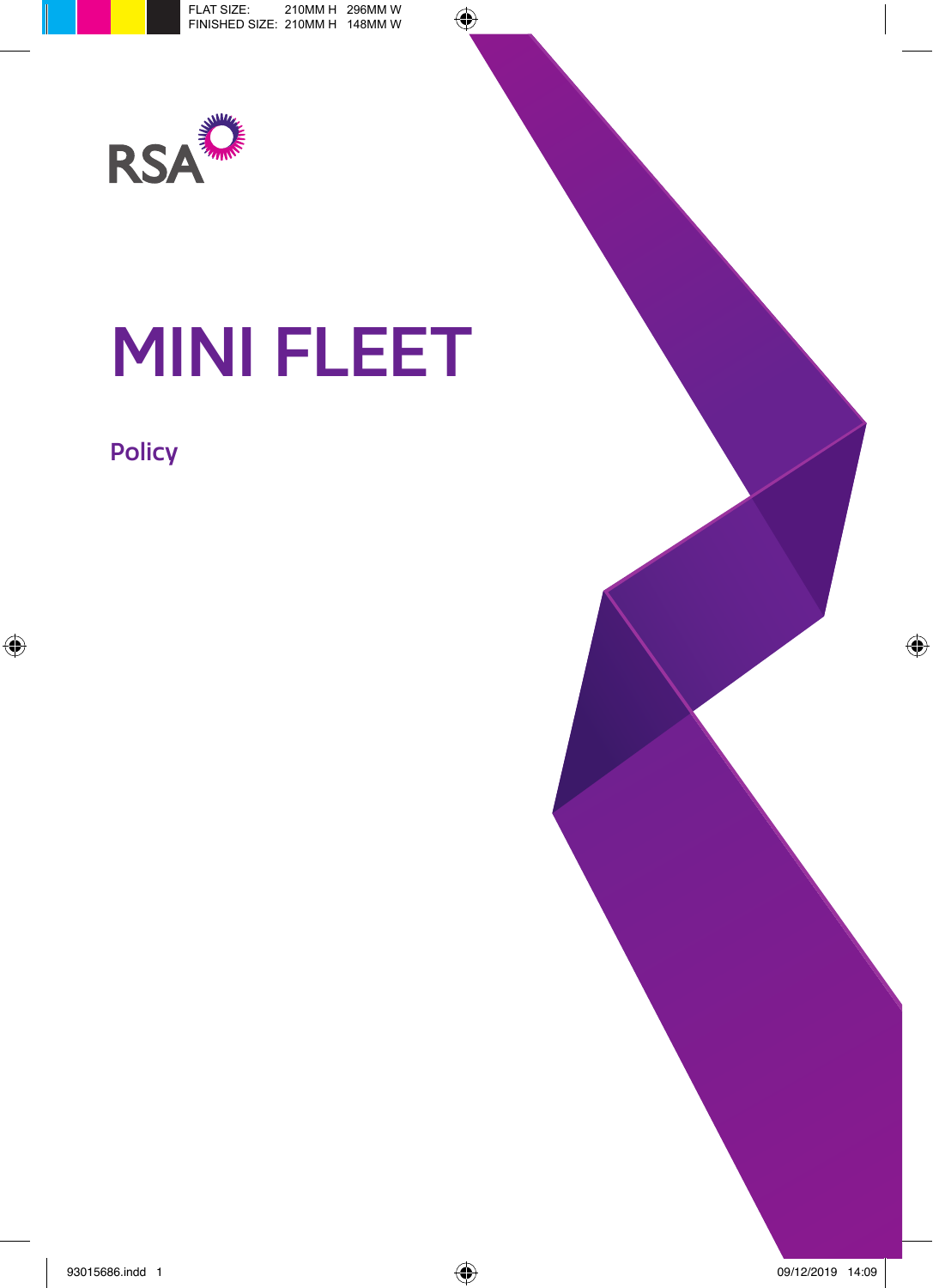RSA

# MINI FLEET

## Policy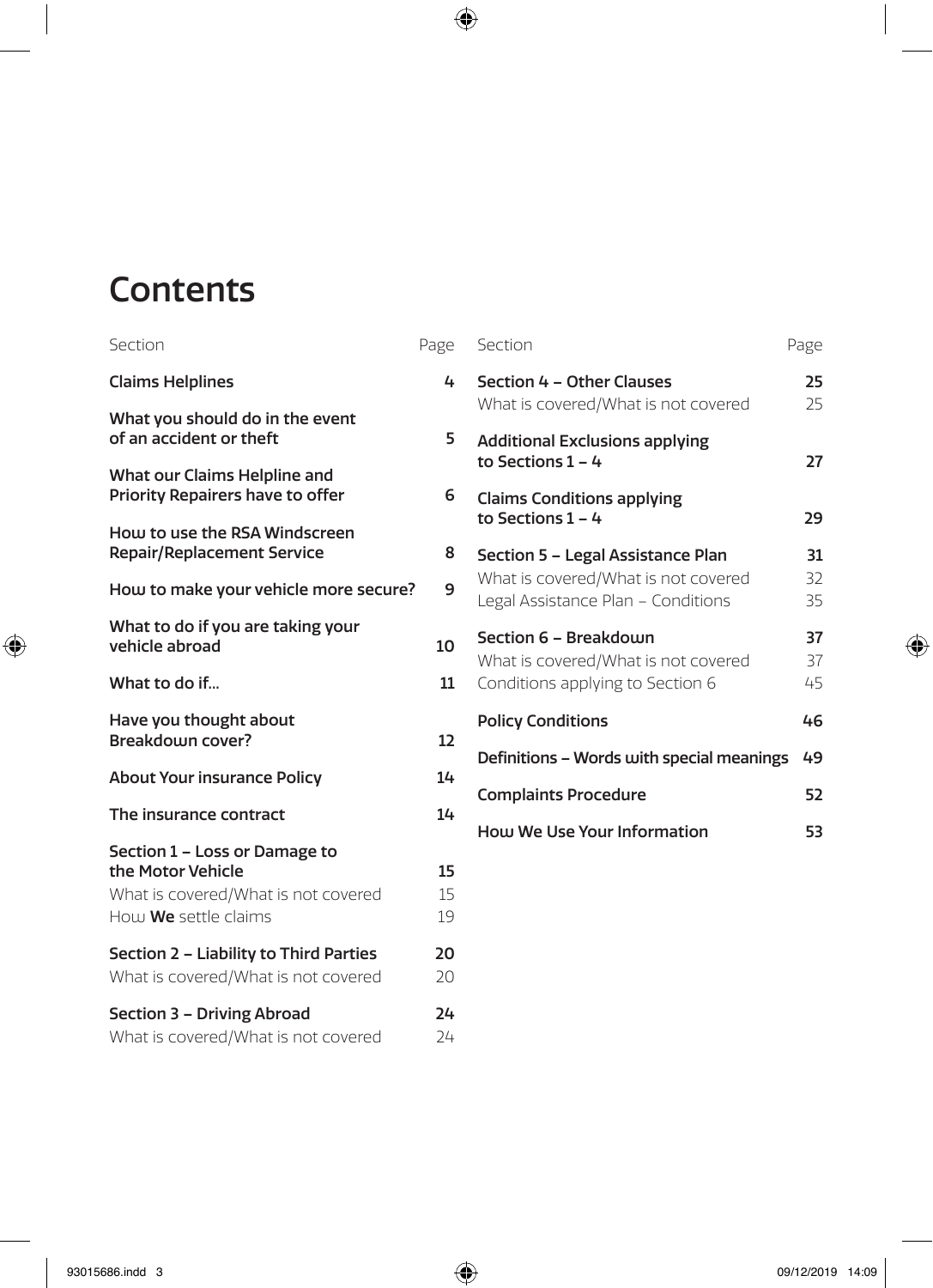# Contents

| Section | Page |
|---|---|
| **Claims Helplines** | **4** |
| **What you should do in the event of an accident or theft** | **5** |
| **What our Claims Helpline and Priority Repairers have to offer** | **6** |
| **How to use the RSA Windscreen Repair/Replacement Service** | **8** |
| **How to make your vehicle more secure?** | **9** |
| **What to do if you are taking your vehicle abroad** | **10** |
| **What to do if...** | **11** |
| **Have you thought about Breakdown cover?** | **12** |
| **About Your insurance Policy** | **14** |
| **The insurance contract** | **14** |
| **Section 1 – Loss or Damage to the Motor Vehicle** | **15** |
| What is covered/What is not covered | 15 |
| How **We** settle claims | 19 |
| **Section 2 – Liability to Third Parties** | **20** |
| What is covered/What is not covered | 20 |
| **Section 3 – Driving Abroad** | **24** |
| What is covered/What is not covered | 24 |
| **Section 4 – Other Clauses** | **25** |
| What is covered/What is not covered | 25 |
| **Additional Exclusions applying to Sections 1 – 4** | **27** |
| **Claims Conditions applying to Sections 1 – 4** | **29** |
| **Section 5 – Legal Assistance Plan** | **31** |
| What is covered/What is not covered | 32 |
| Legal Assistance Plan – Conditions | 35 |
| **Section 6 – Breakdown** | **37** |
| What is covered/What is not covered | 37 |
| Conditions applying to Section 6 | 45 |
| **Policy Conditions** | **46** |
| **Definitions – Words with special meanings** | **49** |
| **Complaints Procedure** | **52** |
| **How We Use Your Information** | **53** |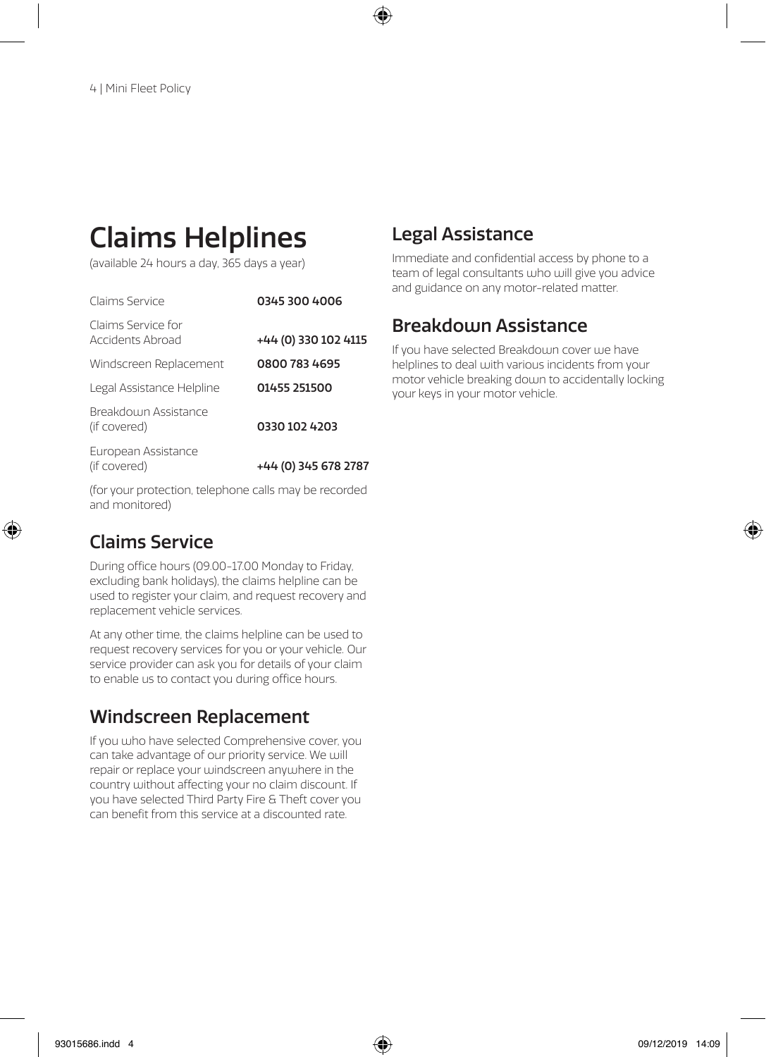# Claims Helplines

(available 24 hours a day, 365 days a year)

| | |
|---|---|
| Claims Service | **0345 300 4006** |
| Claims Service for Accidents Abroad | **+44 (0) 330 102 4115** |
| Windscreen Replacement | **0800 783 4695** |
| Legal Assistance Helpline | **01455 251500** |
| Breakdown Assistance (if covered) | **0330 102 4203** |
| European Assistance (if covered) | **+44 (0) 345 678 2787** |

(for your protection, telephone calls may be recorded and monitored)

## Claims Service

During office hours (09.00-17.00 Monday to Friday, excluding bank holidays), the claims helpline can be used to register your claim, and request recovery and replacement vehicle services.

At any other time, the claims helpline can be used to request recovery services for you or your vehicle. Our service provider can ask you for details of your claim to enable us to contact you during office hours.

## Windscreen Replacement

If you who have selected Comprehensive cover, you can take advantage of our priority service. We will repair or replace your windscreen anywhere in the country without affecting your no claim discount. If you have selected Third Party Fire & Theft cover you can benefit from this service at a discounted rate.

## Legal Assistance

Immediate and confidential access by phone to a team of legal consultants who will give you advice and guidance on any motor-related matter.

## Breakdown Assistance

If you have selected Breakdown cover we have helplines to deal with various incidents from your motor vehicle breaking down to accidentally locking your keys in your motor vehicle.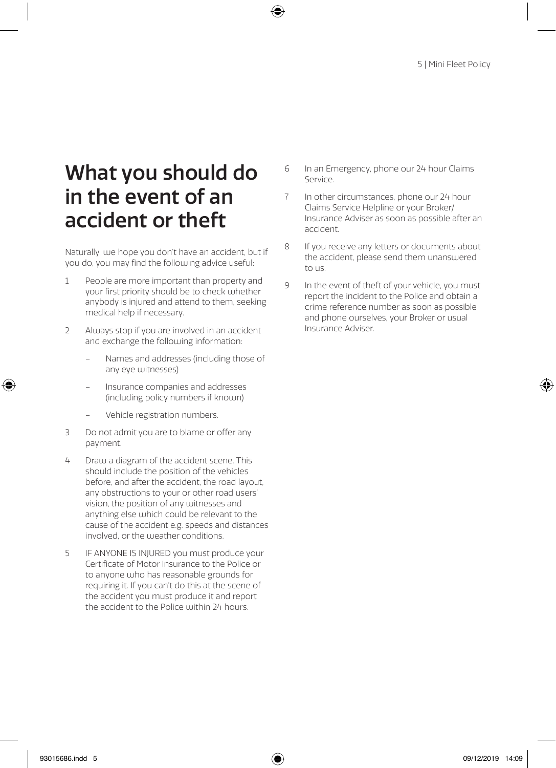# What you should do in the event of an accident or theft

Naturally, we hope you don't have an accident, but if you do, you may find the following advice useful:

1. People are more important than property and your first priority should be to check whether anybody is injured and attend to them, seeking medical help if necessary.
2. Always stop if you are involved in an accident and exchange the following information:
   - Names and addresses (including those of any eye witnesses)
   - Insurance companies and addresses (including policy numbers if known)
   - Vehicle registration numbers.
3. Do not admit you are to blame or offer any payment.
4. Draw a diagram of the accident scene. This should include the position of the vehicles before, and after the accident, the road layout, any obstructions to your or other road users' vision, the position of any witnesses and anything else which could be relevant to the cause of the accident e.g. speeds and distances involved, or the weather conditions.
5. IF ANYONE IS INJURED you must produce your Certificate of Motor Insurance to the Police or to anyone who has reasonable grounds for requiring it. If you can't do this at the scene of the accident you must produce it and report the accident to the Police within 24 hours.
6. In an Emergency, phone our 24 hour Claims Service.
7. In other circumstances, phone our 24 hour Claims Service Helpline or your Broker/ Insurance Adviser as soon as possible after an accident.
8. If you receive any letters or documents about the accident, please send them unanswered to us.
9. In the event of theft of your vehicle, you must report the incident to the Police and obtain a crime reference number as soon as possible and phone ourselves, your Broker or usual Insurance Adviser.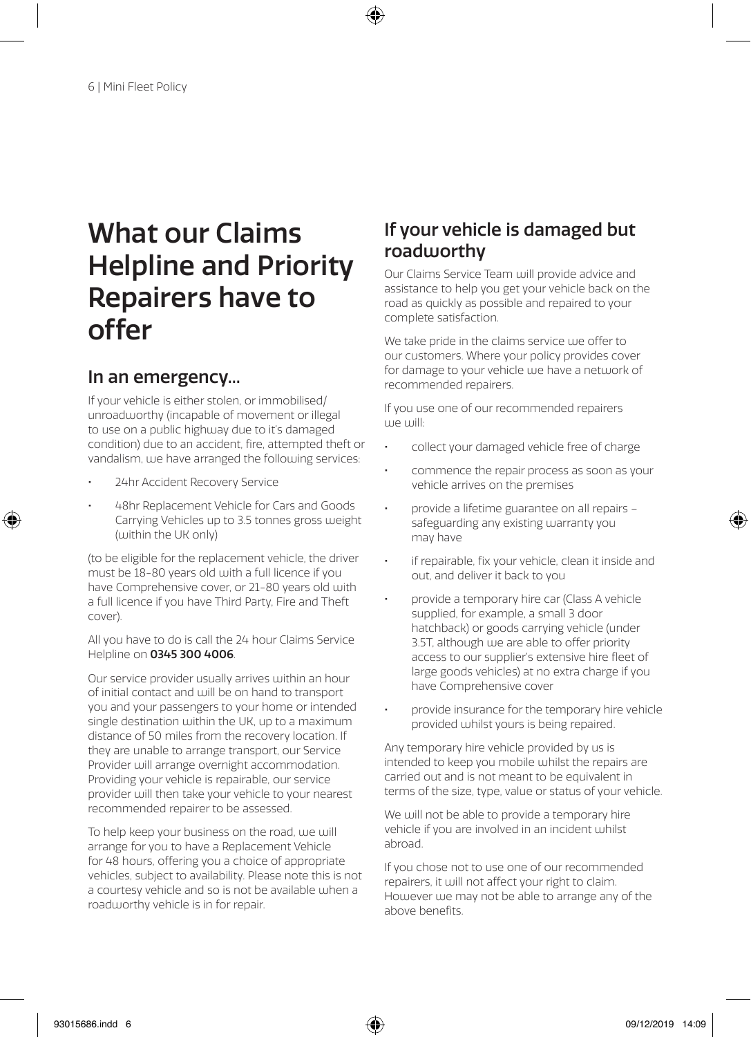# What our Claims Helpline and Priority Repairers have to offer

## In an emergency...

If your vehicle is either stolen, or immobilised/ unroadworthy (incapable of movement or illegal to use on a public highway due to it's damaged condition) due to an accident, fire, attempted theft or vandalism, we have arranged the following services:

- 24hr Accident Recovery Service
- 48hr Replacement Vehicle for Cars and Goods Carrying Vehicles up to 3.5 tonnes gross weight (within the UK only)

(to be eligible for the replacement vehicle, the driver must be 18-80 years old with a full licence if you have Comprehensive cover, or 21-80 years old with a full licence if you have Third Party, Fire and Theft cover).

All you have to do is call the 24 hour Claims Service Helpline on **0345 300 4006**.

Our service provider usually arrives within an hour of initial contact and will be on hand to transport you and your passengers to your home or intended single destination within the UK, up to a maximum distance of 50 miles from the recovery location. If they are unable to arrange transport, our Service Provider will arrange overnight accommodation. Providing your vehicle is repairable, our service provider will then take your vehicle to your nearest recommended repairer to be assessed.

To help keep your business on the road, we will arrange for you to have a Replacement Vehicle for 48 hours, offering you a choice of appropriate vehicles, subject to availability. Please note this is not a courtesy vehicle and so is not be available when a roadworthy vehicle is in for repair.

## If your vehicle is damaged but roadworthy

Our Claims Service Team will provide advice and assistance to help you get your vehicle back on the road as quickly as possible and repaired to your complete satisfaction.

We take pride in the claims service we offer to our customers. Where your policy provides cover for damage to your vehicle we have a network of recommended repairers.

If you use one of our recommended repairers we will:

- collect your damaged vehicle free of charge
- commence the repair process as soon as your vehicle arrives on the premises
- provide a lifetime guarantee on all repairs – safeguarding any existing warranty you may have
- if repairable, fix your vehicle, clean it inside and out, and deliver it back to you
- provide a temporary hire car (Class A vehicle supplied, for example, a small 3 door hatchback) or goods carrying vehicle (under 3.5T, although we are able to offer priority access to our supplier's extensive hire fleet of large goods vehicles) at no extra charge if you have Comprehensive cover
- provide insurance for the temporary hire vehicle provided whilst yours is being repaired.

Any temporary hire vehicle provided by us is intended to keep you mobile whilst the repairs are carried out and is not meant to be equivalent in terms of the size, type, value or status of your vehicle.

We will not be able to provide a temporary hire vehicle if you are involved in an incident whilst abroad.

If you chose not to use one of our recommended repairers, it will not affect your right to claim. However we may not be able to arrange any of the above benefits.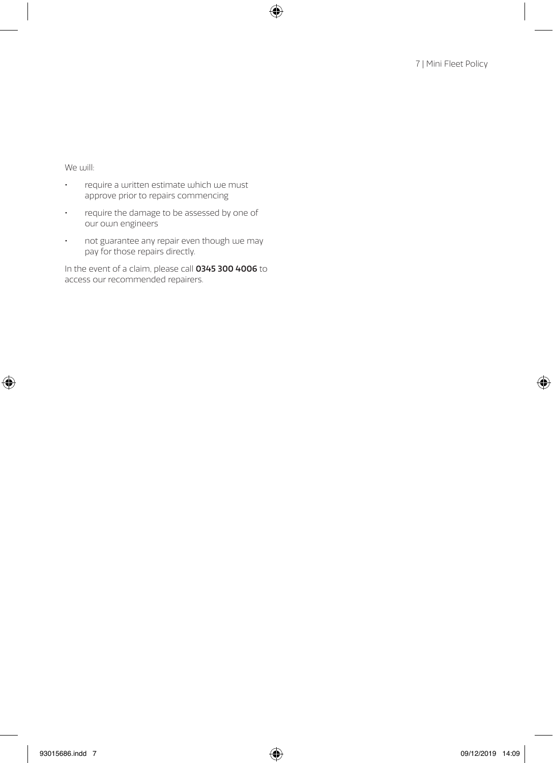We will:

- require a written estimate which we must approve prior to repairs commencing
- require the damage to be assessed by one of our own engineers
- not guarantee any repair even though we may pay for those repairs directly.

In the event of a claim, please call **0345 300 4006** to access our recommended repairers.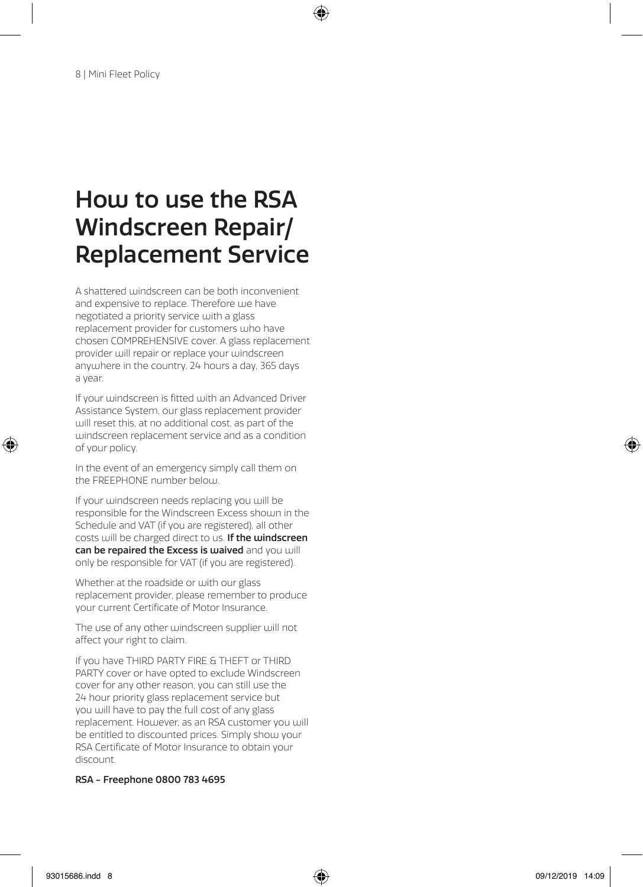# How to use the RSA Windscreen Repair/ Replacement Service

A shattered windscreen can be both inconvenient and expensive to replace. Therefore we have negotiated a priority service with a glass replacement provider for customers who have chosen COMPREHENSIVE cover. A glass replacement provider will repair or replace your windscreen anywhere in the country, 24 hours a day, 365 days a year.

If your windscreen is fitted with an Advanced Driver Assistance System, our glass replacement provider will reset this, at no additional cost, as part of the windscreen replacement service and as a condition of your policy.

In the event of an emergency simply call them on the FREEPHONE number below.

If your windscreen needs replacing you will be responsible for the Windscreen Excess shown in the Schedule and VAT (if you are registered), all other costs will be charged direct to us. **If the windscreen can be repaired the Excess is waived** and you will only be responsible for VAT (if you are registered).

Whether at the roadside or with our glass replacement provider, please remember to produce your current Certificate of Motor Insurance.

The use of any other windscreen supplier will not affect your right to claim.

If you have THIRD PARTY FIRE & THEFT or THIRD PARTY cover or have opted to exclude Windscreen cover for any other reason, you can still use the 24 hour priority glass replacement service but you will have to pay the full cost of any glass replacement. However, as an RSA customer you will be entitled to discounted prices. Simply show your RSA Certificate of Motor Insurance to obtain your discount.

**RSA - Freephone 0800 783 4695**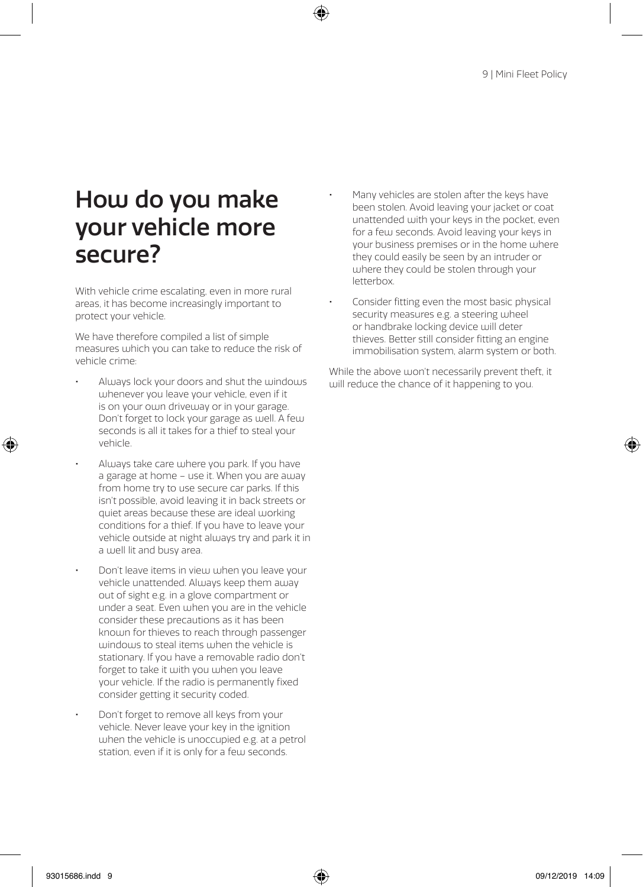# How do you make your vehicle more secure?

With vehicle crime escalating, even in more rural areas, it has become increasingly important to protect your vehicle.

We have therefore compiled a list of simple measures which you can take to reduce the risk of vehicle crime:

- Always lock your doors and shut the windows whenever you leave your vehicle, even if it is on your own driveway or in your garage. Don't forget to lock your garage as well. A few seconds is all it takes for a thief to steal your vehicle.
- Always take care where you park. If you have a garage at home – use it. When you are away from home try to use secure car parks. If this isn't possible, avoid leaving it in back streets or quiet areas because these are ideal working conditions for a thief. If you have to leave your vehicle outside at night always try and park it in a well lit and busy area.
- Don't leave items in view when you leave your vehicle unattended. Always keep them away out of sight e.g. in a glove compartment or under a seat. Even when you are in the vehicle consider these precautions as it has been known for thieves to reach through passenger windows to steal items when the vehicle is stationary. If you have a removable radio don't forget to take it with you when you leave your vehicle. If the radio is permanently fixed consider getting it security coded.
- Don't forget to remove all keys from your vehicle. Never leave your key in the ignition when the vehicle is unoccupied e.g. at a petrol station, even if it is only for a few seconds.
- Many vehicles are stolen after the keys have been stolen. Avoid leaving your jacket or coat unattended with your keys in the pocket, even for a few seconds. Avoid leaving your keys in your business premises or in the home where they could easily be seen by an intruder or where they could be stolen through your letterbox.
- Consider fitting even the most basic physical security measures e.g. a steering wheel or handbrake locking device will deter thieves. Better still consider fitting an engine immobilisation system, alarm system or both.

While the above won't necessarily prevent theft, it will reduce the chance of it happening to you.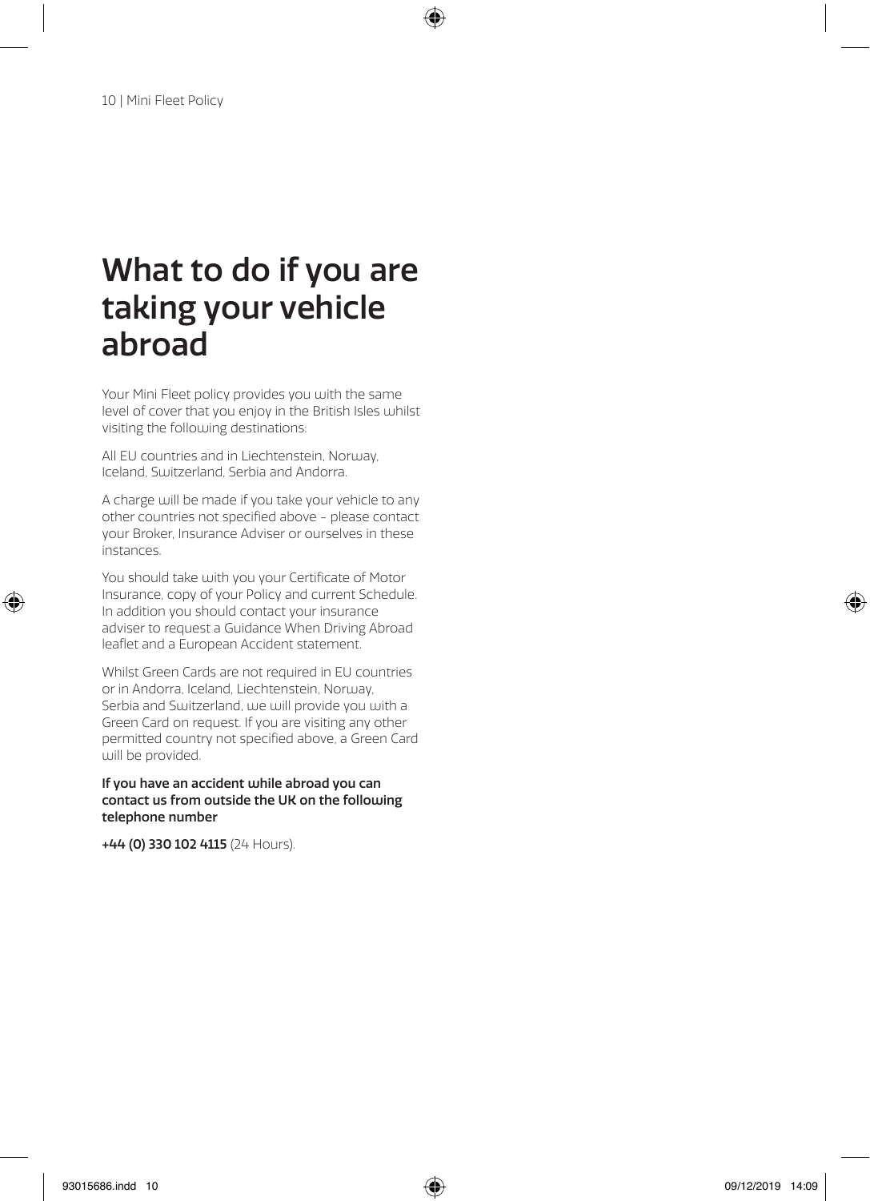# What to do if you are taking your vehicle abroad

Your Mini Fleet policy provides you with the same level of cover that you enjoy in the British Isles whilst visiting the following destinations:

All EU countries and in Liechtenstein, Norway, Iceland, Switzerland, Serbia and Andorra.

A charge will be made if you take your vehicle to any other countries not specified above - please contact your Broker, Insurance Adviser or ourselves in these instances.

You should take with you your Certificate of Motor Insurance, copy of your Policy and current Schedule. In addition you should contact your insurance adviser to request a Guidance When Driving Abroad leaflet and a European Accident statement.

Whilst Green Cards are not required in EU countries or in Andorra, Iceland, Liechtenstein, Norway, Serbia and Switzerland, we will provide you with a Green Card on request. If you are visiting any other permitted country not specified above, a Green Card will be provided.

**If you have an accident while abroad you can contact us from outside the UK on the following telephone number**

**+44 (0) 330 102 4115** (24 Hours).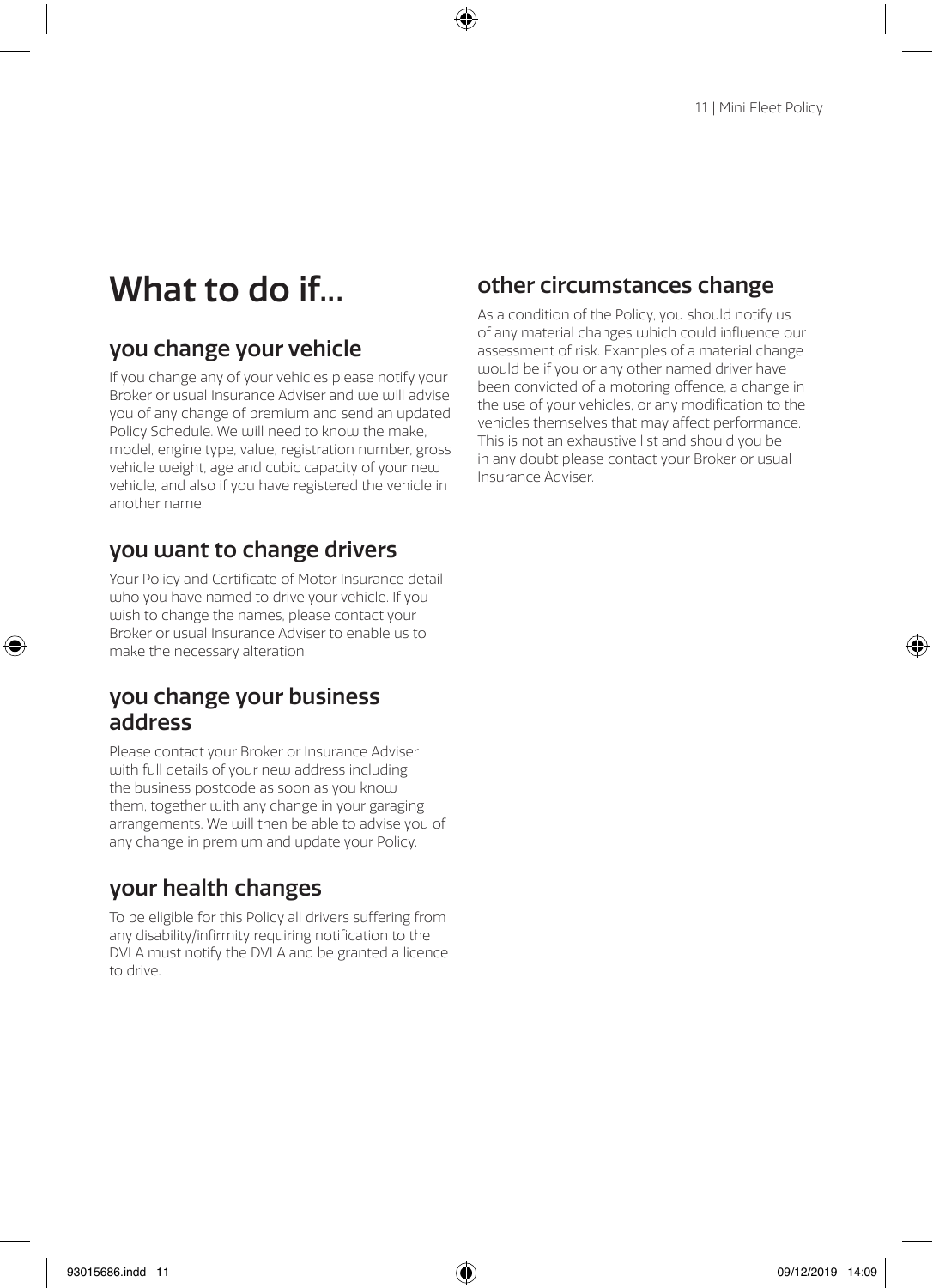# What to do if...

## you change your vehicle

If you change any of your vehicles please notify your Broker or usual Insurance Adviser and we will advise you of any change of premium and send an updated Policy Schedule. We will need to know the make, model, engine type, value, registration number, gross vehicle weight, age and cubic capacity of your new vehicle, and also if you have registered the vehicle in another name.

## you want to change drivers

Your Policy and Certificate of Motor Insurance detail who you have named to drive your vehicle. If you wish to change the names, please contact your Broker or usual Insurance Adviser to enable us to make the necessary alteration.

## you change your business address

Please contact your Broker or Insurance Adviser with full details of your new address including the business postcode as soon as you know them, together with any change in your garaging arrangements. We will then be able to advise you of any change in premium and update your Policy.

## your health changes

To be eligible for this Policy all drivers suffering from any disability/infirmity requiring notification to the DVLA must notify the DVLA and be granted a licence to drive.

## other circumstances change

As a condition of the Policy, you should notify us of any material changes which could influence our assessment of risk. Examples of a material change would be if you or any other named driver have been convicted of a motoring offence, a change in the use of your vehicles, or any modification to the vehicles themselves that may affect performance. This is not an exhaustive list and should you be in any doubt please contact your Broker or usual Insurance Adviser.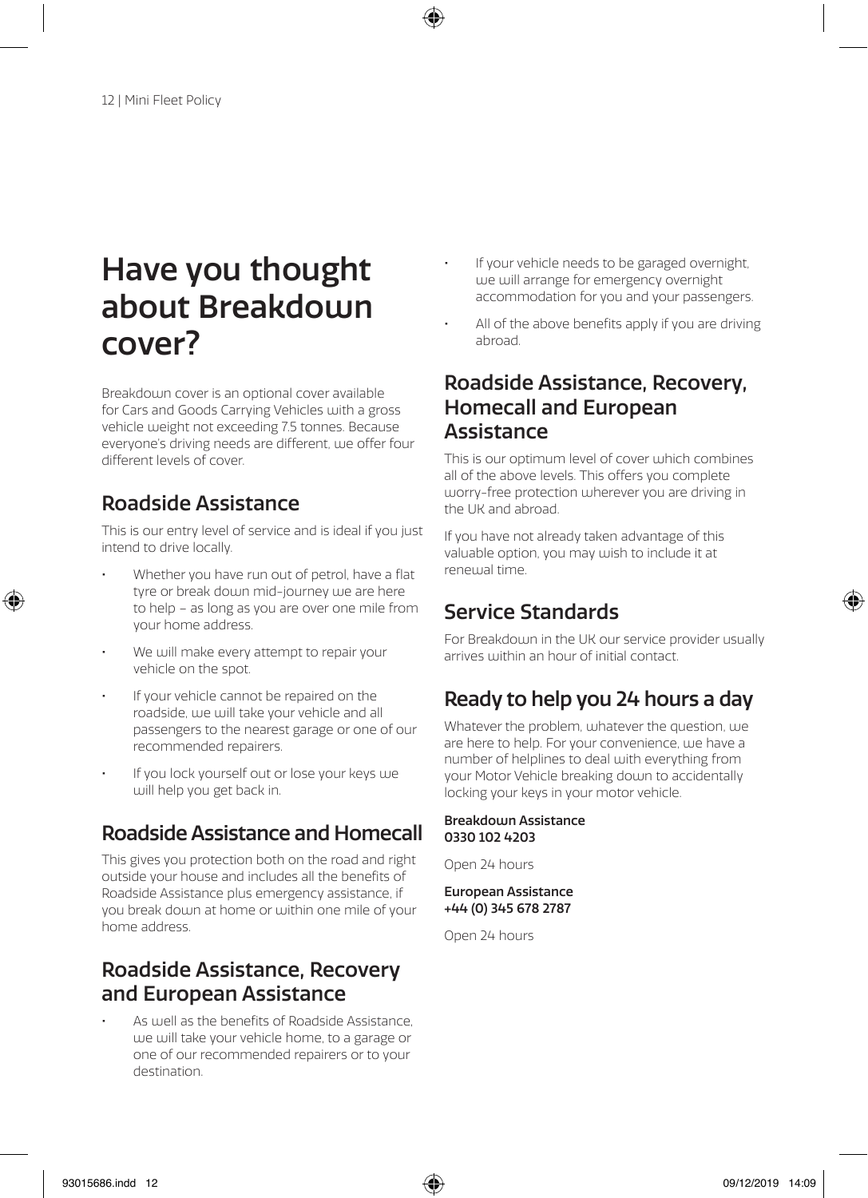# Have you thought about Breakdown cover?

Breakdown cover is an optional cover available for Cars and Goods Carrying Vehicles with a gross vehicle weight not exceeding 7.5 tonnes. Because everyone's driving needs are different, we offer four different levels of cover.

## Roadside Assistance

This is our entry level of service and is ideal if you just intend to drive locally.

- Whether you have run out of petrol, have a flat tyre or break down mid-journey we are here to help – as long as you are over one mile from your home address.
- We will make every attempt to repair your vehicle on the spot.
- If your vehicle cannot be repaired on the roadside, we will take your vehicle and all passengers to the nearest garage or one of our recommended repairers.
- If you lock yourself out or lose your keys we will help you get back in.

## Roadside Assistance and Homecall

This gives you protection both on the road and right outside your house and includes all the benefits of Roadside Assistance plus emergency assistance, if you break down at home or within one mile of your home address.

## Roadside Assistance, Recovery and European Assistance

- As well as the benefits of Roadside Assistance, we will take your vehicle home, to a garage or one of our recommended repairers or to your destination.
- If your vehicle needs to be garaged overnight, we will arrange for emergency overnight accommodation for you and your passengers.
- All of the above benefits apply if you are driving abroad.

## Roadside Assistance, Recovery, Homecall and European Assistance

This is our optimum level of cover which combines all of the above levels. This offers you complete worry-free protection wherever you are driving in the UK and abroad.

If you have not already taken advantage of this valuable option, you may wish to include it at renewal time.

## Service Standards

For Breakdown in the UK our service provider usually arrives within an hour of initial contact.

## Ready to help you 24 hours a day

Whatever the problem, whatever the question, we are here to help. For your convenience, we have a number of helplines to deal with everything from your Motor Vehicle breaking down to accidentally locking your keys in your motor vehicle.

**Breakdown Assistance**
**0330 102 4203**

Open 24 hours

**European Assistance**
**+44 (0) 345 678 2787**

Open 24 hours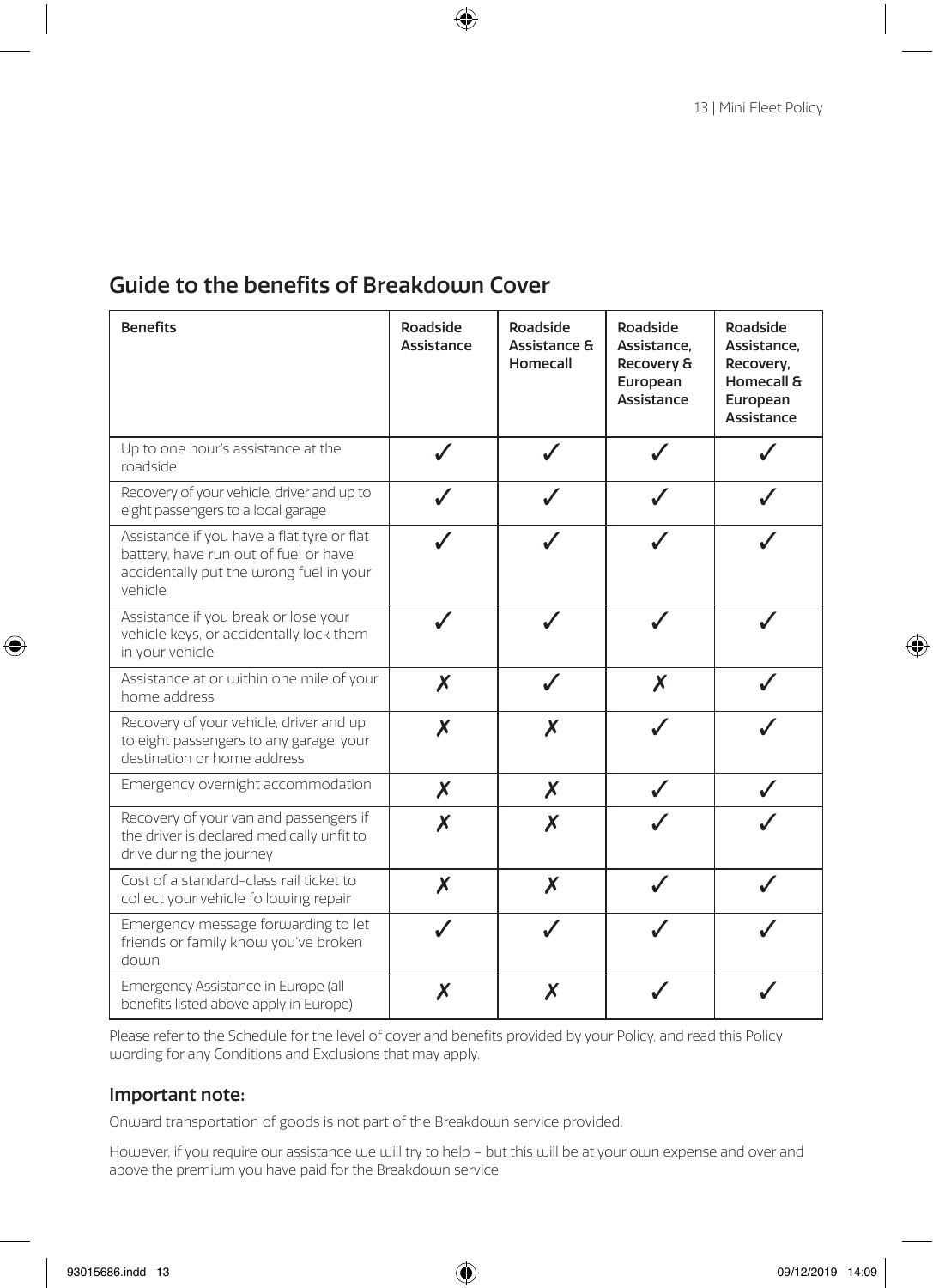## Guide to the benefits of Breakdown Cover

| Benefits | Roadside Assistance | Roadside Assistance & Homecall | Roadside Assistance, Recovery & European Assistance | Roadside Assistance, Recovery, Homecall & European Assistance |
|---|---|---|---|---|
| Up to one hour's assistance at the roadside | ✓ | ✓ | ✓ | ✓ |
| Recovery of your vehicle, driver and up to eight passengers to a local garage | ✓ | ✓ | ✓ | ✓ |
| Assistance if you have a flat tyre or flat battery, have run out of fuel or have accidentally put the wrong fuel in your vehicle | ✓ | ✓ | ✓ | ✓ |
| Assistance if you break or lose your vehicle keys, or accidentally lock them in your vehicle | ✓ | ✓ | ✓ | ✓ |
| Assistance at or within one mile of your home address | ✗ | ✓ | ✗ | ✓ |
| Recovery of your vehicle, driver and up to eight passengers to any garage, your destination or home address | ✗ | ✗ | ✓ | ✓ |
| Emergency overnight accommodation | ✗ | ✗ | ✓ | ✓ |
| Recovery of your van and passengers if the driver is declared medically unfit to drive during the journey | ✗ | ✗ | ✓ | ✓ |
| Cost of a standard-class rail ticket to collect your vehicle following repair | ✗ | ✗ | ✓ | ✓ |
| Emergency message forwarding to let friends or family know you've broken down | ✓ | ✓ | ✓ | ✓ |
| Emergency Assistance in Europe (all benefits listed above apply in Europe) | ✗ | ✗ | ✓ | ✓ |

Please refer to the Schedule for the level of cover and benefits provided by your Policy, and read this Policy wording for any Conditions and Exclusions that may apply.

### Important note:

Onward transportation of goods is not part of the Breakdown service provided.

However, if you require our assistance we will try to help – but this will be at your own expense and over and above the premium you have paid for the Breakdown service.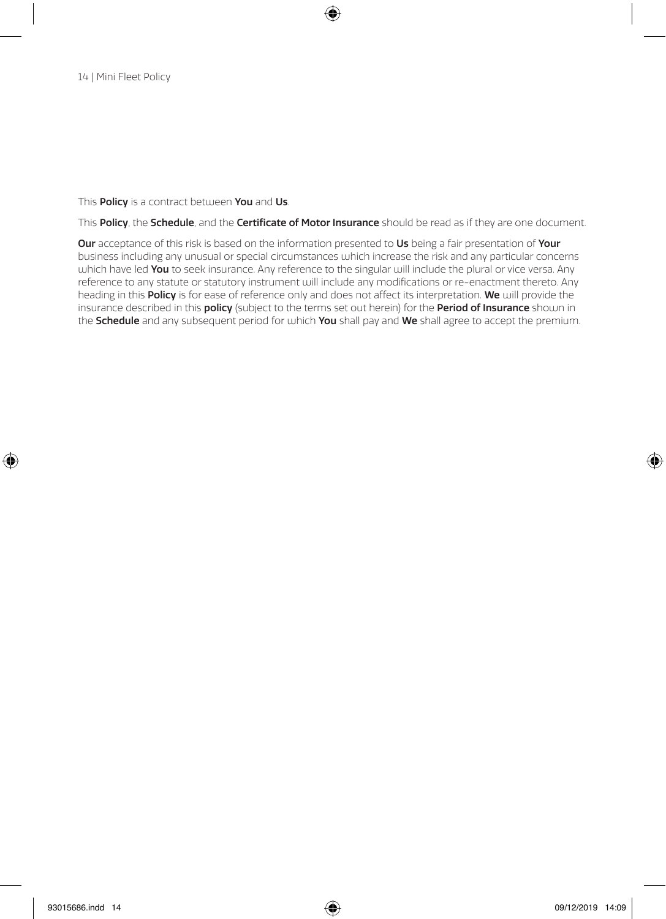This **Policy** is a contract between **You** and **Us**.

This **Policy**, the **Schedule**, and the **Certificate of Motor Insurance** should be read as if they are one document.

**Our** acceptance of this risk is based on the information presented to **Us** being a fair presentation of **Your** business including any unusual or special circumstances which increase the risk and any particular concerns which have led **You** to seek insurance. Any reference to the singular will include the plural or vice versa. Any reference to any statute or statutory instrument will include any modifications or re-enactment thereto. Any heading in this **Policy** is for ease of reference only and does not affect its interpretation. **We** will provide the insurance described in this **policy** (subject to the terms set out herein) for the **Period of Insurance** shown in the **Schedule** and any subsequent period for which **You** shall pay and **We** shall agree to accept the premium.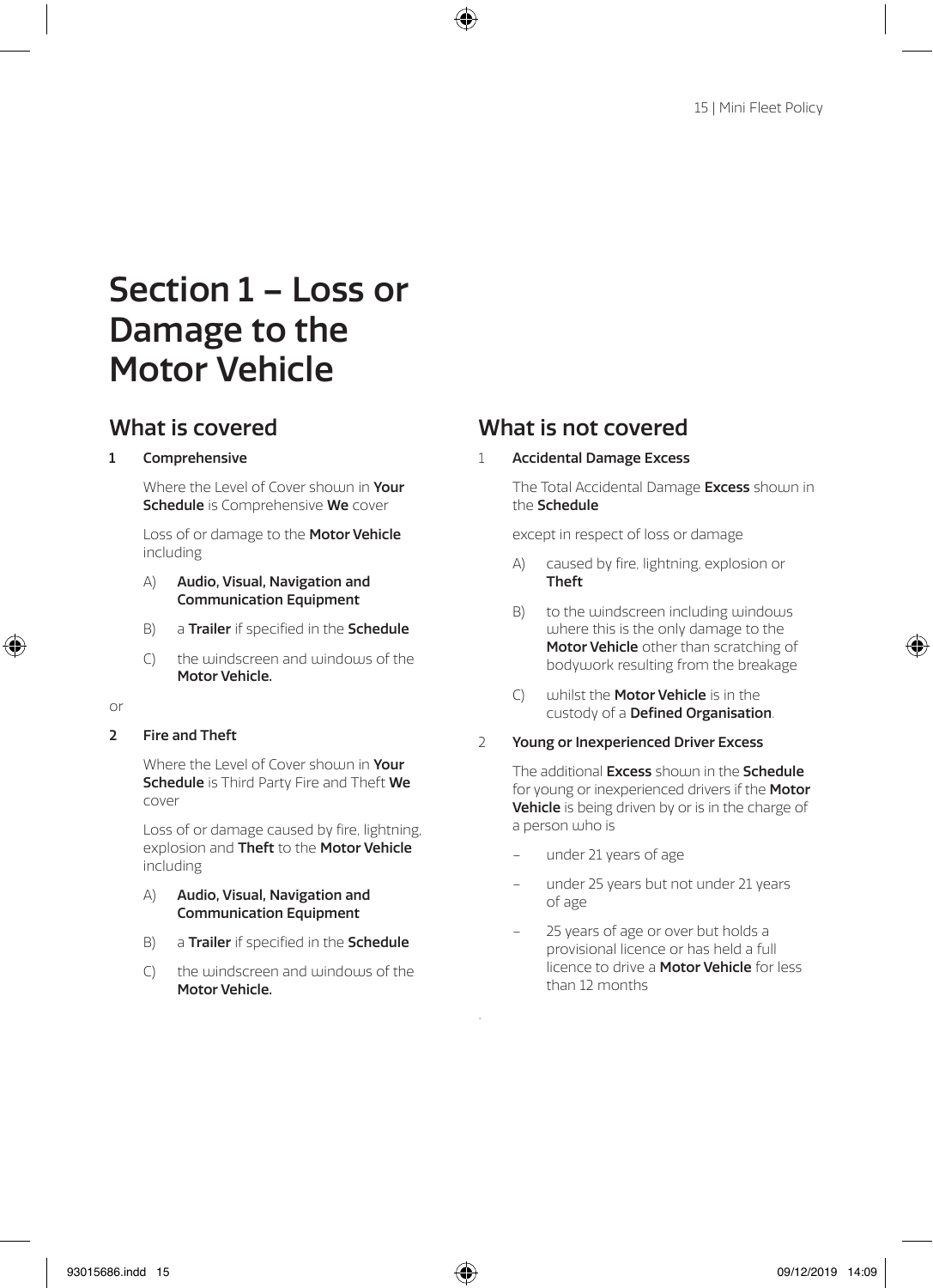# Section 1 – Loss or Damage to the Motor Vehicle

## What is covered

**1 Comprehensive**

Where the Level of Cover shown in **Your Schedule** is Comprehensive **We** cover

Loss of or damage to the **Motor Vehicle** including

A) **Audio, Visual, Navigation and Communication Equipment**

B) a **Trailer** if specified in the **Schedule**

C) the windscreen and windows of the **Motor Vehicle.**

or

**2 Fire and Theft**

Where the Level of Cover shown in **Your Schedule** is Third Party Fire and Theft **We** cover

Loss of or damage caused by fire, lightning, explosion and **Theft** to the **Motor Vehicle** including

A) **Audio, Visual, Navigation and Communication Equipment**

B) a **Trailer** if specified in the **Schedule**

C) the windscreen and windows of the **Motor Vehicle.**

## What is not covered

**1 Accidental Damage Excess**

The Total Accidental Damage **Excess** shown in the **Schedule**

except in respect of loss or damage

A) caused by fire, lightning, explosion or **Theft**

B) to the windscreen including windows where this is the only damage to the **Motor Vehicle** other than scratching of bodywork resulting from the breakage

C) whilst the **Motor Vehicle** is in the custody of a **Defined Organisation**.

**2 Young or Inexperienced Driver Excess**

The additional **Excess** shown in the **Schedule** for young or inexperienced drivers if the **Motor Vehicle** is being driven by or is in the charge of a person who is

- under 21 years of age
- under 25 years but not under 21 years of age
- 25 years of age or over but holds a provisional licence or has held a full licence to drive a **Motor Vehicle** for less than 12 months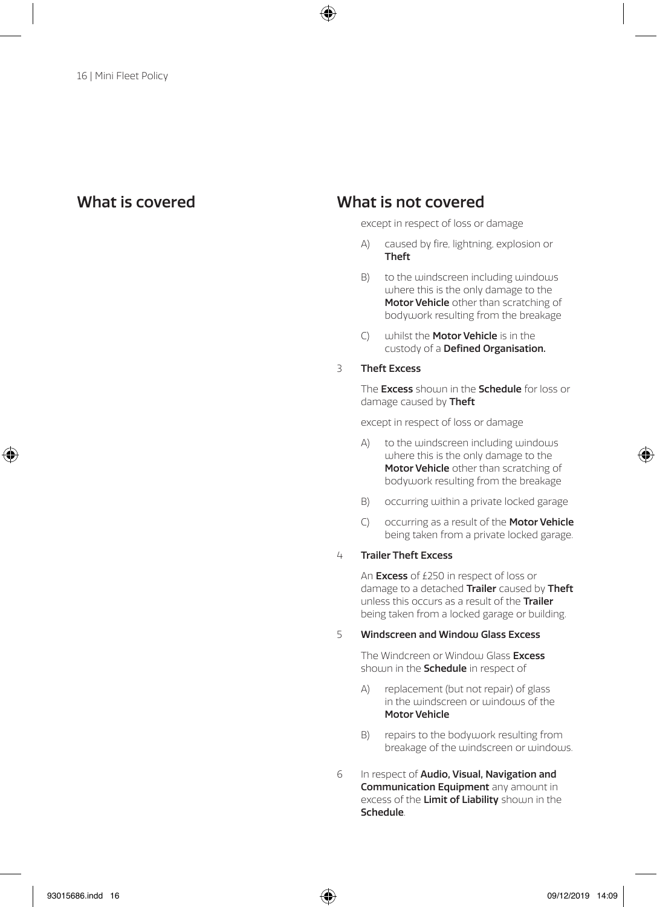## What is covered

## What is not covered

except in respect of loss or damage

A) caused by fire, lightning, explosion or **Theft**

B) to the windscreen including windows where this is the only damage to the **Motor Vehicle** other than scratching of bodywork resulting from the breakage

C) whilst the **Motor Vehicle** is in the custody of a **Defined Organisation.**

3 **Theft Excess**

The **Excess** shown in the **Schedule** for loss or damage caused by **Theft**

except in respect of loss or damage

A) to the windscreen including windows where this is the only damage to the **Motor Vehicle** other than scratching of bodywork resulting from the breakage

B) occurring within a private locked garage

C) occurring as a result of the **Motor Vehicle** being taken from a private locked garage.

4 **Trailer Theft Excess**

An **Excess** of £250 in respect of loss or damage to a detached **Trailer** caused by **Theft** unless this occurs as a result of the **Trailer** being taken from a locked garage or building.

5 **Windscreen and Window Glass Excess**

The Windcreen or Window Glass **Excess** shown in the **Schedule** in respect of

A) replacement (but not repair) of glass in the windscreen or windows of the **Motor Vehicle**

B) repairs to the bodywork resulting from breakage of the windscreen or windows.

6 In respect of **Audio, Visual, Navigation and Communication Equipment** any amount in excess of the **Limit of Liability** shown in the **Schedule**.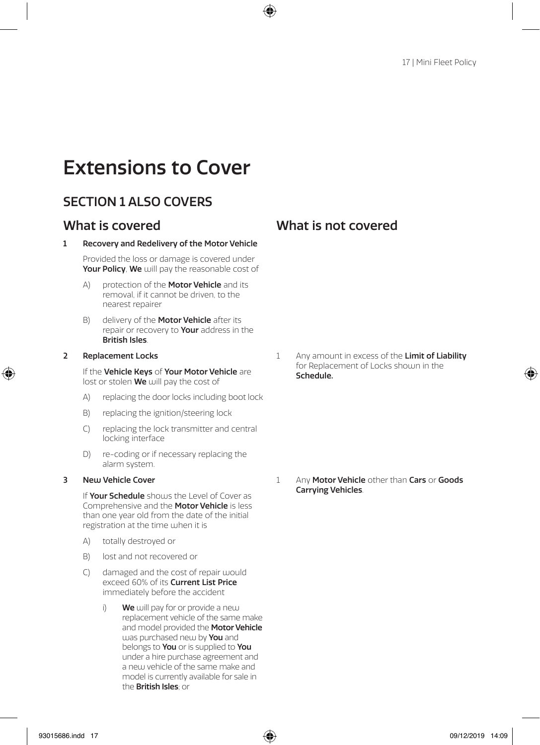# Extensions to Cover

## SECTION 1 ALSO COVERS

### What is covered

**1 Recovery and Redelivery of the Motor Vehicle**

Provided the loss or damage is covered under **Your Policy**, **We** will pay the reasonable cost of

A) protection of the **Motor Vehicle** and its removal, if it cannot be driven, to the nearest repairer

B) delivery of the **Motor Vehicle** after its repair or recovery to **Your** address in the **British Isles**.

**2 Replacement Locks**

If the **Vehicle Keys** of **Your Motor Vehicle** are lost or stolen **We** will pay the cost of

A) replacing the door locks including boot lock

B) replacing the ignition/steering lock

C) replacing the lock transmitter and central locking interface

D) re-coding or if necessary replacing the alarm system.

### What is not covered

1 Any amount in excess of the **Limit of Liability** for Replacement of Locks shown in the **Schedule.**

### What is covered

**3 New Vehicle Cover**

If **Your Schedule** shows the Level of Cover as Comprehensive and the **Motor Vehicle** is less than one year old from the date of the initial registration at the time when it is

A) totally destroyed or

B) lost and not recovered or

C) damaged and the cost of repair would exceed 60% of its **Current List Price** immediately before the accident

i) **We** will pay for or provide a new replacement vehicle of the same make and model provided the **Motor Vehicle** was purchased new by **You** and belongs to **You** or is supplied to **You** under a hire purchase agreement and a new vehicle of the same make and model is currently available for sale in the **British Isles**; or

### What is not covered

1 Any **Motor Vehicle** other than **Cars** or **Goods Carrying Vehicles**.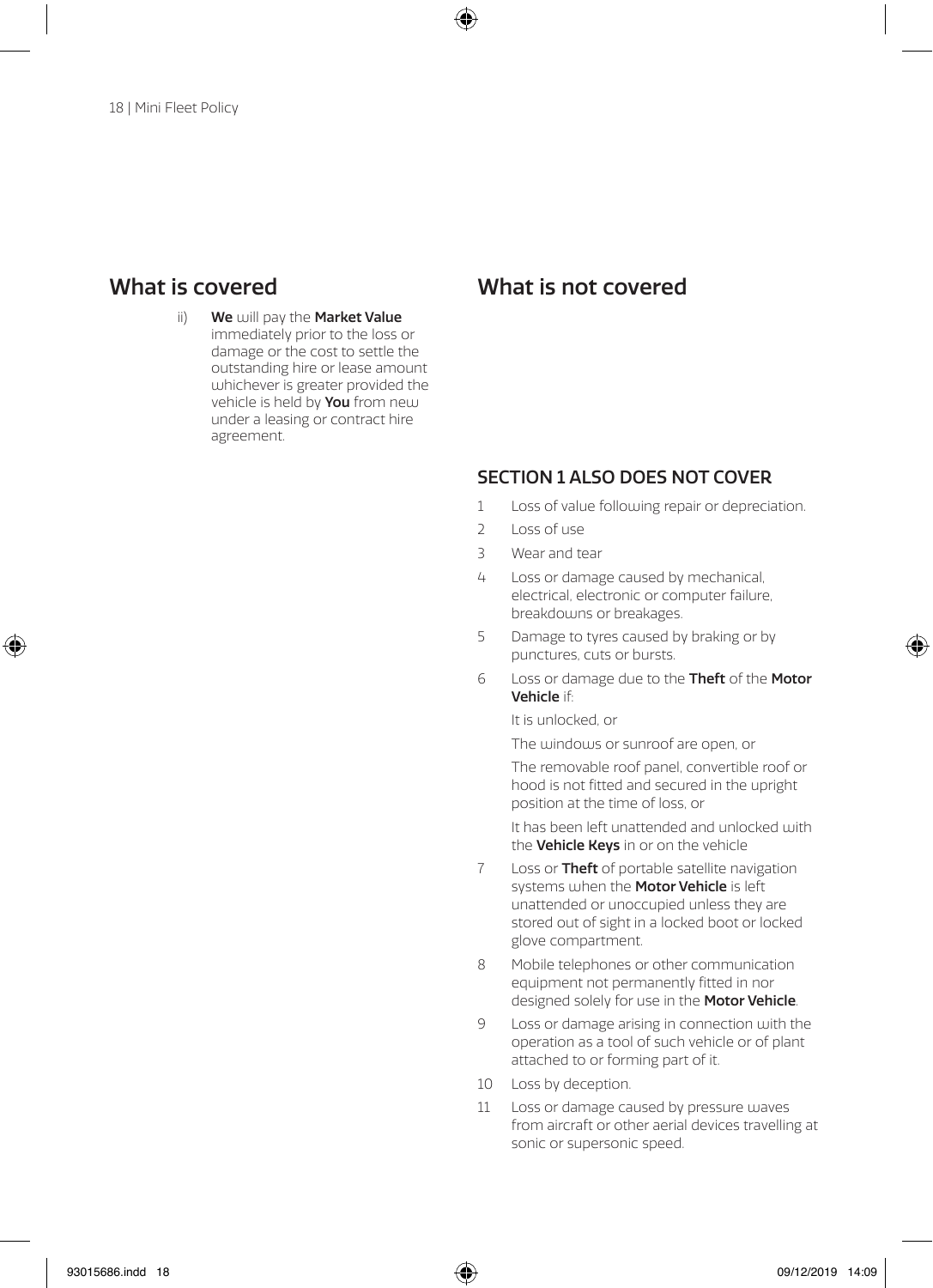## What is covered

ii) **We** will pay the **Market Value** immediately prior to the loss or damage or the cost to settle the outstanding hire or lease amount whichever is greater provided the vehicle is held by **You** from new under a leasing or contract hire agreement.

## What is not covered

### SECTION 1 ALSO DOES NOT COVER

1. Loss of value following repair or depreciation.
2. Loss of use
3. Wear and tear
4. Loss or damage caused by mechanical, electrical, electronic or computer failure, breakdowns or breakages.
5. Damage to tyres caused by braking or by punctures, cuts or bursts.
6. Loss or damage due to the **Theft** of the **Motor Vehicle** if:

   It is unlocked, or

   The windows or sunroof are open, or

   The removable roof panel, convertible roof or hood is not fitted and secured in the upright position at the time of loss, or

   It has been left unattended and unlocked with the **Vehicle Keys** in or on the vehicle
7. Loss or **Theft** of portable satellite navigation systems when the **Motor Vehicle** is left unattended or unoccupied unless they are stored out of sight in a locked boot or locked glove compartment.
8. Mobile telephones or other communication equipment not permanently fitted in nor designed solely for use in the **Motor Vehicle**.
9. Loss or damage arising in connection with the operation as a tool of such vehicle or of plant attached to or forming part of it.
10. Loss by deception.
11. Loss or damage caused by pressure waves from aircraft or other aerial devices travelling at sonic or supersonic speed.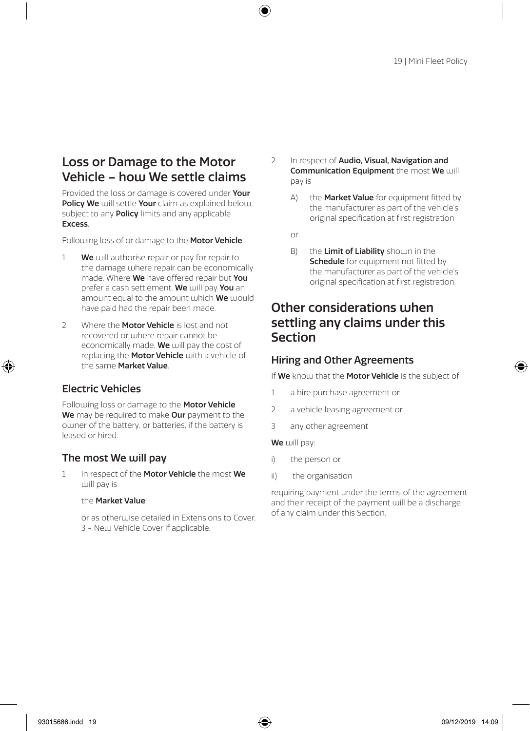## Loss or Damage to the Motor Vehicle – how We settle claims

Provided the loss or damage is covered under **Your Policy We** will settle **Your** claim as explained below, subject to any **Policy** limits and any applicable **Excess**.

Following loss of or damage to the **Motor Vehicle**

1. **We** will authorise repair or pay for repair to the damage where repair can be economically made. Where **We** have offered repair but **You** prefer a cash settlement, **We** will pay **You** an amount equal to the amount which **We** would have paid had the repair been made.
2. Where the **Motor Vehicle** is lost and not recovered or where repair cannot be economically made, **We** will pay the cost of replacing the **Motor Vehicle** with a vehicle of the same **Market Value**.

### Electric Vehicles

Following loss or damage to the **Motor Vehicle We** may be required to make **Our** payment to the owner of the battery, or batteries, if the battery is leased or hired.

### The most We will pay

1. In respect of the **Motor Vehicle** the most **We** will pay is

   the **Market Value**

   or as otherwise detailed in Extensions to Cover, 3 - New Vehicle Cover if applicable.

2. In respect of **Audio, Visual, Navigation and Communication Equipment** the most **We** will pay is

   A) the **Market Value** for equipment fitted by the manufacturer as part of the vehicle's original specification at first registration

   or

   B) the **Limit of Liability** shown in the **Schedule** for equipment not fitted by the manufacturer as part of the vehicle's original specification at first registration.

## Other considerations when settling any claims under this Section

### Hiring and Other Agreements

If **We** know that the **Motor Vehicle** is the subject of

1. a hire purchase agreement or
2. a vehicle leasing agreement or
3. any other agreement

**We** will pay:

i) the person or

ii) the organisation

requiring payment under the terms of the agreement and their receipt of the payment will be a discharge of any claim under this Section.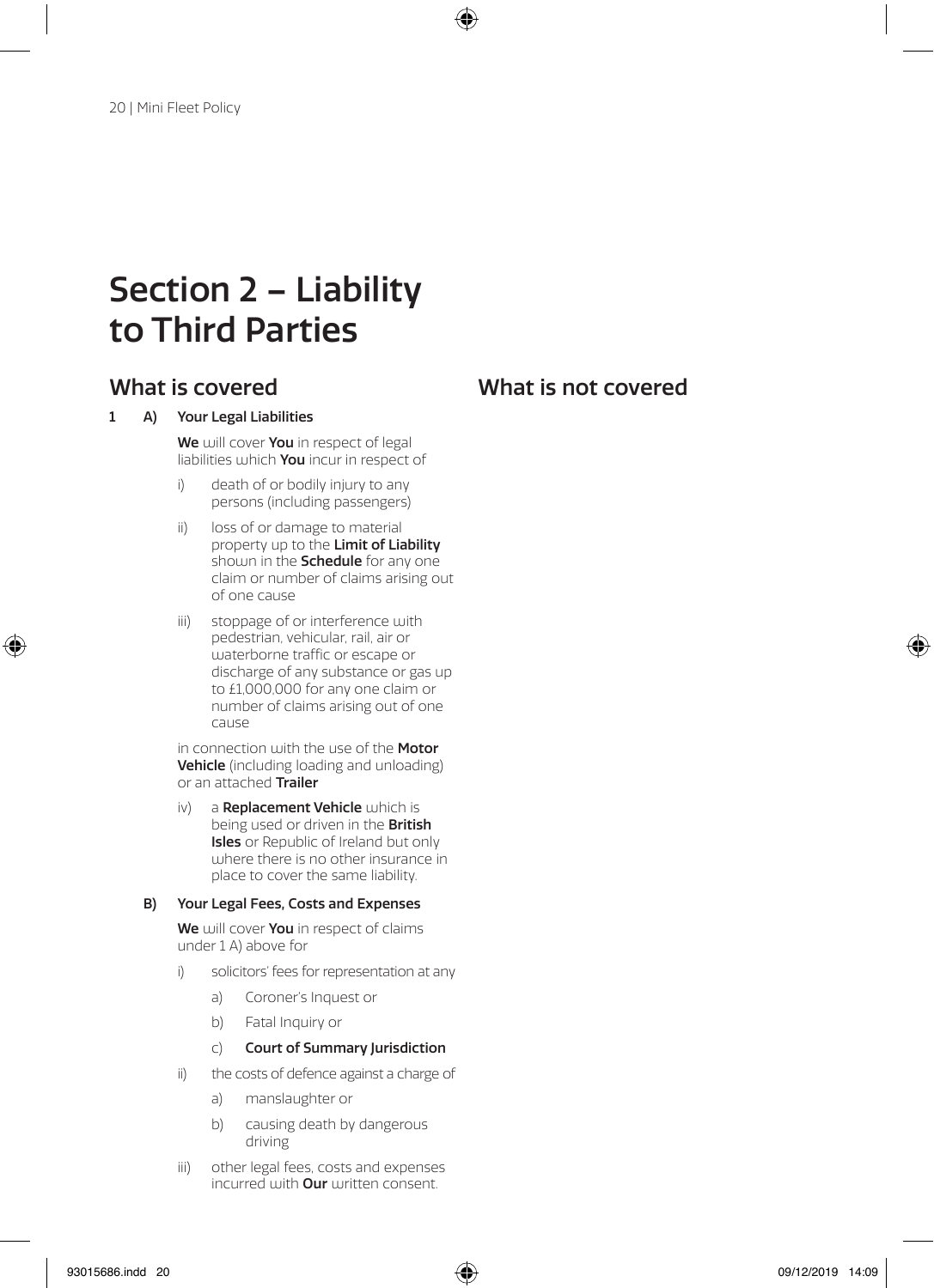# Section 2 – Liability to Third Parties

## What is covered

**1 A) Your Legal Liabilities**

**We** will cover **You** in respect of legal liabilities which **You** incur in respect of

i) death of or bodily injury to any persons (including passengers)

ii) loss of or damage to material property up to the **Limit of Liability** shown in the **Schedule** for any one claim or number of claims arising out of one cause

iii) stoppage of or interference with pedestrian, vehicular, rail, air or waterborne traffic or escape or discharge of any substance or gas up to £1,000,000 for any one claim or number of claims arising out of one cause

in connection with the use of the **Motor Vehicle** (including loading and unloading) or an attached **Trailer**

iv) a **Replacement Vehicle** which is being used or driven in the **British Isles** or Republic of Ireland but only where there is no other insurance in place to cover the same liability.

**B) Your Legal Fees, Costs and Expenses**

**We** will cover **You** in respect of claims under 1 A) above for

i) solicitors' fees for representation at any

a) Coroner's Inquest or

b) Fatal Inquiry or

c) **Court of Summary Jurisdiction**

ii) the costs of defence against a charge of

a) manslaughter or

b) causing death by dangerous driving

iii) other legal fees, costs and expenses incurred with **Our** written consent.

## What is not covered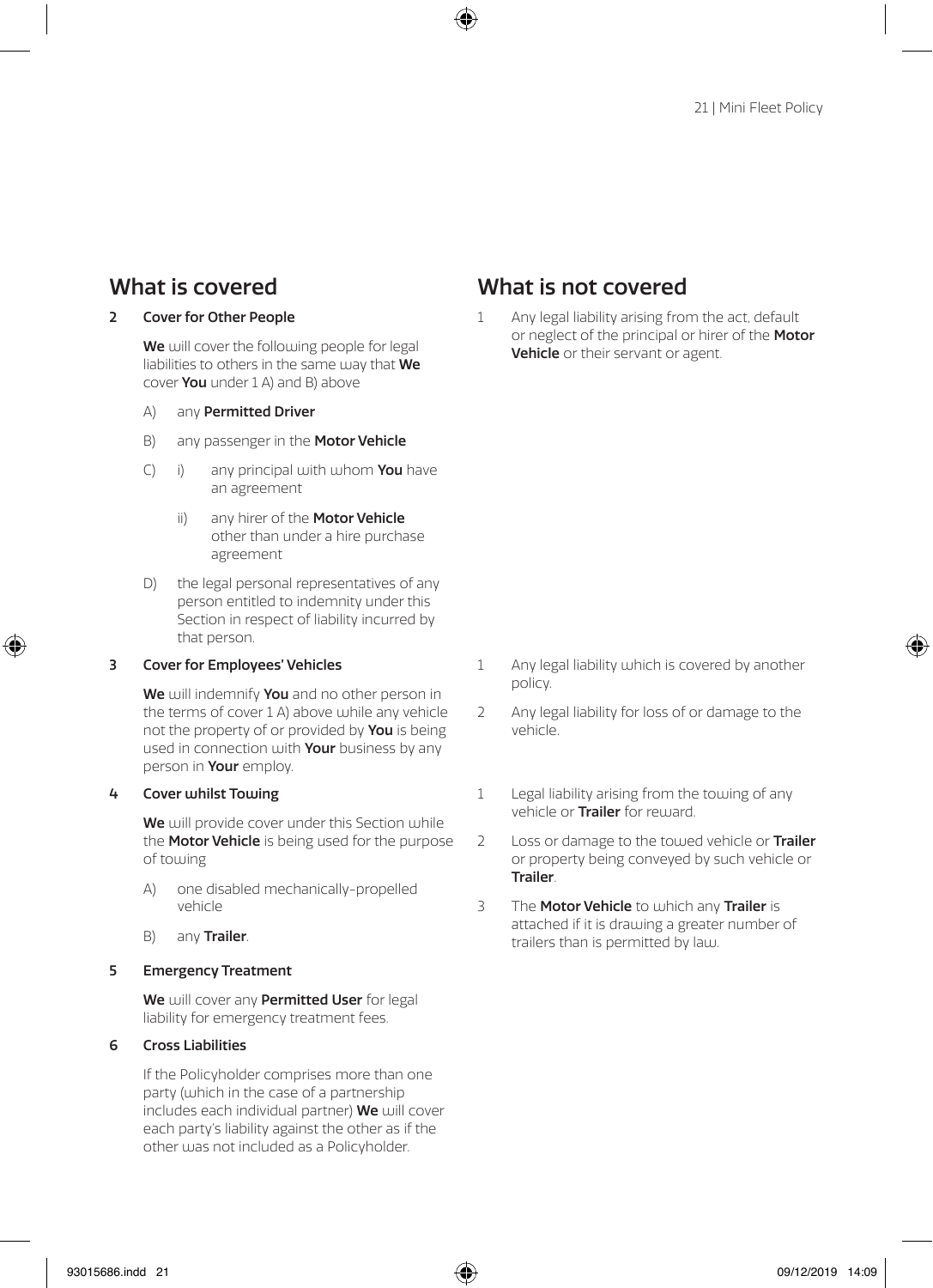## What is covered

**2 Cover for Other People**

**We** will cover the following people for legal liabilities to others in the same way that **We** cover **You** under 1 A) and B) above

- A) any **Permitted Driver**
- B) any passenger in the **Motor Vehicle**
- C) i) any principal with whom **You** have an agreement
  - ii) any hirer of the **Motor Vehicle** other than under a hire purchase agreement
- D) the legal personal representatives of any person entitled to indemnity under this Section in respect of liability incurred by that person.

## What is not covered

1 Any legal liability arising from the act, default or neglect of the principal or hirer of the **Motor Vehicle** or their servant or agent.

## What is covered

**3 Cover for Employees' Vehicles**

**We** will indemnify **You** and no other person in the terms of cover 1 A) above while any vehicle not the property of or provided by **You** is being used in connection with **Your** business by any person in **Your** employ.

## What is not covered

1 Any legal liability which is covered by another policy.

2 Any legal liability for loss of or damage to the vehicle.

## What is covered

**4 Cover whilst Towing**

**We** will provide cover under this Section while the **Motor Vehicle** is being used for the purpose of towing

- A) one disabled mechanically-propelled vehicle
- B) any **Trailer**.

## What is not covered

1 Legal liability arising from the towing of any vehicle or **Trailer** for reward.

2 Loss or damage to the towed vehicle or **Trailer** or property being conveyed by such vehicle or **Trailer**.

3 The **Motor Vehicle** to which any **Trailer** is attached if it is drawing a greater number of trailers than is permitted by law.

## What is covered

**5 Emergency Treatment**

**We** will cover any **Permitted User** for legal liability for emergency treatment fees.

**6 Cross Liabilities**

If the Policyholder comprises more than one party (which in the case of a partnership includes each individual partner) **We** will cover each party's liability against the other as if the other was not included as a Policyholder.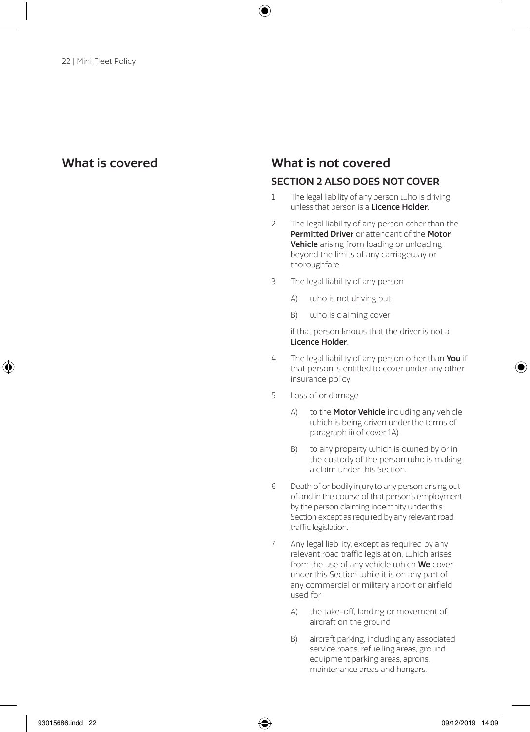## What is covered

## What is not covered

### SECTION 2 ALSO DOES NOT COVER

1. The legal liability of any person who is driving unless that person is a **Licence Holder**.

2. The legal liability of any person other than the **Permitted Driver** or attendant of the **Motor Vehicle** arising from loading or unloading beyond the limits of any carriageway or thoroughfare.

3. The legal liability of any person

   A) who is not driving but

   B) who is claiming cover

   if that person knows that the driver is not a **Licence Holder**.

4. The legal liability of any person other than **You** if that person is entitled to cover under any other insurance policy.

5. Loss of or damage

   A) to the **Motor Vehicle** including any vehicle which is being driven under the terms of paragraph ii) of cover 1A)

   B) to any property which is owned by or in the custody of the person who is making a claim under this Section.

6. Death of or bodily injury to any person arising out of and in the course of that person's employment by the person claiming indemnity under this Section except as required by any relevant road traffic legislation.

7. Any legal liability, except as required by any relevant road traffic legislation, which arises from the use of any vehicle which **We** cover under this Section while it is on any part of any commercial or military airport or airfield used for

   A) the take-off, landing or movement of aircraft on the ground

   B) aircraft parking, including any associated service roads, refuelling areas, ground equipment parking areas, aprons, maintenance areas and hangars.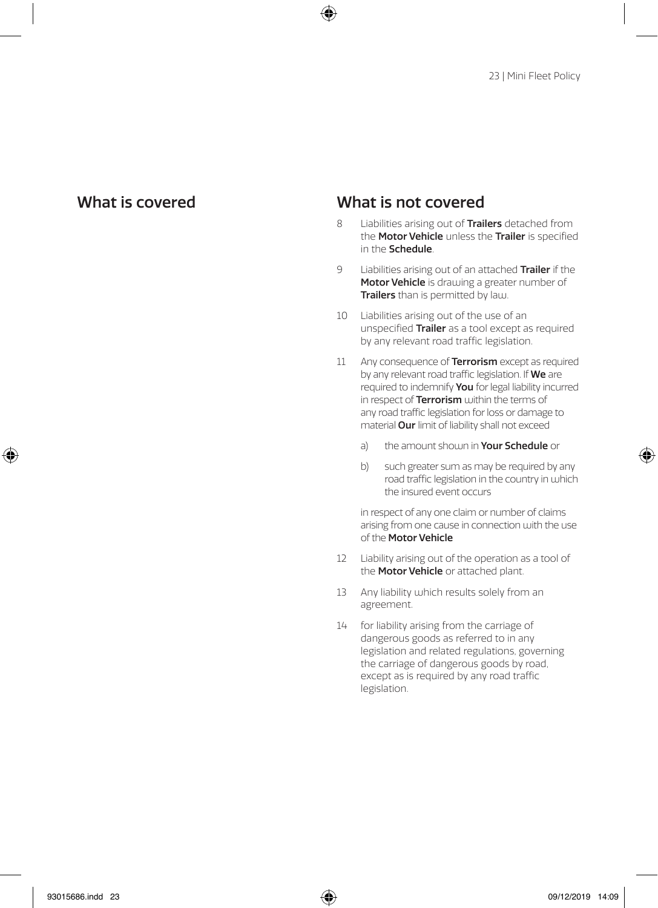## What is covered

## What is not covered

8 Liabilities arising out of **Trailers** detached from the **Motor Vehicle** unless the **Trailer** is specified in the **Schedule**.

9 Liabilities arising out of an attached **Trailer** if the **Motor Vehicle** is drawing a greater number of **Trailers** than is permitted by law.

10 Liabilities arising out of the use of an unspecified **Trailer** as a tool except as required by any relevant road traffic legislation.

11 Any consequence of **Terrorism** except as required by any relevant road traffic legislation. If **We** are required to indemnify **You** for legal liability incurred in respect of **Terrorism** within the terms of any road traffic legislation for loss or damage to material **Our** limit of liability shall not exceed

   a) the amount shown in **Your Schedule** or

   b) such greater sum as may be required by any road traffic legislation in the country in which the insured event occurs

   in respect of any one claim or number of claims arising from one cause in connection with the use of the **Motor Vehicle**

12 Liability arising out of the operation as a tool of the **Motor Vehicle** or attached plant.

13 Any liability which results solely from an agreement.

14 for liability arising from the carriage of dangerous goods as referred to in any legislation and related regulations, governing the carriage of dangerous goods by road, except as is required by any road traffic legislation.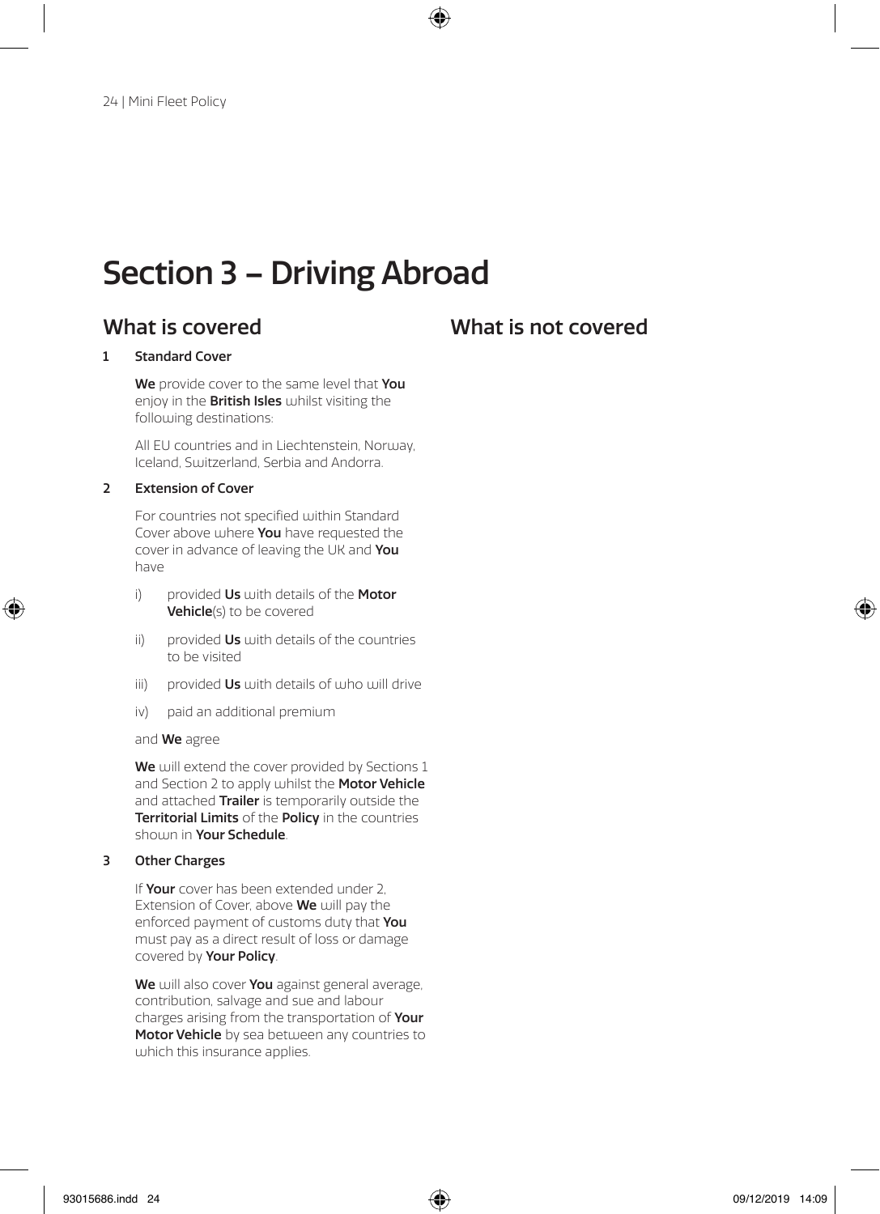# Section 3 – Driving Abroad

## What is covered

### 1 Standard Cover

**We** provide cover to the same level that **You** enjoy in the **British Isles** whilst visiting the following destinations:

All EU countries and in Liechtenstein, Norway, Iceland, Switzerland, Serbia and Andorra.

### 2 Extension of Cover

For countries not specified within Standard Cover above where **You** have requested the cover in advance of leaving the UK and **You** have

- i) provided **Us** with details of the **Motor Vehicle**(s) to be covered
- ii) provided **Us** with details of the countries to be visited
- iii) provided **Us** with details of who will drive
- iv) paid an additional premium

and **We** agree

**We** will extend the cover provided by Sections 1 and Section 2 to apply whilst the **Motor Vehicle** and attached **Trailer** is temporarily outside the **Territorial Limits** of the **Policy** in the countries shown in **Your Schedule**.

### 3 Other Charges

If **Your** cover has been extended under 2, Extension of Cover, above **We** will pay the enforced payment of customs duty that **You** must pay as a direct result of loss or damage covered by **Your Policy**.

**We** will also cover **You** against general average, contribution, salvage and sue and labour charges arising from the transportation of **Your Motor Vehicle** by sea between any countries to which this insurance applies.

## What is not covered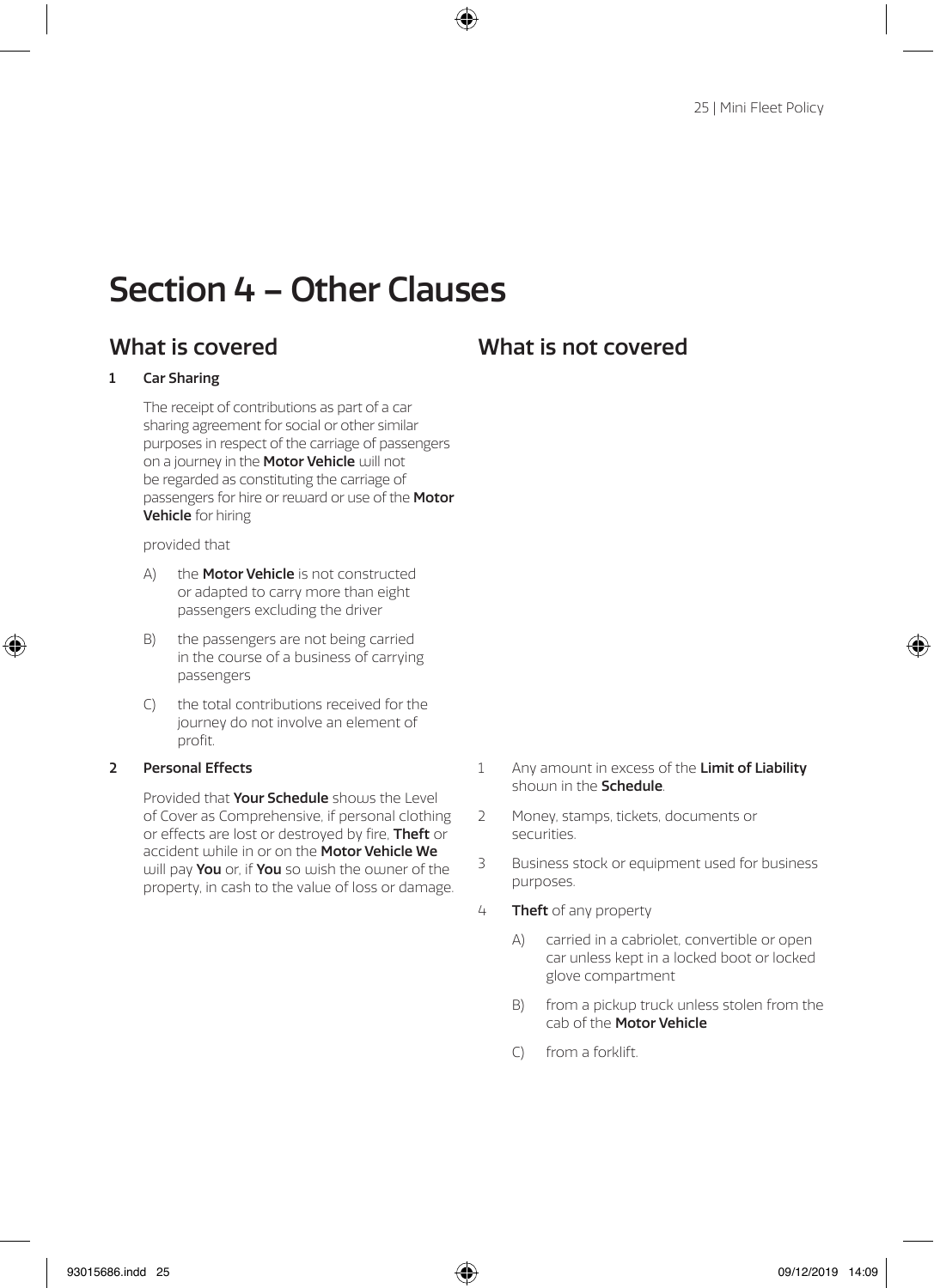# Section 4 – Other Clauses

## What is covered

**1 Car Sharing**

The receipt of contributions as part of a car sharing agreement for social or other similar purposes in respect of the carriage of passengers on a journey in the **Motor Vehicle** will not be regarded as constituting the carriage of passengers for hire or reward or use of the **Motor Vehicle** for hiring

provided that

- A) the **Motor Vehicle** is not constructed or adapted to carry more than eight passengers excluding the driver
- B) the passengers are not being carried in the course of a business of carrying passengers
- C) the total contributions received for the journey do not involve an element of profit.

**2 Personal Effects**

Provided that **Your Schedule** shows the Level of Cover as Comprehensive, if personal clothing or effects are lost or destroyed by fire, **Theft** or accident while in or on the **Motor Vehicle We** will pay **You** or, if **You** so wish the owner of the property, in cash to the value of loss or damage.

## What is not covered

1. Any amount in excess of the **Limit of Liability** shown in the **Schedule**.
2. Money, stamps, tickets, documents or securities.
3. Business stock or equipment used for business purposes.
4. **Theft** of any property
   - A) carried in a cabriolet, convertible or open car unless kept in a locked boot or locked glove compartment
   - B) from a pickup truck unless stolen from the cab of the **Motor Vehicle**
   - C) from a forklift.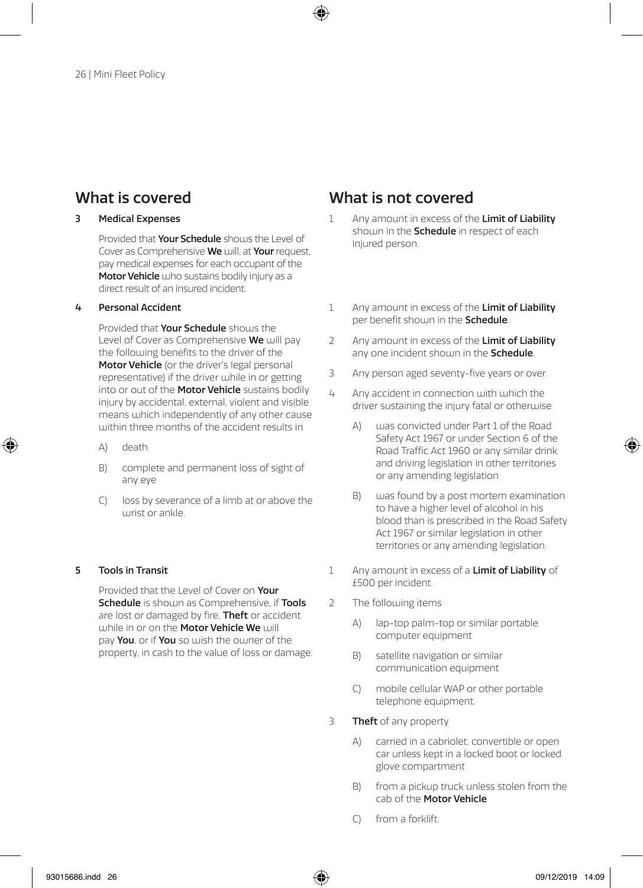## What is covered

### 3 Medical Expenses

Provided that **Your Schedule** shows the Level of Cover as Comprehensive **We** will, at **Your** request, pay medical expenses for each occupant of the **Motor Vehicle** who sustains bodily injury as a direct result of an insured incident.

### 4 Personal Accident

Provided that **Your Schedule** shows the Level of Cover as Comprehensive **We** will pay the following benefits to the driver of the **Motor Vehicle** (or the driver's legal personal representative) if the driver while in or getting into or out of the **Motor Vehicle** sustains bodily injury by accidental, external, violent and visible means which independently of any other cause within three months of the accident results in

A) death

B) complete and permanent loss of sight of any eye

C) loss by severance of a limb at or above the wrist or ankle.

### 5 Tools in Transit

Provided that the Level of Cover on **Your Schedule** is shown as Comprehensive, if **Tools** are lost or damaged by fire, **Theft** or accident while in or on the **Motor Vehicle We** will pay **You**, or if **You** so wish the owner of the property, in cash to the value of loss or damage.

## What is not covered

**Medical Expenses**

1 Any amount in excess of the **Limit of Liability** shown in the **Schedule** in respect of each injured person.

**Personal Accident**

1 Any amount in excess of the **Limit of Liability** per benefit shown in the **Schedule**.

2 Any amount in excess of the **Limit of Liability** any one incident shown in the **Schedule**.

3 Any person aged seventy-five years or over.

4 Any accident in connection with which the driver sustaining the injury fatal or otherwise

A) was convicted under Part 1 of the Road Safety Act 1967 or under Section 6 of the Road Traffic Act 1960 or any similar drink and driving legislation in other territories or any amending legislation

B) was found by a post mortem examination to have a higher level of alcohol in his blood than is prescribed in the Road Safety Act 1967 or similar legislation in other territories or any amending legislation.

**Tools in Transit**

1 Any amount in excess of a **Limit of Liability** of £500 per incident.

2 The following items

A) lap-top palm-top or similar portable computer equipment

B) satellite navigation or similar communication equipment

C) mobile cellular WAP or other portable telephone equipment.

3 **Theft** of any property

A) carried in a cabriolet, convertible or open car unless kept in a locked boot or locked glove compartment

B) from a pickup truck unless stolen from the cab of the **Motor Vehicle**

C) from a forklift.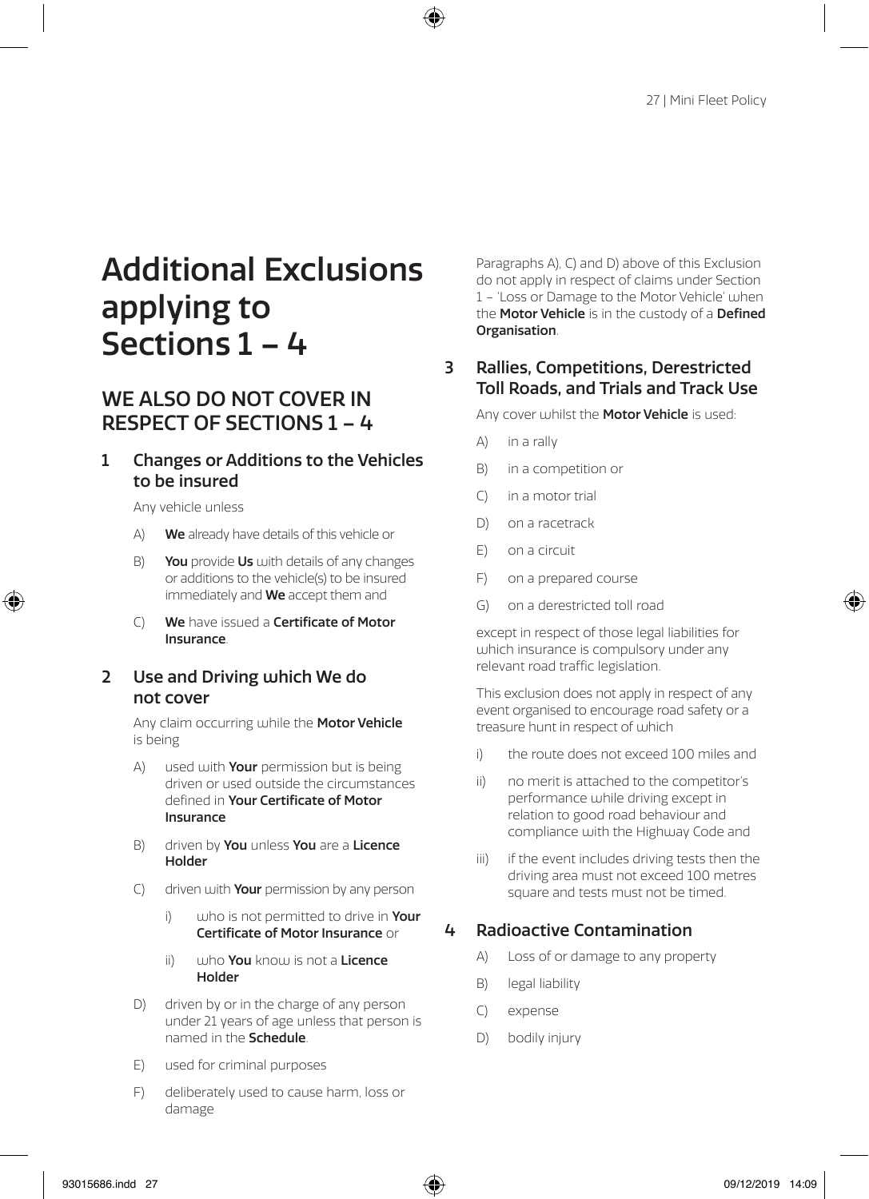# Additional Exclusions applying to Sections 1 – 4

## WE ALSO DO NOT COVER IN RESPECT OF SECTIONS 1 – 4

### 1 Changes or Additions to the Vehicles to be insured

Any vehicle unless

A) **We** already have details of this vehicle or

B) **You** provide **Us** with details of any changes or additions to the vehicle(s) to be insured immediately and **We** accept them and

C) **We** have issued a **Certificate of Motor Insurance**.

### 2 Use and Driving which We do not cover

Any claim occurring while the **Motor Vehicle** is being

A) used with **Your** permission but is being driven or used outside the circumstances defined in **Your Certificate of Motor Insurance**

B) driven by **You** unless **You** are a **Licence Holder**

C) driven with **Your** permission by any person

  i) who is not permitted to drive in **Your Certificate of Motor Insurance** or

  ii) who **You** know is not a **Licence Holder**

D) driven by or in the charge of any person under 21 years of age unless that person is named in the **Schedule**.

E) used for criminal purposes

F) deliberately used to cause harm, loss or damage

Paragraphs A), C) and D) above of this Exclusion do not apply in respect of claims under Section 1 – 'Loss or Damage to the Motor Vehicle' when the **Motor Vehicle** is in the custody of a **Defined Organisation**.

### 3 Rallies, Competitions, Derestricted Toll Roads, and Trials and Track Use

Any cover whilst the **Motor Vehicle** is used:

A) in a rally

B) in a competition or

C) in a motor trial

D) on a racetrack

E) on a circuit

F) on a prepared course

G) on a derestricted toll road

except in respect of those legal liabilities for which insurance is compulsory under any relevant road traffic legislation.

This exclusion does not apply in respect of any event organised to encourage road safety or a treasure hunt in respect of which

i) the route does not exceed 100 miles and

ii) no merit is attached to the competitor's performance while driving except in relation to good road behaviour and compliance with the Highway Code and

iii) if the event includes driving tests then the driving area must not exceed 100 metres square and tests must not be timed.

### 4 Radioactive Contamination

A) Loss of or damage to any property

B) legal liability

C) expense

D) bodily injury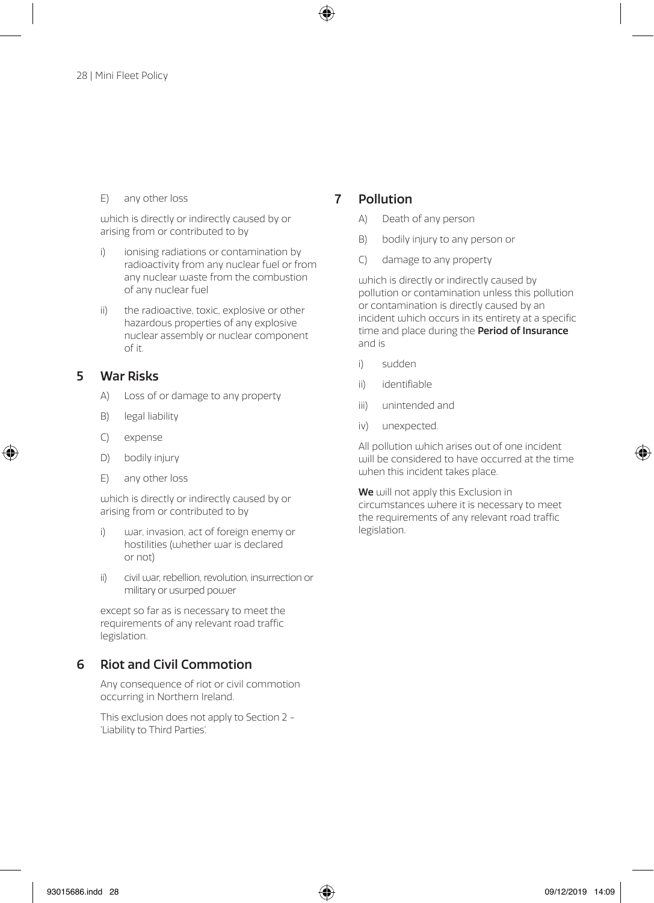E) any other loss

which is directly or indirectly caused by or arising from or contributed to by

i) ionising radiations or contamination by radioactivity from any nuclear fuel or from any nuclear waste from the combustion of any nuclear fuel

ii) the radioactive, toxic, explosive or other hazardous properties of any explosive nuclear assembly or nuclear component of it.

## 5 War Risks

A) Loss of or damage to any property

B) legal liability

C) expense

D) bodily injury

E) any other loss

which is directly or indirectly caused by or arising from or contributed to by

i) war, invasion, act of foreign enemy or hostilities (whether war is declared or not)

ii) civil war, rebellion, revolution, insurrection or military or usurped power

except so far as is necessary to meet the requirements of any relevant road traffic legislation.

## 6 Riot and Civil Commotion

Any consequence of riot or civil commotion occurring in Northern Ireland.

This exclusion does not apply to Section 2 - 'Liability to Third Parties'.

## 7 Pollution

A) Death of any person

B) bodily injury to any person or

C) damage to any property

which is directly or indirectly caused by pollution or contamination unless this pollution or contamination is directly caused by an incident which occurs in its entirety at a specific time and place during the **Period of Insurance** and is

i) sudden

ii) identifiable

iii) unintended and

iv) unexpected.

All pollution which arises out of one incident will be considered to have occurred at the time when this incident takes place.

**We** will not apply this Exclusion in circumstances where it is necessary to meet the requirements of any relevant road traffic legislation.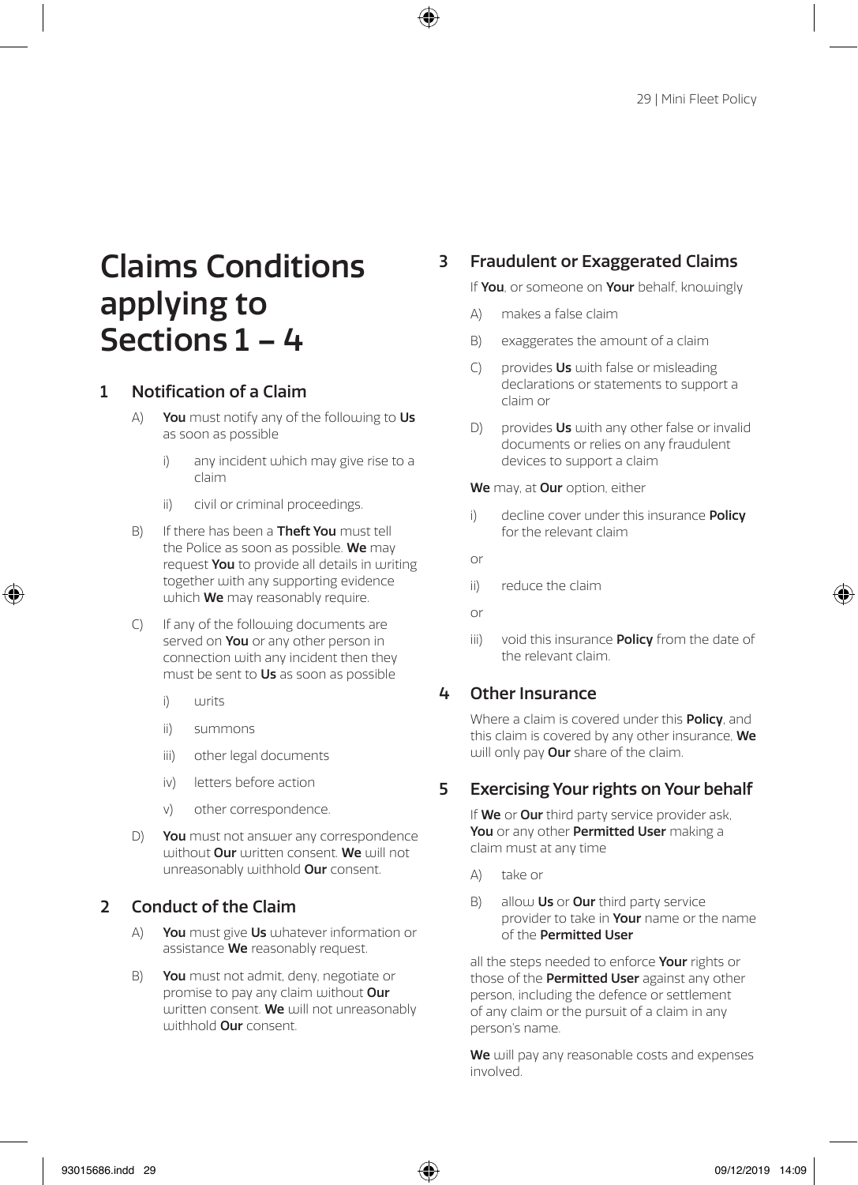# Claims Conditions applying to Sections 1 – 4

## 1 Notification of a Claim

A) **You** must notify any of the following to **Us** as soon as possible

   i) any incident which may give rise to a claim

   ii) civil or criminal proceedings.

B) If there has been a **Theft You** must tell the Police as soon as possible. **We** may request **You** to provide all details in writing together with any supporting evidence which **We** may reasonably require.

C) If any of the following documents are served on **You** or any other person in connection with any incident then they must be sent to **Us** as soon as possible

   i) writs

   ii) summons

   iii) other legal documents

   iv) letters before action

   v) other correspondence.

D) **You** must not answer any correspondence without **Our** written consent. **We** will not unreasonably withhold **Our** consent.

## 2 Conduct of the Claim

A) **You** must give **Us** whatever information or assistance **We** reasonably request.

B) **You** must not admit, deny, negotiate or promise to pay any claim without **Our** written consent. **We** will not unreasonably withhold **Our** consent.

## 3 Fraudulent or Exaggerated Claims

If **You**, or someone on **Your** behalf, knowingly

A) makes a false claim

B) exaggerates the amount of a claim

C) provides **Us** with false or misleading declarations or statements to support a claim or

D) provides **Us** with any other false or invalid documents or relies on any fraudulent devices to support a claim

**We** may, at **Our** option, either

i) decline cover under this insurance **Policy** for the relevant claim

or

ii) reduce the claim

or

iii) void this insurance **Policy** from the date of the relevant claim.

## 4 Other Insurance

Where a claim is covered under this **Policy**, and this claim is covered by any other insurance, **We** will only pay **Our** share of the claim.

## 5 Exercising Your rights on Your behalf

If **We** or **Our** third party service provider ask, **You** or any other **Permitted User** making a claim must at any time

A) take or

B) allow **Us** or **Our** third party service provider to take in **Your** name or the name of the **Permitted User**

all the steps needed to enforce **Your** rights or those of the **Permitted User** against any other person, including the defence or settlement of any claim or the pursuit of a claim in any person's name.

**We** will pay any reasonable costs and expenses involved.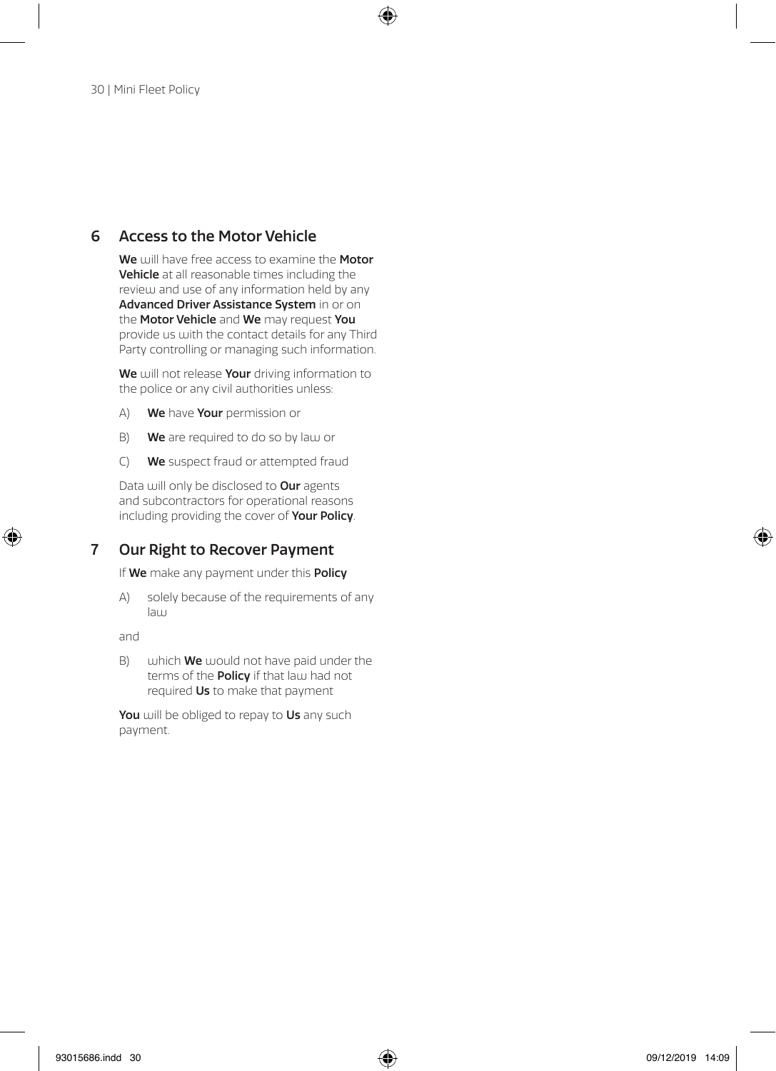## 6 Access to the Motor Vehicle

**We** will have free access to examine the **Motor Vehicle** at all reasonable times including the review and use of any information held by any **Advanced Driver Assistance System** in or on the **Motor Vehicle** and **We** may request **You** provide us with the contact details for any Third Party controlling or managing such information.

**We** will not release **Your** driving information to the police or any civil authorities unless:

A) **We** have **Your** permission or

B) **We** are required to do so by law or

C) **We** suspect fraud or attempted fraud

Data will only be disclosed to **Our** agents and subcontractors for operational reasons including providing the cover of **Your Policy**.

## 7 Our Right to Recover Payment

If **We** make any payment under this **Policy**

A) solely because of the requirements of any law

and

B) which **We** would not have paid under the terms of the **Policy** if that law had not required **Us** to make that payment

**You** will be obliged to repay to **Us** any such payment.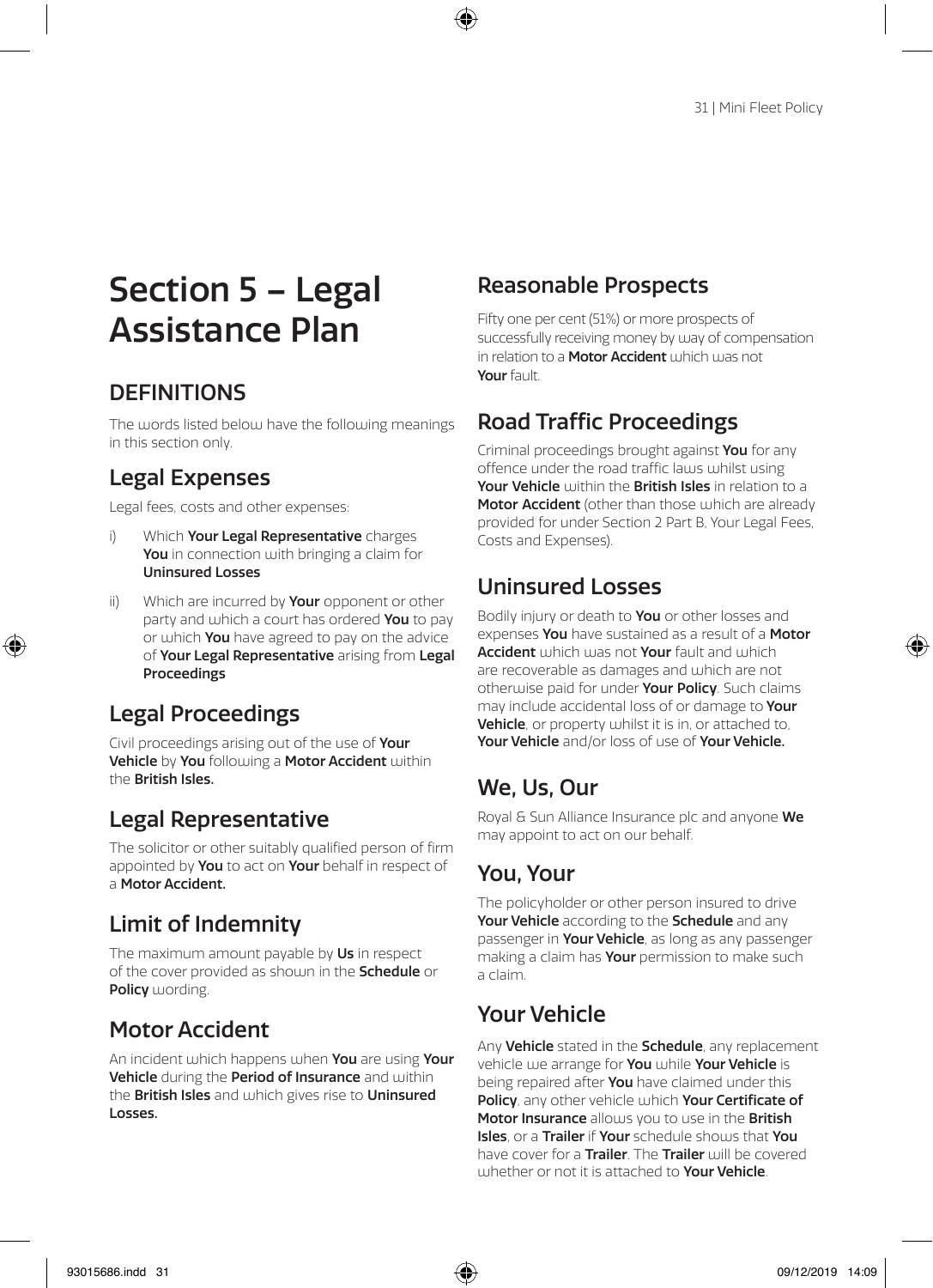# Section 5 – Legal Assistance Plan

## DEFINITIONS

The words listed below have the following meanings in this section only.

## Legal Expenses

Legal fees, costs and other expenses:

i) Which **Your Legal Representative** charges **You** in connection with bringing a claim for **Uninsured Losses**

ii) Which are incurred by **Your** opponent or other party and which a court has ordered **You** to pay or which **You** have agreed to pay on the advice of **Your Legal Representative** arising from **Legal Proceedings**

## Legal Proceedings

Civil proceedings arising out of the use of **Your Vehicle** by **You** following a **Motor Accident** within the **British Isles.**

## Legal Representative

The solicitor or other suitably qualified person of firm appointed by **You** to act on **Your** behalf in respect of a **Motor Accident.**

## Limit of Indemnity

The maximum amount payable by **Us** in respect of the cover provided as shown in the **Schedule** or **Policy** wording.

## Motor Accident

An incident which happens when **You** are using **Your Vehicle** during the **Period of Insurance** and within the **British Isles** and which gives rise to **Uninsured Losses.**

## Reasonable Prospects

Fifty one per cent (51%) or more prospects of successfully receiving money by way of compensation in relation to a **Motor Accident** which was not **Your** fault.

## Road Traffic Proceedings

Criminal proceedings brought against **You** for any offence under the road traffic laws whilst using **Your Vehicle** within the **British Isles** in relation to a **Motor Accident** (other than those which are already provided for under Section 2 Part B, Your Legal Fees, Costs and Expenses).

## Uninsured Losses

Bodily injury or death to **You** or other losses and expenses **You** have sustained as a result of a **Motor Accident** which was not **Your** fault and which are recoverable as damages and which are not otherwise paid for under **Your Policy**. Such claims may include accidental loss of or damage to **Your Vehicle**, or property whilst it is in, or attached to, **Your Vehicle** and/or loss of use of **Your Vehicle.**

## We, Us, Our

Royal & Sun Alliance Insurance plc and anyone **We** may appoint to act on our behalf.

## You, Your

The policyholder or other person insured to drive **Your Vehicle** according to the **Schedule** and any passenger in **Your Vehicle**, as long as any passenger making a claim has **Your** permission to make such a claim.

## Your Vehicle

Any **Vehicle** stated in the **Schedule**, any replacement vehicle we arrange for **You** while **Your Vehicle** is being repaired after **You** have claimed under this **Policy**, any other vehicle which **Your Certificate of Motor Insurance** allows you to use in the **British Isles**, or a **Trailer** if **Your** schedule shows that **You** have cover for a **Trailer**. The **Trailer** will be covered whether or not it is attached to **Your Vehicle**.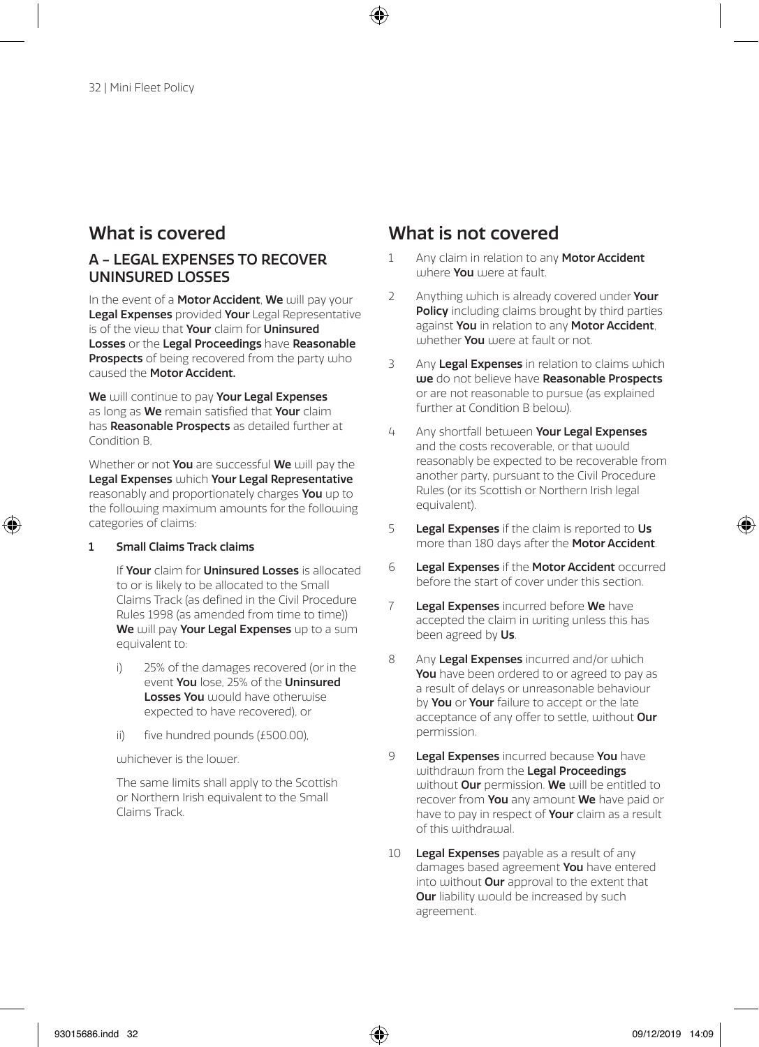## What is covered

### A – LEGAL EXPENSES TO RECOVER UNINSURED LOSSES

In the event of a **Motor Accident**, **We** will pay your **Legal Expenses** provided **Your** Legal Representative is of the view that **Your** claim for **Uninsured Losses** or the **Legal Proceedings** have **Reasonable Prospects** of being recovered from the party who caused the **Motor Accident.**

**We** will continue to pay **Your Legal Expenses** as long as **We** remain satisfied that **Your** claim has **Reasonable Prospects** as detailed further at Condition B,

Whether or not **You** are successful **We** will pay the **Legal Expenses** which **Your Legal Representative** reasonably and proportionately charges **You** up to the following maximum amounts for the following categories of claims:

**1 Small Claims Track claims**

If **Your** claim for **Uninsured Losses** is allocated to or is likely to be allocated to the Small Claims Track (as defined in the Civil Procedure Rules 1998 (as amended from time to time)) **We** will pay **Your Legal Expenses** up to a sum equivalent to:

i) 25% of the damages recovered (or in the event **You** lose, 25% of the **Uninsured Losses You** would have otherwise expected to have recovered), or

ii) five hundred pounds (£500.00),

whichever is the lower.

The same limits shall apply to the Scottish or Northern Irish equivalent to the Small Claims Track.

## What is not covered

1. Any claim in relation to any **Motor Accident** where **You** were at fault.
2. Anything which is already covered under **Your Policy** including claims brought by third parties against **You** in relation to any **Motor Accident**, whether **You** were at fault or not.
3. Any **Legal Expenses** in relation to claims which **we** do not believe have **Reasonable Prospects** or are not reasonable to pursue (as explained further at Condition B below).
4. Any shortfall between **Your Legal Expenses** and the costs recoverable, or that would reasonably be expected to be recoverable from another party, pursuant to the Civil Procedure Rules (or its Scottish or Northern Irish legal equivalent).
5. **Legal Expenses** if the claim is reported to **Us** more than 180 days after the **Motor Accident**.
6. **Legal Expenses** if the **Motor Accident** occurred before the start of cover under this section.
7. **Legal Expenses** incurred before **We** have accepted the claim in writing unless this has been agreed by **Us**.
8. Any **Legal Expenses** incurred and/or which **You** have been ordered to or agreed to pay as a result of delays or unreasonable behaviour by **You** or **Your** failure to accept or the late acceptance of any offer to settle, without **Our** permission.
9. **Legal Expenses** incurred because **You** have withdrawn from the **Legal Proceedings** without **Our** permission. **We** will be entitled to recover from **You** any amount **We** have paid or have to pay in respect of **Your** claim as a result of this withdrawal.
10. **Legal Expenses** payable as a result of any damages based agreement **You** have entered into without **Our** approval to the extent that **Our** liability would be increased by such agreement.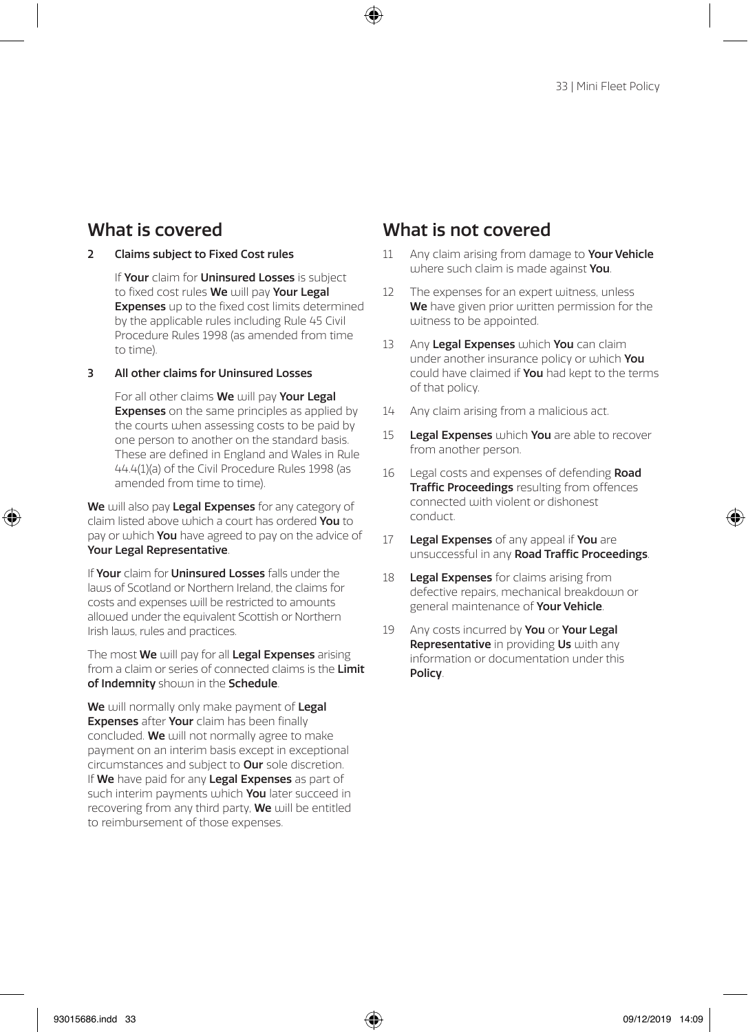## What is covered

**2 Claims subject to Fixed Cost rules**

If **Your** claim for **Uninsured Losses** is subject to fixed cost rules **We** will pay **Your Legal Expenses** up to the fixed cost limits determined by the applicable rules including Rule 45 Civil Procedure Rules 1998 (as amended from time to time).

**3 All other claims for Uninsured Losses**

For all other claims **We** will pay **Your Legal Expenses** on the same principles as applied by the courts when assessing costs to be paid by one person to another on the standard basis. These are defined in England and Wales in Rule 44.4(1)(a) of the Civil Procedure Rules 1998 (as amended from time to time).

**We** will also pay **Legal Expenses** for any category of claim listed above which a court has ordered **You** to pay or which **You** have agreed to pay on the advice of **Your Legal Representative**.

If **Your** claim for **Uninsured Losses** falls under the laws of Scotland or Northern Ireland, the claims for costs and expenses will be restricted to amounts allowed under the equivalent Scottish or Northern Irish laws, rules and practices.

The most **We** will pay for all **Legal Expenses** arising from a claim or series of connected claims is the **Limit of Indemnity** shown in the **Schedule**.

**We** will normally only make payment of **Legal Expenses** after **Your** claim has been finally concluded. **We** will not normally agree to make payment on an interim basis except in exceptional circumstances and subject to **Our** sole discretion. If **We** have paid for any **Legal Expenses** as part of such interim payments which **You** later succeed in recovering from any third party, **We** will be entitled to reimbursement of those expenses.

## What is not covered

11 Any claim arising from damage to **Your Vehicle** where such claim is made against **You**.

12 The expenses for an expert witness, unless **We** have given prior written permission for the witness to be appointed.

13 Any **Legal Expenses** which **You** can claim under another insurance policy or which **You** could have claimed if **You** had kept to the terms of that policy.

14 Any claim arising from a malicious act.

15 **Legal Expenses** which **You** are able to recover from another person.

16 Legal costs and expenses of defending **Road Traffic Proceedings** resulting from offences connected with violent or dishonest conduct.

17 **Legal Expenses** of any appeal if **You** are unsuccessful in any **Road Traffic Proceedings**.

18 **Legal Expenses** for claims arising from defective repairs, mechanical breakdown or general maintenance of **Your Vehicle**.

19 Any costs incurred by **You** or **Your Legal Representative** in providing **Us** with any information or documentation under this **Policy**.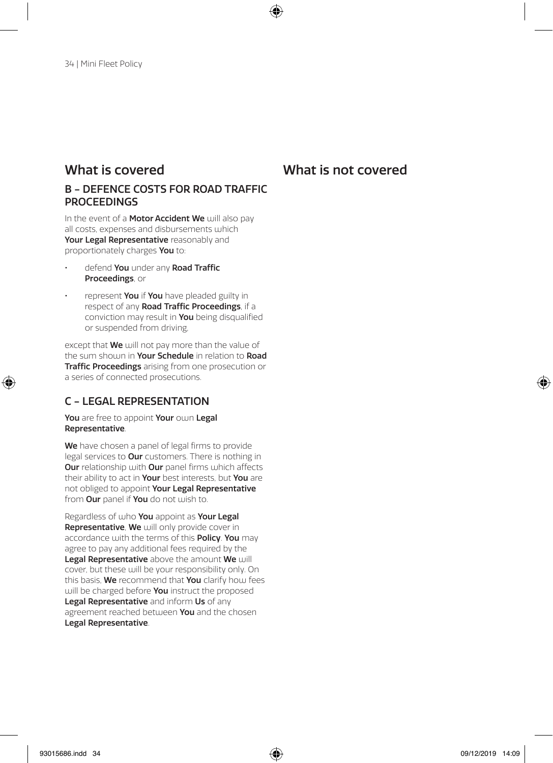## What is covered

### B – DEFENCE COSTS FOR ROAD TRAFFIC PROCEEDINGS

In the event of a **Motor Accident We** will also pay all costs, expenses and disbursements which **Your Legal Representative** reasonably and proportionately charges **You** to:

- defend **You** under any **Road Traffic Proceedings**, or
- represent **You** if **You** have pleaded guilty in respect of any **Road Traffic Proceedings**, if a conviction may result in **You** being disqualified or suspended from driving,

except that **We** will not pay more than the value of the sum shown in **Your Schedule** in relation to **Road Traffic Proceedings** arising from one prosecution or a series of connected prosecutions.

### C – LEGAL REPRESENTATION

**You** are free to appoint **Your** own **Legal Representative**.

**We** have chosen a panel of legal firms to provide legal services to **Our** customers. There is nothing in **Our** relationship with **Our** panel firms which affects their ability to act in **Your** best interests, but **You** are not obliged to appoint **Your Legal Representative** from **Our** panel if **You** do not wish to.

Regardless of who **You** appoint as **Your Legal Representative**, **We** will only provide cover in accordance with the terms of this **Policy**. **You** may agree to pay any additional fees required by the **Legal Representative** above the amount **We** will cover, but these will be your responsibility only. On this basis, **We** recommend that **You** clarify how fees will be charged before **You** instruct the proposed **Legal Representative** and inform **Us** of any agreement reached between **You** and the chosen **Legal Representative**.

## What is not covered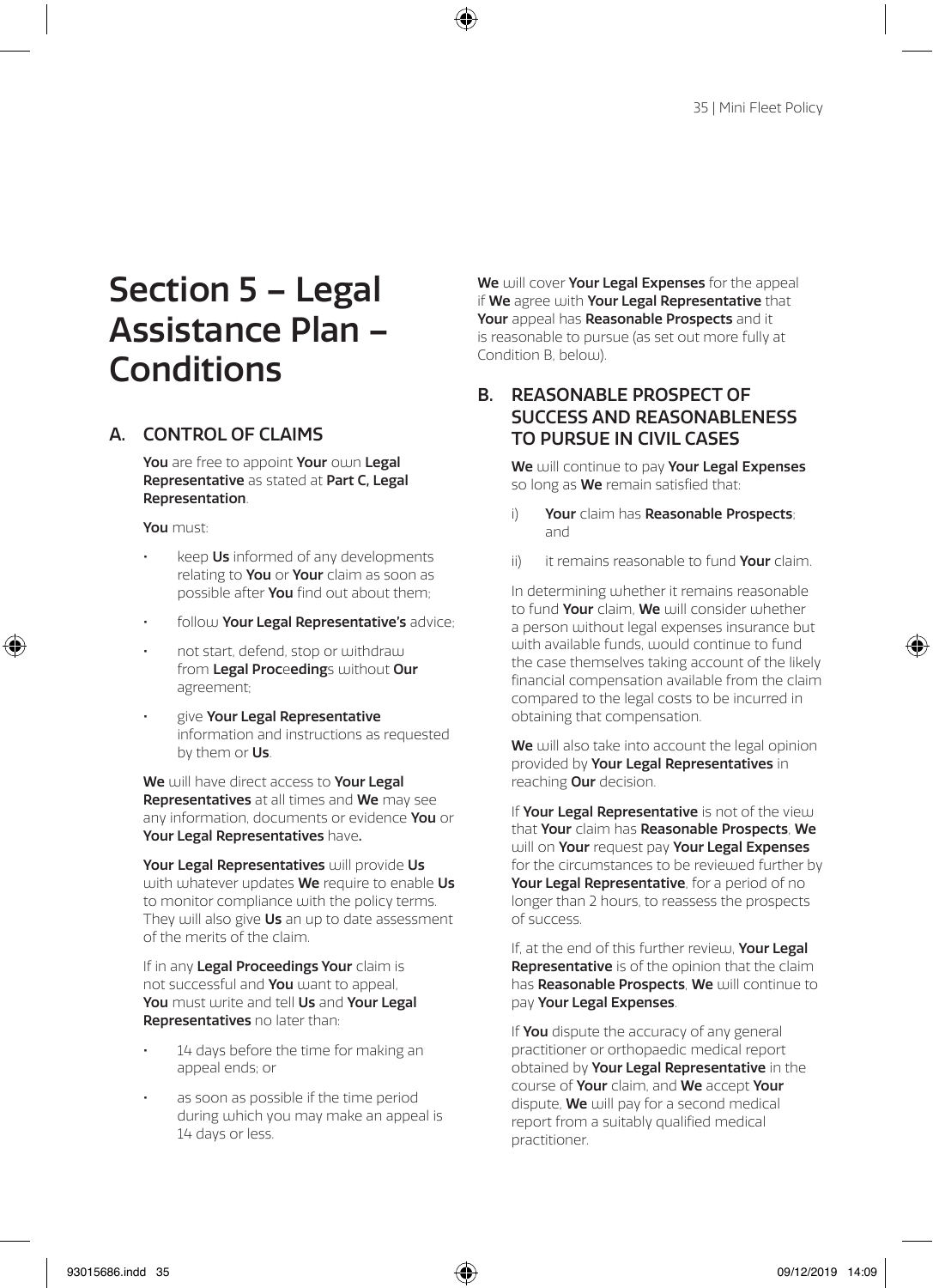# Section 5 – Legal Assistance Plan – Conditions

## A. CONTROL OF CLAIMS

**You** are free to appoint **Your** own **Legal Representative** as stated at **Part C, Legal Representation**.

**You** must:

- keep **Us** informed of any developments relating to **You** or **Your** claim as soon as possible after **You** find out about them;
- follow **Your Legal Representative's** advice;
- not start, defend, stop or withdraw from **Legal Proceedings** without **Our** agreement;
- give **Your Legal Representative** information and instructions as requested by them or **Us**.

**We** will have direct access to **Your Legal Representatives** at all times and **We** may see any information, documents or evidence **You** or **Your Legal Representatives** have**.**

**Your Legal Representatives** will provide **Us** with whatever updates **We** require to enable **Us** to monitor compliance with the policy terms. They will also give **Us** an up to date assessment of the merits of the claim.

If in any **Legal Proceedings Your** claim is not successful and **You** want to appeal, **You** must write and tell **Us** and **Your Legal Representatives** no later than:

- 14 days before the time for making an appeal ends; or
- as soon as possible if the time period during which you may make an appeal is 14 days or less.

**We** will cover **Your Legal Expenses** for the appeal if **We** agree with **Your Legal Representative** that **Your** appeal has **Reasonable Prospects** and it is reasonable to pursue (as set out more fully at Condition B, below).

## B. REASONABLE PROSPECT OF SUCCESS AND REASONABLENESS TO PURSUE IN CIVIL CASES

**We** will continue to pay **Your Legal Expenses** so long as **We** remain satisfied that:

i) **Your** claim has **Reasonable Prospects**; and

ii) it remains reasonable to fund **Your** claim.

In determining whether it remains reasonable to fund **Your** claim, **We** will consider whether a person without legal expenses insurance but with available funds, would continue to fund the case themselves taking account of the likely financial compensation available from the claim compared to the legal costs to be incurred in obtaining that compensation.

**We** will also take into account the legal opinion provided by **Your Legal Representatives** in reaching **Our** decision.

If **Your Legal Representative** is not of the view that **Your** claim has **Reasonable Prospects**, **We** will on **Your** request pay **Your Legal Expenses** for the circumstances to be reviewed further by **Your Legal Representative**, for a period of no longer than 2 hours, to reassess the prospects of success.

If, at the end of this further review, **Your Legal Representative** is of the opinion that the claim has **Reasonable Prospects**, **We** will continue to pay **Your Legal Expenses**.

If **You** dispute the accuracy of any general practitioner or orthopaedic medical report obtained by **Your Legal Representative** in the course of **Your** claim, and **We** accept **Your** dispute, **We** will pay for a second medical report from a suitably qualified medical practitioner.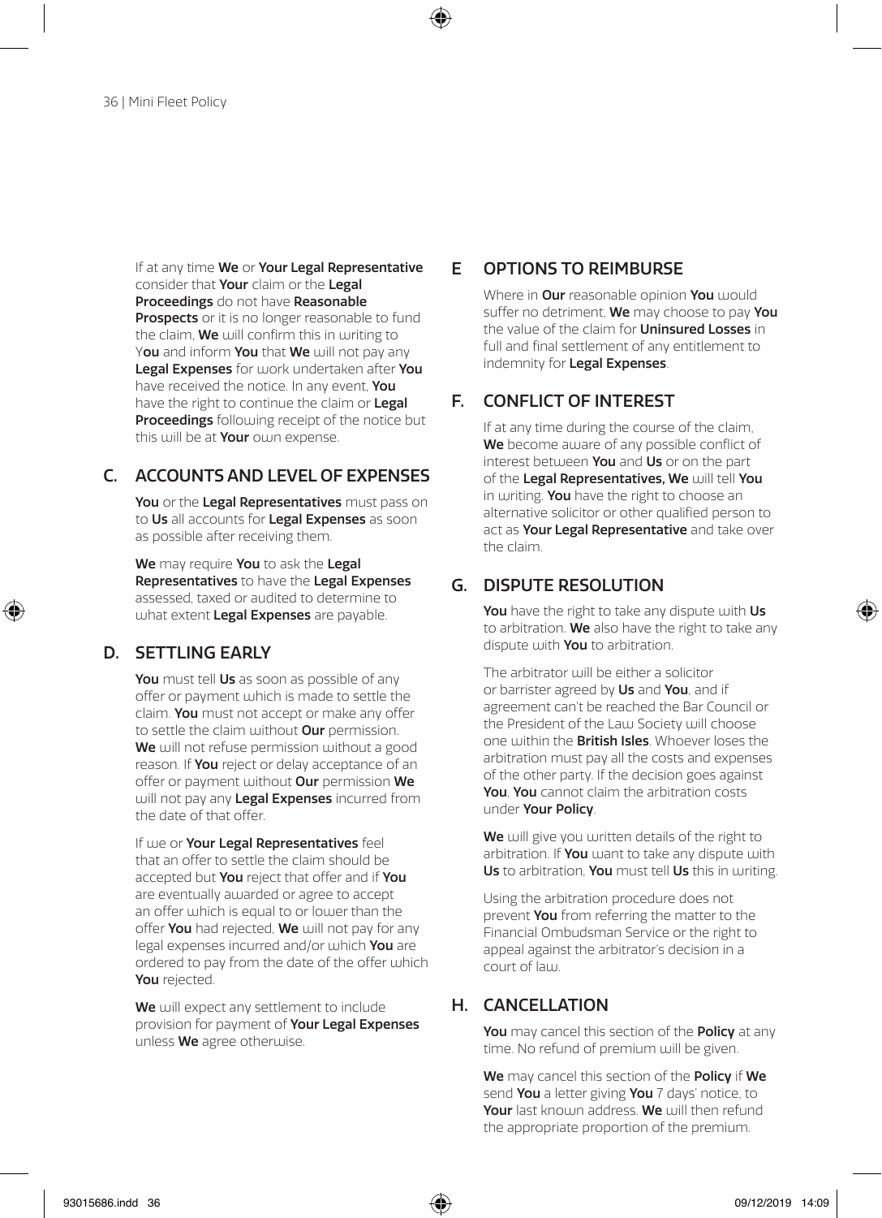If at any time **We** or **Your Legal Representative** consider that **Your** claim or the **Legal Proceedings** do not have **Reasonable Prospects** or it is no longer reasonable to fund the claim, **We** will confirm this in writing to Y**ou** and inform **You** that **We** will not pay any **Legal Expenses** for work undertaken after **You** have received the notice. In any event, **You** have the right to continue the claim or **Legal Proceedings** following receipt of the notice but this will be at **Your** own expense.

## C. ACCOUNTS AND LEVEL OF EXPENSES

**You** or the **Legal Representatives** must pass on to **Us** all accounts for **Legal Expenses** as soon as possible after receiving them.

**We** may require **You** to ask the **Legal Representatives** to have the **Legal Expenses** assessed, taxed or audited to determine to what extent **Legal Expenses** are payable.

## D. SETTLING EARLY

**You** must tell **Us** as soon as possible of any offer or payment which is made to settle the claim. **You** must not accept or make any offer to settle the claim without **Our** permission. **We** will not refuse permission without a good reason. If **You** reject or delay acceptance of an offer or payment without **Our** permission **We** will not pay any **Legal Expenses** incurred from the date of that offer.

If we or **Your Legal Representatives** feel that an offer to settle the claim should be accepted but **You** reject that offer and if **You** are eventually awarded or agree to accept an offer which is equal to or lower than the offer **You** had rejected, **We** will not pay for any legal expenses incurred and/or which **You** are ordered to pay from the date of the offer which **You** rejected.

**We** will expect any settlement to include provision for payment of **Your Legal Expenses** unless **We** agree otherwise.

## E OPTIONS TO REIMBURSE

Where in **Our** reasonable opinion **You** would suffer no detriment, **We** may choose to pay **You** the value of the claim for **Uninsured Losses** in full and final settlement of any entitlement to indemnity for **Legal Expenses**.

## F. CONFLICT OF INTEREST

If at any time during the course of the claim, **We** become aware of any possible conflict of interest between **You** and **Us** or on the part of the **Legal Representatives, We** will tell **You** in writing. **You** have the right to choose an alternative solicitor or other qualified person to act as **Your Legal Representative** and take over the claim.

## G. DISPUTE RESOLUTION

**You** have the right to take any dispute with **Us** to arbitration. **We** also have the right to take any dispute with **You** to arbitration.

The arbitrator will be either a solicitor or barrister agreed by **Us** and **You**, and if agreement can't be reached the Bar Council or the President of the Law Society will choose one within the **British Isles**. Whoever loses the arbitration must pay all the costs and expenses of the other party. If the decision goes against **You**, **You** cannot claim the arbitration costs under **Your Policy**.

**We** will give you written details of the right to arbitration. If **You** want to take any dispute with **Us** to arbitration, **You** must tell **Us** this in writing.

Using the arbitration procedure does not prevent **You** from referring the matter to the Financial Ombudsman Service or the right to appeal against the arbitrator's decision in a court of law.

## H. CANCELLATION

**You** may cancel this section of the **Policy** at any time. No refund of premium will be given.

**We** may cancel this section of the **Policy** if **We** send **You** a letter giving **You** 7 days' notice, to **Your** last known address. **We** will then refund the appropriate proportion of the premium.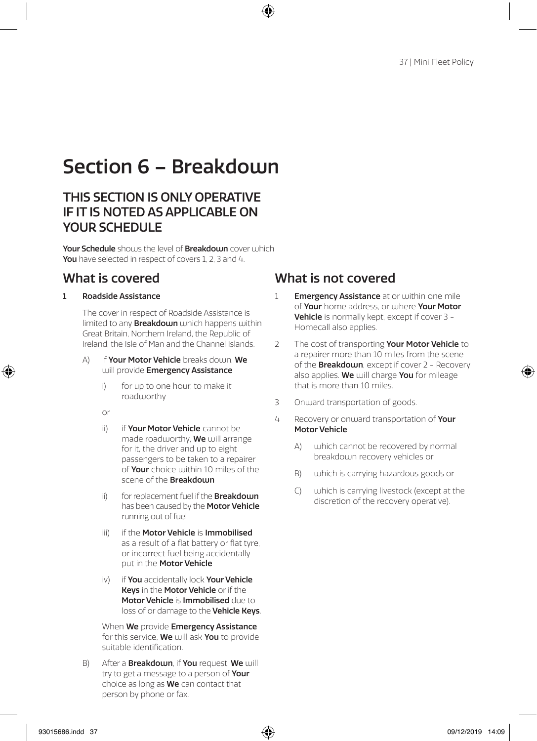# Section 6 – Breakdown

## THIS SECTION IS ONLY OPERATIVE IF IT IS NOTED AS APPLICABLE ON YOUR SCHEDULE

**Your Schedule** shows the level of **Breakdown** cover which **You** have selected in respect of covers 1, 2, 3 and 4.

## What is covered

**1 Roadside Assistance**

The cover in respect of Roadside Assistance is limited to any **Breakdown** which happens within Great Britain, Northern Ireland, the Republic of Ireland, the Isle of Man and the Channel Islands.

A) If **Your Motor Vehicle** breaks down, **We** will provide **Emergency Assistance**

i) for up to one hour, to make it roadworthy

or

ii) if **Your Motor Vehicle** cannot be made roadworthy, **We** will arrange for it, the driver and up to eight passengers to be taken to a repairer of **Your** choice within 10 miles of the scene of the **Breakdown**

ii) for replacement fuel if the **Breakdown** has been caused by the **Motor Vehicle** running out of fuel

iii) if the **Motor Vehicle** is **Immobilised** as a result of a flat battery or flat tyre, or incorrect fuel being accidentally put in the **Motor Vehicle**

iv) if **You** accidentally lock **Your Vehicle Keys** in the **Motor Vehicle** or if the **Motor Vehicle** is **Immobilised** due to loss of or damage to the **Vehicle Keys**.

When **We** provide **Emergency Assistance** for this service, **We** will ask **You** to provide suitable identification.

B) After a **Breakdown**, if **You** request, **We** will try to get a message to a person of **Your** choice as long as **We** can contact that person by phone or fax.

## What is not covered

1 **Emergency Assistance** at or within one mile of **Your** home address, or where **Your Motor Vehicle** is normally kept, except if cover 3 - Homecall also applies.

2 The cost of transporting **Your Motor Vehicle** to a repairer more than 10 miles from the scene of the **Breakdown**, except if cover 2 - Recovery also applies. **We** will charge **You** for mileage that is more than 10 miles.

3 Onward transportation of goods.

4 Recovery or onward transportation of **Your Motor Vehicle**

A) which cannot be recovered by normal breakdown recovery vehicles or

B) which is carrying hazardous goods or

C) which is carrying livestock (except at the discretion of the recovery operative).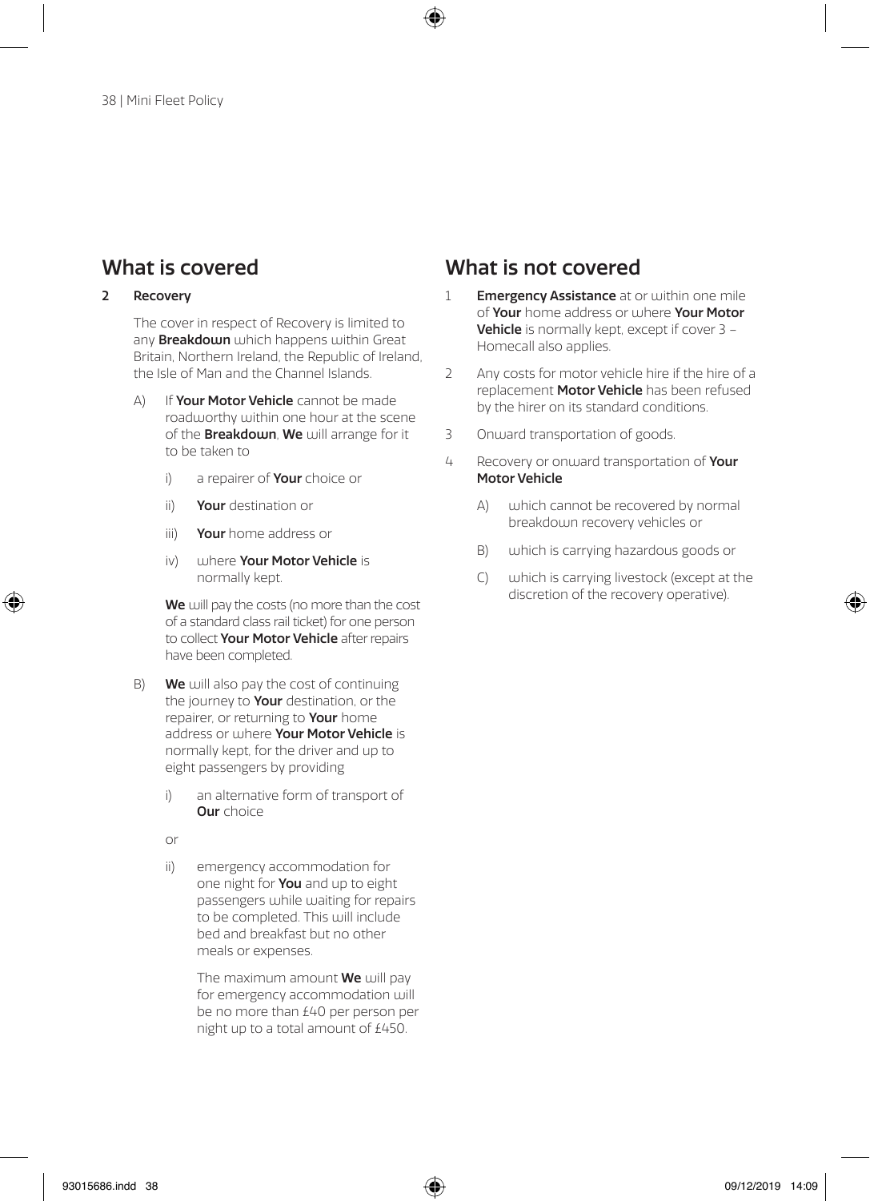## What is covered

**2 Recovery**

The cover in respect of Recovery is limited to any **Breakdown** which happens within Great Britain, Northern Ireland, the Republic of Ireland, the Isle of Man and the Channel Islands.

A) If **Your Motor Vehicle** cannot be made roadworthy within one hour at the scene of the **Breakdown**, **We** will arrange for it to be taken to

   i) a repairer of **Your** choice or

   ii) **Your** destination or

   iii) **Your** home address or

   iv) where **Your Motor Vehicle** is normally kept.

   **We** will pay the costs (no more than the cost of a standard class rail ticket) for one person to collect **Your Motor Vehicle** after repairs have been completed.

B) **We** will also pay the cost of continuing the journey to **Your** destination, or the repairer, or returning to **Your** home address or where **Your Motor Vehicle** is normally kept, for the driver and up to eight passengers by providing

   i) an alternative form of transport of **Our** choice

   or

   ii) emergency accommodation for one night for **You** and up to eight passengers while waiting for repairs to be completed. This will include bed and breakfast but no other meals or expenses.

   The maximum amount **We** will pay for emergency accommodation will be no more than £40 per person per night up to a total amount of £450.

## What is not covered

1. **Emergency Assistance** at or within one mile of **Your** home address or where **Your Motor Vehicle** is normally kept, except if cover 3 – Homecall also applies.

2. Any costs for motor vehicle hire if the hire of a replacement **Motor Vehicle** has been refused by the hirer on its standard conditions.

3. Onward transportation of goods.

4. Recovery or onward transportation of **Your Motor Vehicle**

   A) which cannot be recovered by normal breakdown recovery vehicles or

   B) which is carrying hazardous goods or

   C) which is carrying livestock (except at the discretion of the recovery operative).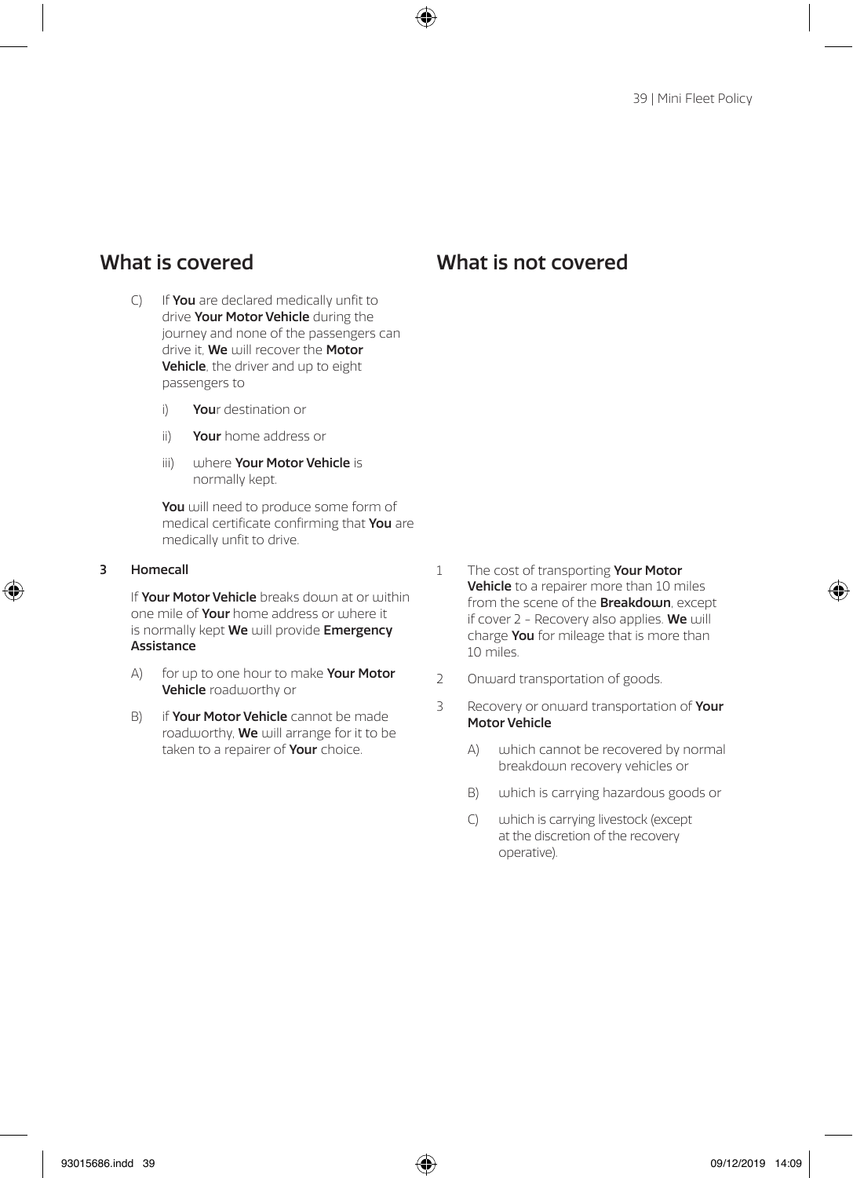## What is covered

C) If **You** are declared medically unfit to drive **Your Motor Vehicle** during the journey and none of the passengers can drive it, **We** will recover the **Motor Vehicle**, the driver and up to eight passengers to

   i) **You**r destination or

   ii) **Your** home address or

   iii) where **Your Motor Vehicle** is normally kept.

   **You** will need to produce some form of medical certificate confirming that **You** are medically unfit to drive.

**3 Homecall**

If **Your Motor Vehicle** breaks down at or within one mile of **Your** home address or where it is normally kept **We** will provide **Emergency Assistance**

A) for up to one hour to make **Your Motor Vehicle** roadworthy or

B) if **Your Motor Vehicle** cannot be made roadworthy, **We** will arrange for it to be taken to a repairer of **Your** choice.

## What is not covered

1 The cost of transporting **Your Motor Vehicle** to a repairer more than 10 miles from the scene of the **Breakdown**, except if cover 2 - Recovery also applies. **We** will charge **You** for mileage that is more than 10 miles.

2 Onward transportation of goods.

3 Recovery or onward transportation of **Your Motor Vehicle**

   A) which cannot be recovered by normal breakdown recovery vehicles or

   B) which is carrying hazardous goods or

   C) which is carrying livestock (except at the discretion of the recovery operative).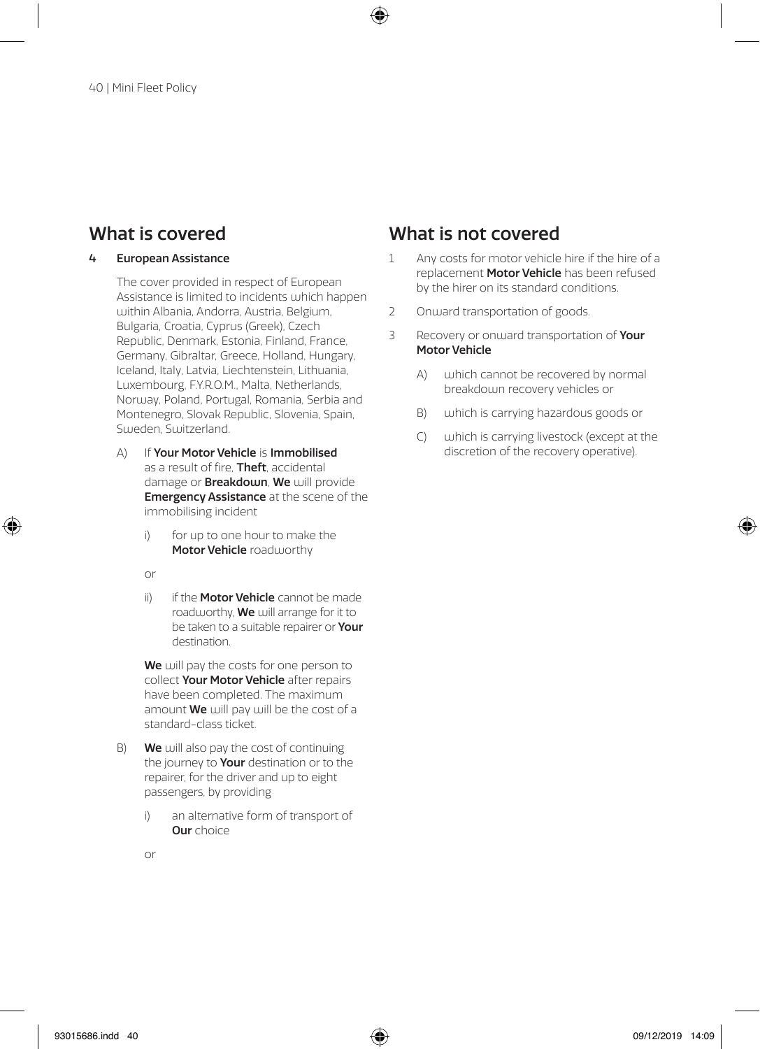## What is covered

**4 European Assistance**

The cover provided in respect of European Assistance is limited to incidents which happen within Albania, Andorra, Austria, Belgium, Bulgaria, Croatia, Cyprus (Greek), Czech Republic, Denmark, Estonia, Finland, France, Germany, Gibraltar, Greece, Holland, Hungary, Iceland, Italy, Latvia, Liechtenstein, Lithuania, Luxembourg, F.Y.R.O.M., Malta, Netherlands, Norway, Poland, Portugal, Romania, Serbia and Montenegro, Slovak Republic, Slovenia, Spain, Sweden, Switzerland.

A) If **Your Motor Vehicle** is **Immobilised** as a result of fire, **Theft**, accidental damage or **Breakdown**, **We** will provide **Emergency Assistance** at the scene of the immobilising incident

   i) for up to one hour to make the **Motor Vehicle** roadworthy

   or

   ii) if the **Motor Vehicle** cannot be made roadworthy, **We** will arrange for it to be taken to a suitable repairer or **Your** destination.

   **We** will pay the costs for one person to collect **Your Motor Vehicle** after repairs have been completed. The maximum amount **We** will pay will be the cost of a standard-class ticket.

B) **We** will also pay the cost of continuing the journey to **Your** destination or to the repairer, for the driver and up to eight passengers, by providing

   i) an alternative form of transport of **Our** choice

   or

## What is not covered

1. Any costs for motor vehicle hire if the hire of a replacement **Motor Vehicle** has been refused by the hirer on its standard conditions.
2. Onward transportation of goods.
3. Recovery or onward transportation of **Your Motor Vehicle**

   A) which cannot be recovered by normal breakdown recovery vehicles or

   B) which is carrying hazardous goods or

   C) which is carrying livestock (except at the discretion of the recovery operative).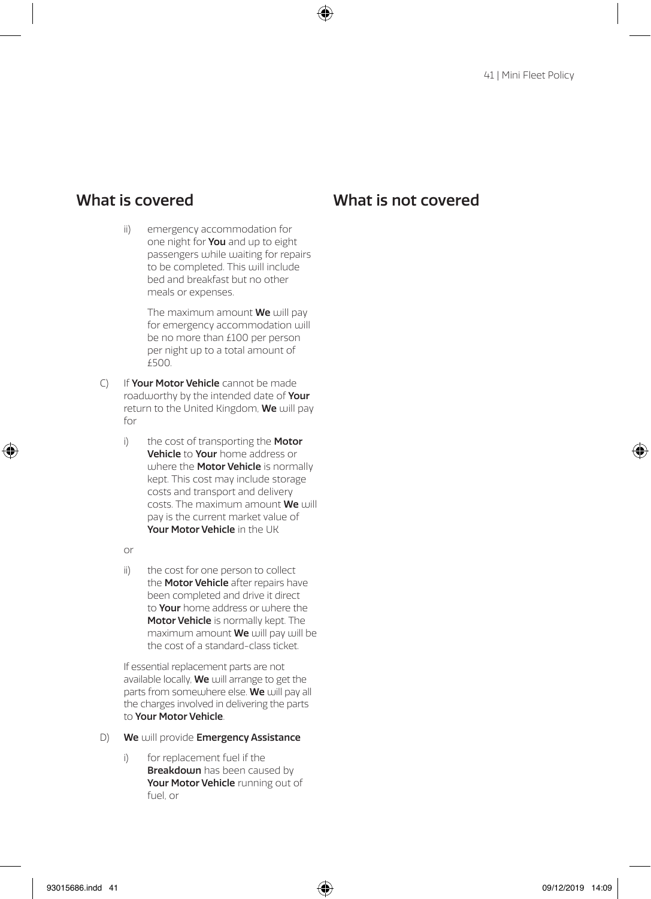## What is covered

ii) emergency accommodation for one night for **You** and up to eight passengers while waiting for repairs to be completed. This will include bed and breakfast but no other meals or expenses.

   The maximum amount **We** will pay for emergency accommodation will be no more than £100 per person per night up to a total amount of £500.

C) If **Your Motor Vehicle** cannot be made roadworthy by the intended date of **Your** return to the United Kingdom, **We** will pay for

   i) the cost of transporting the **Motor Vehicle** to **Your** home address or where the **Motor Vehicle** is normally kept. This cost may include storage costs and transport and delivery costs. The maximum amount **We** will pay is the current market value of **Your Motor Vehicle** in the UK

   or

   ii) the cost for one person to collect the **Motor Vehicle** after repairs have been completed and drive it direct to **Your** home address or where the **Motor Vehicle** is normally kept. The maximum amount **We** will pay will be the cost of a standard-class ticket.

   If essential replacement parts are not available locally, **We** will arrange to get the parts from somewhere else. **We** will pay all the charges involved in delivering the parts to **Your Motor Vehicle**.

D) **We** will provide **Emergency Assistance**

   i) for replacement fuel if the **Breakdown** has been caused by **Your Motor Vehicle** running out of fuel, or

## What is not covered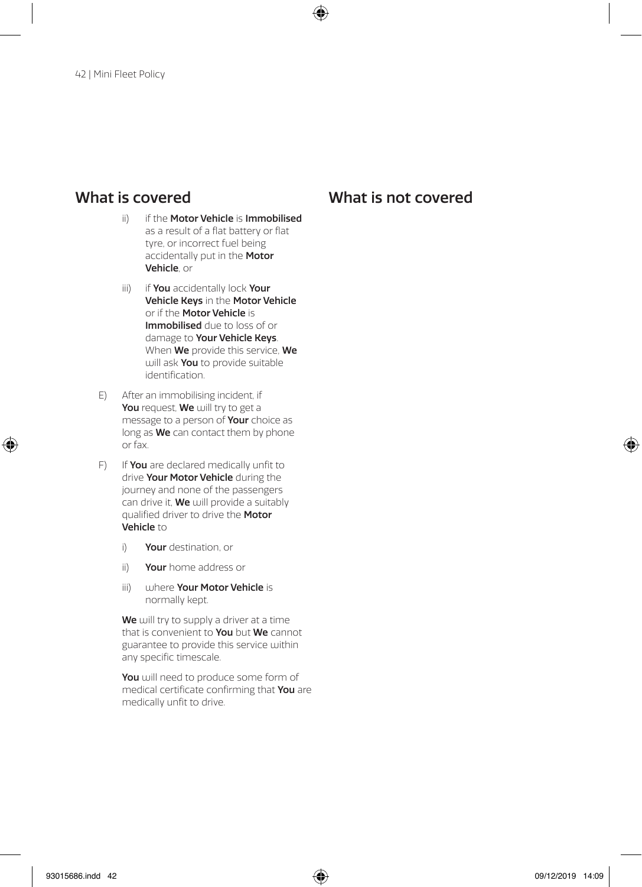## What is covered

ii) if the **Motor Vehicle** is **Immobilised** as a result of a flat battery or flat tyre, or incorrect fuel being accidentally put in the **Motor Vehicle**, or

iii) if **You** accidentally lock **Your Vehicle Keys** in the **Motor Vehicle** or if the **Motor Vehicle** is **Immobilised** due to loss of or damage to **Your Vehicle Keys**. When **We** provide this service, **We** will ask **You** to provide suitable identification.

E) After an immobilising incident, if **You** request, **We** will try to get a message to a person of **Your** choice as long as **We** can contact them by phone or fax.

F) If **You** are declared medically unfit to drive **Your Motor Vehicle** during the journey and none of the passengers can drive it, **We** will provide a suitably qualified driver to drive the **Motor Vehicle** to

i) **Your** destination, or

ii) **Your** home address or

iii) where **Your Motor Vehicle** is normally kept.

**We** will try to supply a driver at a time that is convenient to **You** but **We** cannot guarantee to provide this service within any specific timescale.

**You** will need to produce some form of medical certificate confirming that **You** are medically unfit to drive.

## What is not covered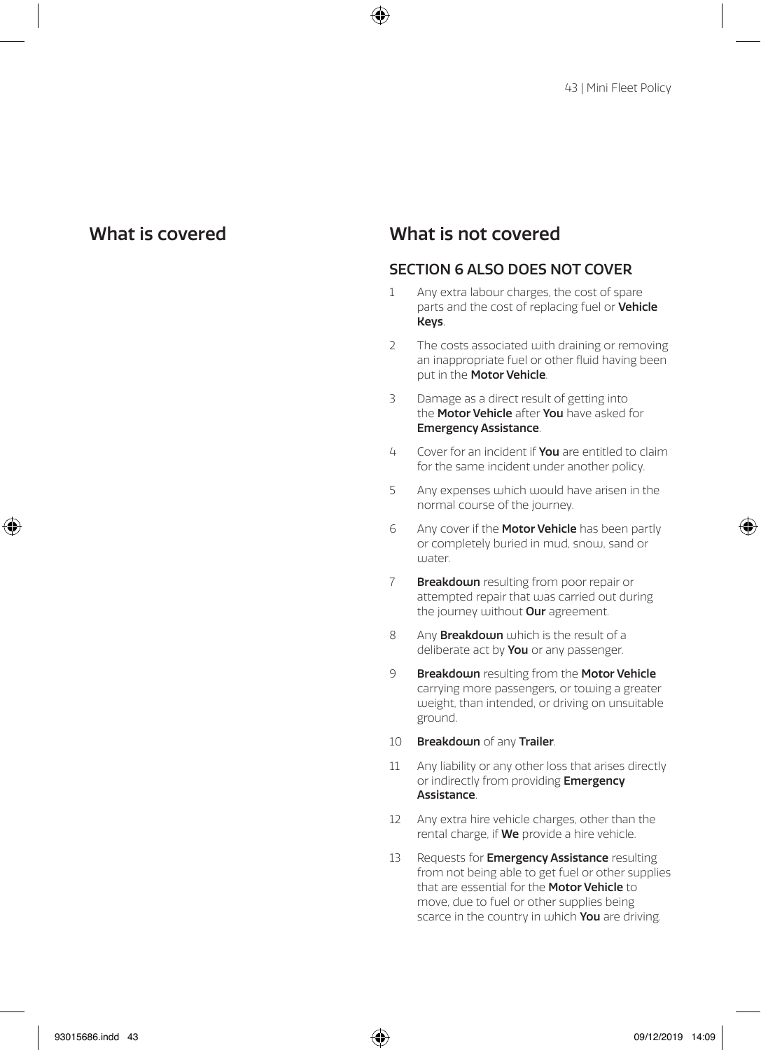## What is covered

## What is not covered

### SECTION 6 ALSO DOES NOT COVER

1. Any extra labour charges, the cost of spare parts and the cost of replacing fuel or **Vehicle Keys**.
2. The costs associated with draining or removing an inappropriate fuel or other fluid having been put in the **Motor Vehicle**.
3. Damage as a direct result of getting into the **Motor Vehicle** after **You** have asked for **Emergency Assistance**.
4. Cover for an incident if **You** are entitled to claim for the same incident under another policy.
5. Any expenses which would have arisen in the normal course of the journey.
6. Any cover if the **Motor Vehicle** has been partly or completely buried in mud, snow, sand or water.
7. **Breakdown** resulting from poor repair or attempted repair that was carried out during the journey without **Our** agreement.
8. Any **Breakdown** which is the result of a deliberate act by **You** or any passenger.
9. **Breakdown** resulting from the **Motor Vehicle** carrying more passengers, or towing a greater weight, than intended, or driving on unsuitable ground.
10. **Breakdown** of any **Trailer**.
11. Any liability or any other loss that arises directly or indirectly from providing **Emergency Assistance**.
12. Any extra hire vehicle charges, other than the rental charge, if **We** provide a hire vehicle.
13. Requests for **Emergency Assistance** resulting from not being able to get fuel or other supplies that are essential for the **Motor Vehicle** to move, due to fuel or other supplies being scarce in the country in which **You** are driving.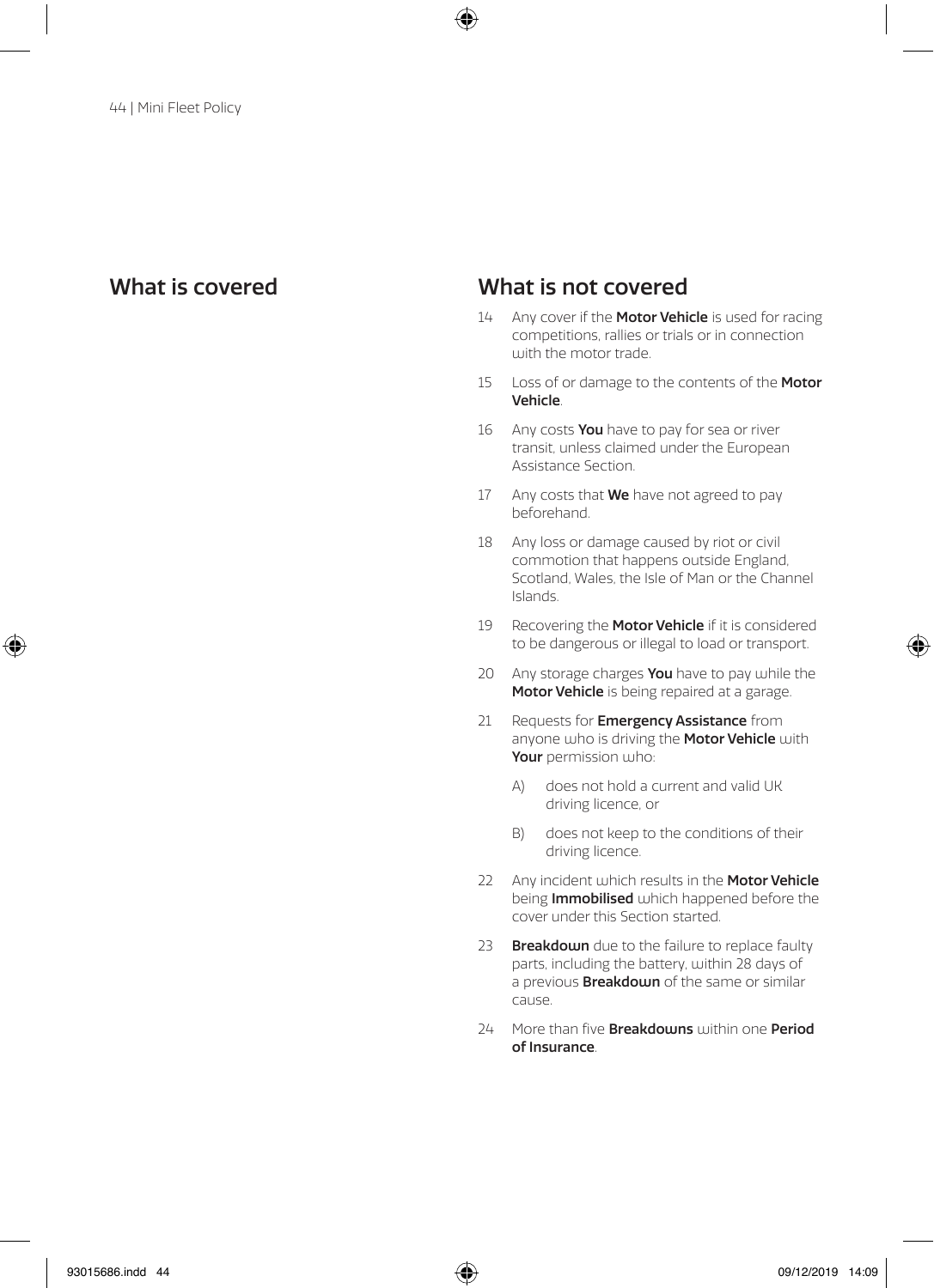## What is covered

## What is not covered

14 Any cover if the **Motor Vehicle** is used for racing competitions, rallies or trials or in connection with the motor trade.

15 Loss of or damage to the contents of the **Motor Vehicle**.

16 Any costs **You** have to pay for sea or river transit, unless claimed under the European Assistance Section.

17 Any costs that **We** have not agreed to pay beforehand.

18 Any loss or damage caused by riot or civil commotion that happens outside England, Scotland, Wales, the Isle of Man or the Channel Islands.

19 Recovering the **Motor Vehicle** if it is considered to be dangerous or illegal to load or transport.

20 Any storage charges **You** have to pay while the **Motor Vehicle** is being repaired at a garage.

21 Requests for **Emergency Assistance** from anyone who is driving the **Motor Vehicle** with **Your** permission who:

   A) does not hold a current and valid UK driving licence, or

   B) does not keep to the conditions of their driving licence.

22 Any incident which results in the **Motor Vehicle** being **Immobilised** which happened before the cover under this Section started.

23 **Breakdown** due to the failure to replace faulty parts, including the battery, within 28 days of a previous **Breakdown** of the same or similar cause.

24 More than five **Breakdowns** within one **Period of Insurance**.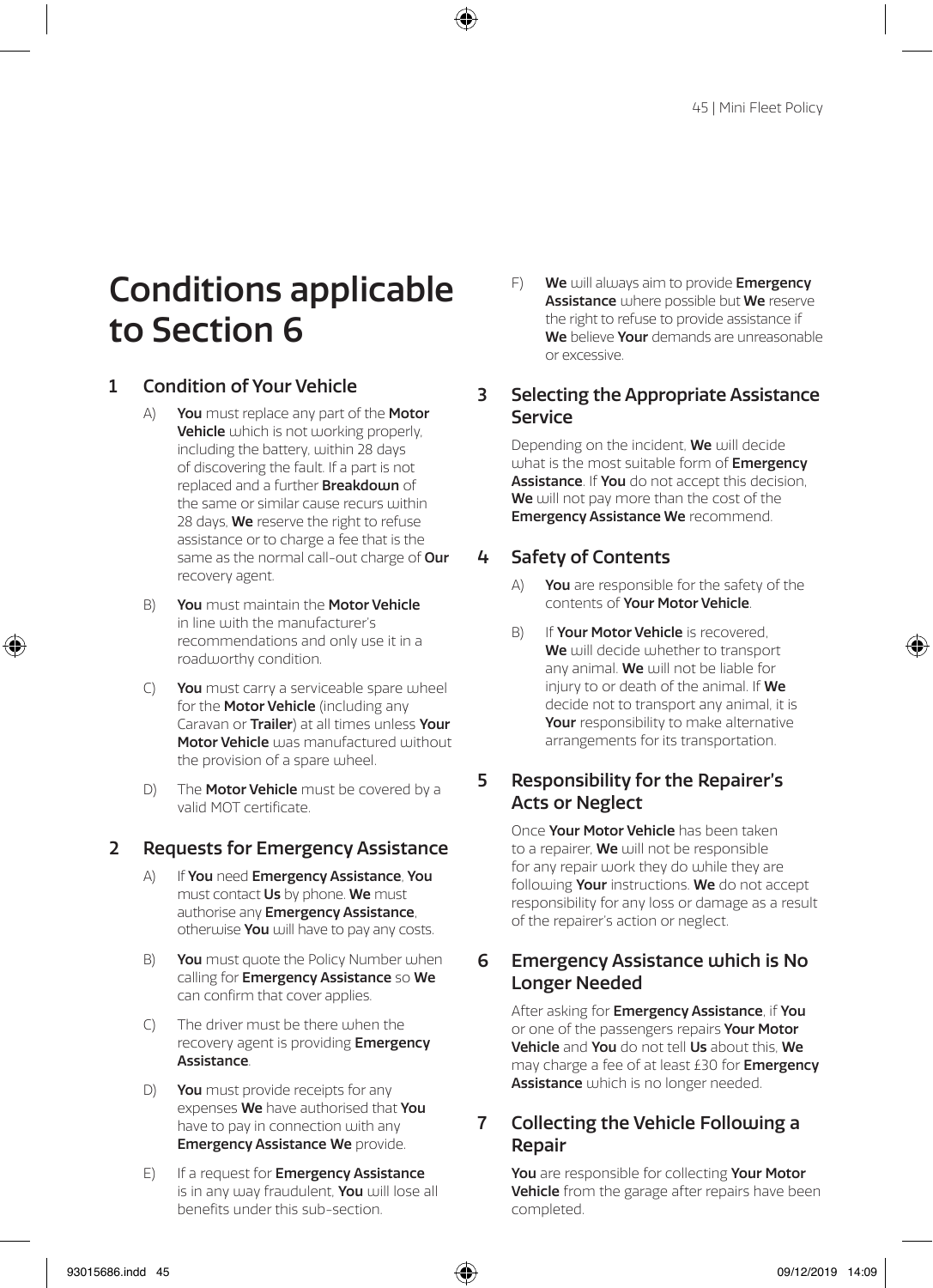# Conditions applicable to Section 6

## 1 Condition of Your Vehicle

A) **You** must replace any part of the **Motor Vehicle** which is not working properly, including the battery, within 28 days of discovering the fault. If a part is not replaced and a further **Breakdown** of the same or similar cause recurs within 28 days, **We** reserve the right to refuse assistance or to charge a fee that is the same as the normal call-out charge of **Our** recovery agent.

B) **You** must maintain the **Motor Vehicle** in line with the manufacturer's recommendations and only use it in a roadworthy condition.

C) **You** must carry a serviceable spare wheel for the **Motor Vehicle** (including any Caravan or **Trailer**) at all times unless **Your Motor Vehicle** was manufactured without the provision of a spare wheel.

D) The **Motor Vehicle** must be covered by a valid MOT certificate.

## 2 Requests for Emergency Assistance

A) If **You** need **Emergency Assistance**, **You** must contact **Us** by phone. **We** must authorise any **Emergency Assistance**, otherwise **You** will have to pay any costs.

B) **You** must quote the Policy Number when calling for **Emergency Assistance** so **We** can confirm that cover applies.

C) The driver must be there when the recovery agent is providing **Emergency Assistance**.

D) **You** must provide receipts for any expenses **We** have authorised that **You** have to pay in connection with any **Emergency Assistance We** provide.

E) If a request for **Emergency Assistance** is in any way fraudulent, **You** will lose all benefits under this sub-section.

F) **We** will always aim to provide **Emergency Assistance** where possible but **We** reserve the right to refuse to provide assistance if **We** believe **Your** demands are unreasonable or excessive.

## 3 Selecting the Appropriate Assistance Service

Depending on the incident, **We** will decide what is the most suitable form of **Emergency Assistance**. If **You** do not accept this decision, **We** will not pay more than the cost of the **Emergency Assistance We** recommend.

## 4 Safety of Contents

A) **You** are responsible for the safety of the contents of **Your Motor Vehicle**.

B) If **Your Motor Vehicle** is recovered, **We** will decide whether to transport any animal. **We** will not be liable for injury to or death of the animal. If **We** decide not to transport any animal, it is **Your** responsibility to make alternative arrangements for its transportation.

## 5 Responsibility for the Repairer's Acts or Neglect

Once **Your Motor Vehicle** has been taken to a repairer, **We** will not be responsible for any repair work they do while they are following **Your** instructions. **We** do not accept responsibility for any loss or damage as a result of the repairer's action or neglect.

## 6 Emergency Assistance which is No Longer Needed

After asking for **Emergency Assistance**, if **You** or one of the passengers repairs **Your Motor Vehicle** and **You** do not tell **Us** about this, **We** may charge a fee of at least £30 for **Emergency Assistance** which is no longer needed.

## 7 Collecting the Vehicle Following a Repair

**You** are responsible for collecting **Your Motor Vehicle** from the garage after repairs have been completed.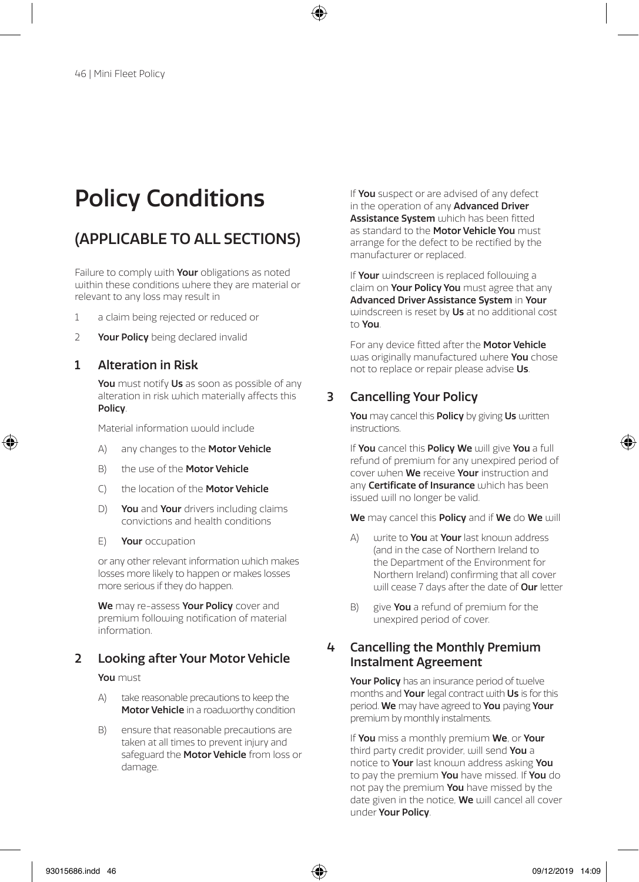# Policy Conditions

## (APPLICABLE TO ALL SECTIONS)

Failure to comply with **Your** obligations as noted within these conditions where they are material or relevant to any loss may result in

1. a claim being rejected or reduced or
2. **Your Policy** being declared invalid

### 1 Alteration in Risk

**You** must notify **Us** as soon as possible of any alteration in risk which materially affects this **Policy**.

Material information would include

A) any changes to the **Motor Vehicle**

B) the use of the **Motor Vehicle**

C) the location of the **Motor Vehicle**

D) **You** and **Your** drivers including claims convictions and health conditions

E) **Your** occupation

or any other relevant information which makes losses more likely to happen or makes losses more serious if they do happen.

**We** may re-assess **Your Policy** cover and premium following notification of material information.

### 2 Looking after Your Motor Vehicle

**You** must

A) take reasonable precautions to keep the **Motor Vehicle** in a roadworthy condition

B) ensure that reasonable precautions are taken at all times to prevent injury and safeguard the **Motor Vehicle** from loss or damage.

If **You** suspect or are advised of any defect in the operation of any **Advanced Driver Assistance System** which has been fitted as standard to the **Motor Vehicle You** must arrange for the defect to be rectified by the manufacturer or replaced.

If **Your** windscreen is replaced following a claim on **Your Policy You** must agree that any **Advanced Driver Assistance System** in **Your** windscreen is reset by **Us** at no additional cost to **You**.

For any device fitted after the **Motor Vehicle** was originally manufactured where **You** chose not to replace or repair please advise **Us**.

### 3 Cancelling Your Policy

**You** may cancel this **Policy** by giving **Us** written instructions.

If **You** cancel this **Policy We** will give **You** a full refund of premium for any unexpired period of cover when **We** receive **Your** instruction and any **Certificate of Insurance** which has been issued will no longer be valid.

**We** may cancel this **Policy** and if **We** do **We** will

A) write to **You** at **Your** last known address (and in the case of Northern Ireland to the Department of the Environment for Northern Ireland) confirming that all cover will cease 7 days after the date of **Our** letter

B) give **You** a refund of premium for the unexpired period of cover.

### 4 Cancelling the Monthly Premium Instalment Agreement

**Your Policy** has an insurance period of twelve months and **Your** legal contract with **Us** is for this period. **We** may have agreed to **You** paying **Your** premium by monthly instalments.

If **You** miss a monthly premium **We**, or **Your** third party credit provider, will send **You** a notice to **Your** last known address asking **You** to pay the premium **You** have missed. If **You** do not pay the premium **You** have missed by the date given in the notice, **We** will cancel all cover under **Your Policy**.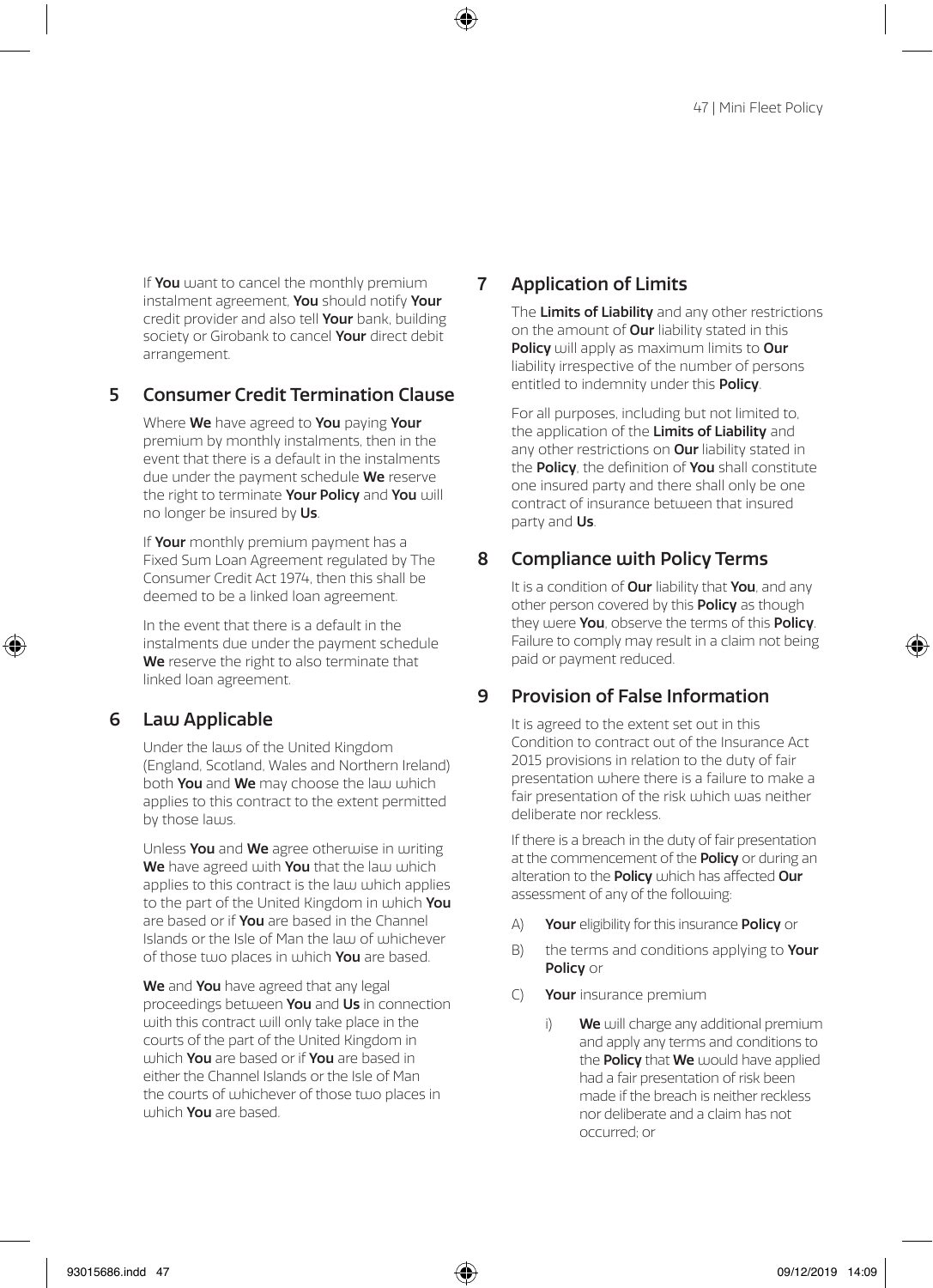If **You** want to cancel the monthly premium instalment agreement, **You** should notify **Your** credit provider and also tell **Your** bank, building society or Girobank to cancel **Your** direct debit arrangement.

## 5 Consumer Credit Termination Clause

Where **We** have agreed to **You** paying **Your** premium by monthly instalments, then in the event that there is a default in the instalments due under the payment schedule **We** reserve the right to terminate **Your Policy** and **You** will no longer be insured by **Us**.

If **Your** monthly premium payment has a Fixed Sum Loan Agreement regulated by The Consumer Credit Act 1974, then this shall be deemed to be a linked loan agreement.

In the event that there is a default in the instalments due under the payment schedule **We** reserve the right to also terminate that linked loan agreement.

## 6 Law Applicable

Under the laws of the United Kingdom (England, Scotland, Wales and Northern Ireland) both **You** and **We** may choose the law which applies to this contract to the extent permitted by those laws.

Unless **You** and **We** agree otherwise in writing **We** have agreed with **You** that the law which applies to this contract is the law which applies to the part of the United Kingdom in which **You** are based or if **You** are based in the Channel Islands or the Isle of Man the law of whichever of those two places in which **You** are based.

**We** and **You** have agreed that any legal proceedings between **You** and **Us** in connection with this contract will only take place in the courts of the part of the United Kingdom in which **You** are based or if **You** are based in either the Channel Islands or the Isle of Man the courts of whichever of those two places in which **You** are based.

## 7 Application of Limits

The **Limits of Liability** and any other restrictions on the amount of **Our** liability stated in this **Policy** will apply as maximum limits to **Our** liability irrespective of the number of persons entitled to indemnity under this **Policy**.

For all purposes, including but not limited to, the application of the **Limits of Liability** and any other restrictions on **Our** liability stated in the **Policy**, the definition of **You** shall constitute one insured party and there shall only be one contract of insurance between that insured party and **Us**.

## 8 Compliance with Policy Terms

It is a condition of **Our** liability that **You**, and any other person covered by this **Policy** as though they were **You**, observe the terms of this **Policy**. Failure to comply may result in a claim not being paid or payment reduced.

## 9 Provision of False Information

It is agreed to the extent set out in this Condition to contract out of the Insurance Act 2015 provisions in relation to the duty of fair presentation where there is a failure to make a fair presentation of the risk which was neither deliberate nor reckless.

If there is a breach in the duty of fair presentation at the commencement of the **Policy** or during an alteration to the **Policy** which has affected **Our** assessment of any of the following:

A) **Your** eligibility for this insurance **Policy** or

B) the terms and conditions applying to **Your Policy** or

C) **Your** insurance premium

   i) **We** will charge any additional premium and apply any terms and conditions to the **Policy** that **We** would have applied had a fair presentation of risk been made if the breach is neither reckless nor deliberate and a claim has not occurred; or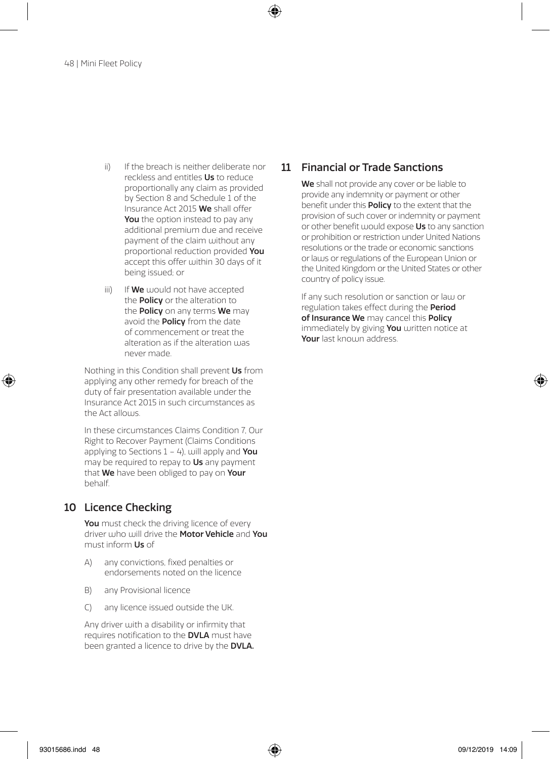ii) If the breach is neither deliberate nor reckless and entitles **Us** to reduce proportionally any claim as provided by Section 8 and Schedule 1 of the Insurance Act 2015 **We** shall offer **You** the option instead to pay any additional premium due and receive payment of the claim without any proportional reduction provided **You** accept this offer within 30 days of it being issued; or

iii) If **We** would not have accepted the **Policy** or the alteration to the **Policy** on any terms **We** may avoid the **Policy** from the date of commencement or treat the alteration as if the alteration was never made.

Nothing in this Condition shall prevent **Us** from applying any other remedy for breach of the duty of fair presentation available under the Insurance Act 2015 in such circumstances as the Act allows.

In these circumstances Claims Condition 7, Our Right to Recover Payment (Claims Conditions applying to Sections 1 – 4), will apply and **You** may be required to repay to **Us** any payment that **We** have been obliged to pay on **Your** behalf.

## 10 Licence Checking

**You** must check the driving licence of every driver who will drive the **Motor Vehicle** and **You** must inform **Us** of

A) any convictions, fixed penalties or endorsements noted on the licence

B) any Provisional licence

C) any licence issued outside the UK.

Any driver with a disability or infirmity that requires notification to the **DVLA** must have been granted a licence to drive by the **DVLA.**

## 11 Financial or Trade Sanctions

**We** shall not provide any cover or be liable to provide any indemnity or payment or other benefit under this **Policy** to the extent that the provision of such cover or indemnity or payment or other benefit would expose **Us** to any sanction or prohibition or restriction under United Nations resolutions or the trade or economic sanctions or laws or regulations of the European Union or the United Kingdom or the United States or other country of policy issue.

If any such resolution or sanction or law or regulation takes effect during the **Period of Insurance We** may cancel this **Policy** immediately by giving **You** written notice at **Your** last known address.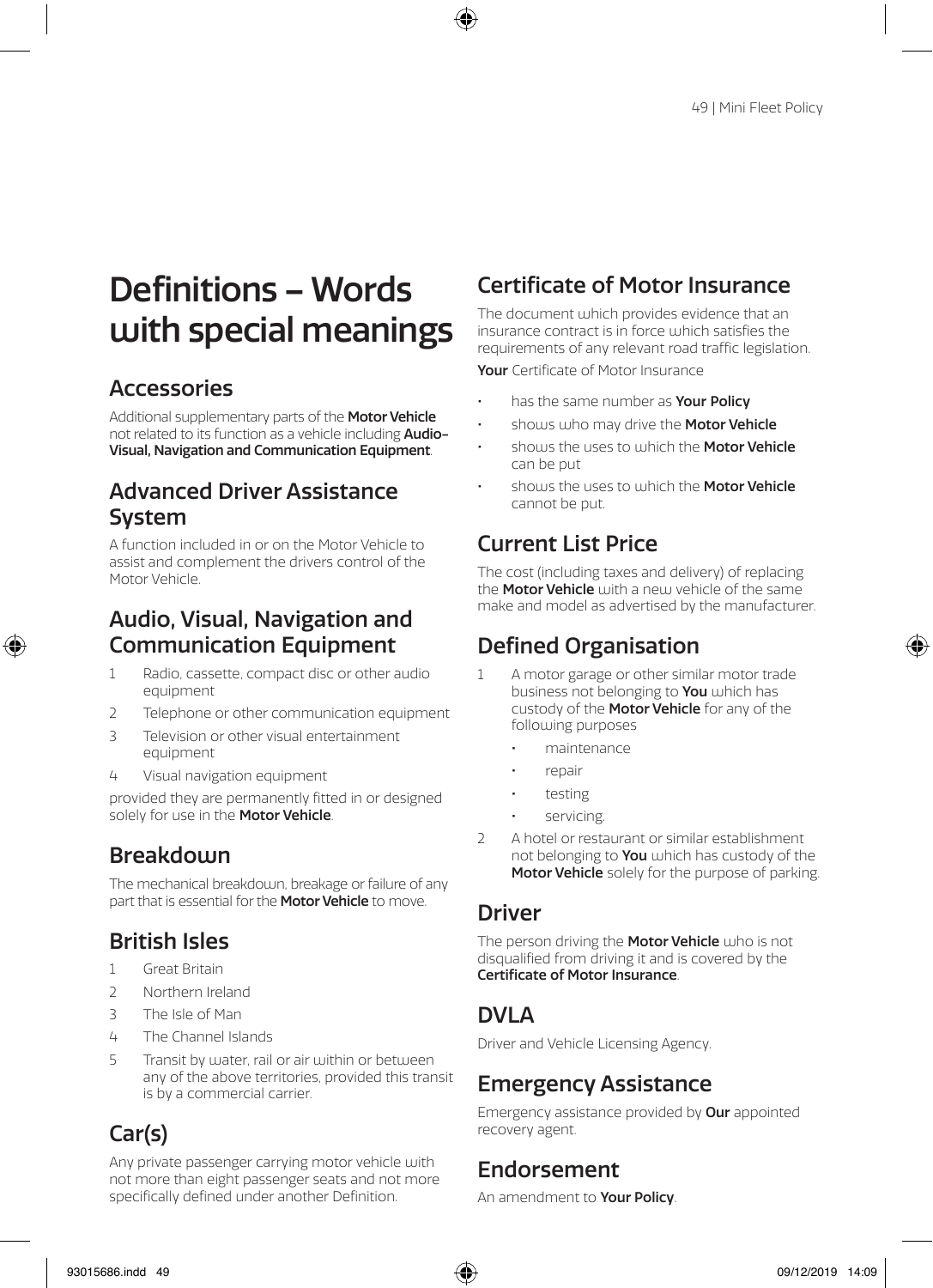# Definitions – Words with special meanings

## Accessories

Additional supplementary parts of the **Motor Vehicle** not related to its function as a vehicle including **Audio-Visual, Navigation and Communication Equipment**.

## Advanced Driver Assistance System

A function included in or on the Motor Vehicle to assist and complement the drivers control of the Motor Vehicle.

## Audio, Visual, Navigation and Communication Equipment

1. Radio, cassette, compact disc or other audio equipment
2. Telephone or other communication equipment
3. Television or other visual entertainment equipment
4. Visual navigation equipment

provided they are permanently fitted in or designed solely for use in the **Motor Vehicle**.

## Breakdown

The mechanical breakdown, breakage or failure of any part that is essential for the **Motor Vehicle** to move.

## British Isles

1. Great Britain
2. Northern Ireland
3. The Isle of Man
4. The Channel Islands
5. Transit by water, rail or air within or between any of the above territories, provided this transit is by a commercial carrier.

## Car(s)

Any private passenger carrying motor vehicle with not more than eight passenger seats and not more specifically defined under another Definition.

## Certificate of Motor Insurance

The document which provides evidence that an insurance contract is in force which satisfies the requirements of any relevant road traffic legislation.

**Your** Certificate of Motor Insurance

- has the same number as **Your Policy**
- shows who may drive the **Motor Vehicle**
- shows the uses to which the **Motor Vehicle** can be put
- shows the uses to which the **Motor Vehicle** cannot be put.

## Current List Price

The cost (including taxes and delivery) of replacing the **Motor Vehicle** with a new vehicle of the same make and model as advertised by the manufacturer.

## Defined Organisation

1. A motor garage or other similar motor trade business not belonging to **You** which has custody of the **Motor Vehicle** for any of the following purposes
   - maintenance
   - repair
   - testing
   - servicing.
2. A hotel or restaurant or similar establishment not belonging to **You** which has custody of the **Motor Vehicle** solely for the purpose of parking.

## Driver

The person driving the **Motor Vehicle** who is not disqualified from driving it and is covered by the **Certificate of Motor Insurance**.

## DVLA

Driver and Vehicle Licensing Agency.

## Emergency Assistance

Emergency assistance provided by **Our** appointed recovery agent.

## Endorsement

An amendment to **Your Policy**.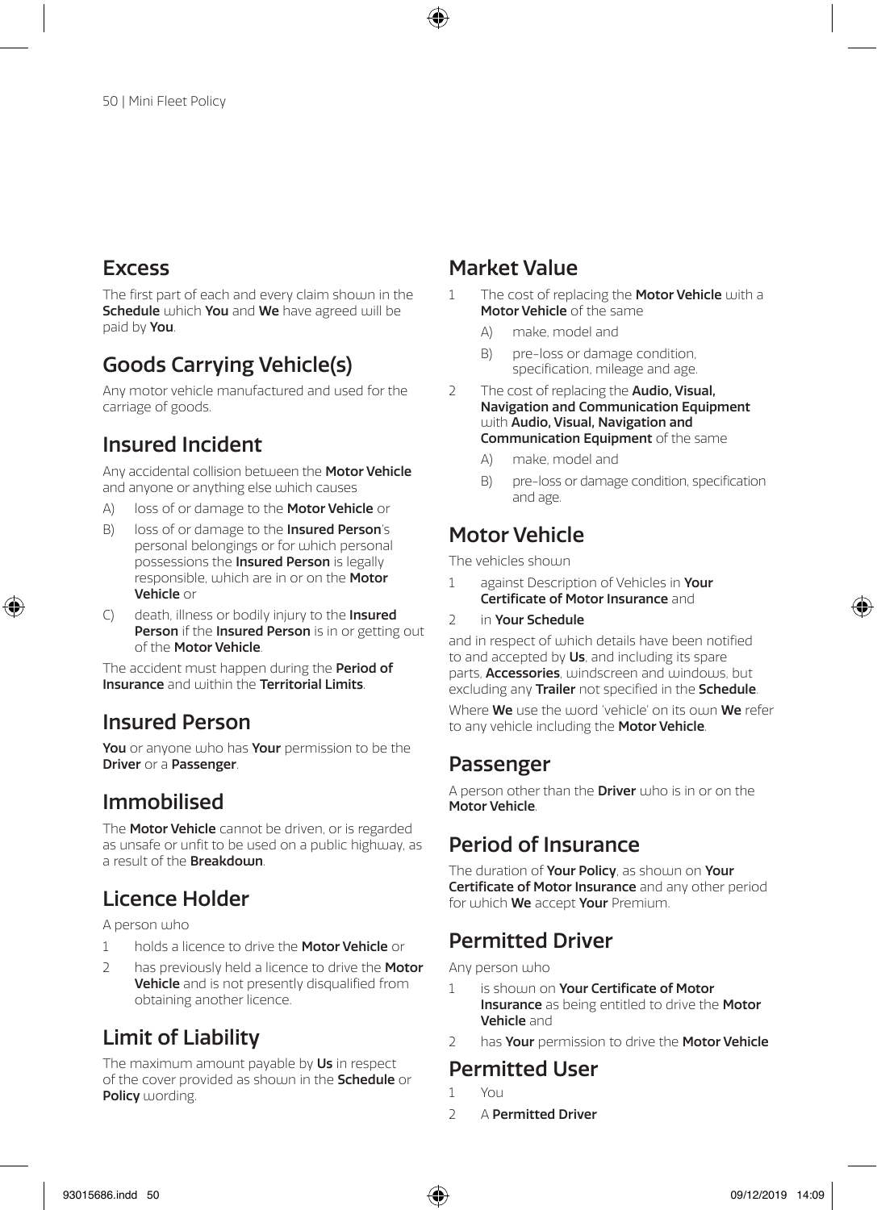## Excess

The first part of each and every claim shown in the **Schedule** which **You** and **We** have agreed will be paid by **You**.

## Goods Carrying Vehicle(s)

Any motor vehicle manufactured and used for the carriage of goods.

## Insured Incident

Any accidental collision between the **Motor Vehicle** and anyone or anything else which causes

A) loss of or damage to the **Motor Vehicle** or

B) loss of or damage to the **Insured Person**'s personal belongings or for which personal possessions the **Insured Person** is legally responsible, which are in or on the **Motor Vehicle** or

C) death, illness or bodily injury to the **Insured Person** if the **Insured Person** is in or getting out of the **Motor Vehicle**.

The accident must happen during the **Period of Insurance** and within the **Territorial Limits**.

## Insured Person

**You** or anyone who has **Your** permission to be the **Driver** or a **Passenger**.

## Immobilised

The **Motor Vehicle** cannot be driven, or is regarded as unsafe or unfit to be used on a public highway, as a result of the **Breakdown**.

## Licence Holder

A person who

1 holds a licence to drive the **Motor Vehicle** or

2 has previously held a licence to drive the **Motor Vehicle** and is not presently disqualified from obtaining another licence.

## Limit of Liability

The maximum amount payable by **Us** in respect of the cover provided as shown in the **Schedule** or **Policy** wording.

## Market Value

1 The cost of replacing the **Motor Vehicle** with a **Motor Vehicle** of the same

A) make, model and

B) pre-loss or damage condition, specification, mileage and age.

2 The cost of replacing the **Audio, Visual, Navigation and Communication Equipment** with **Audio, Visual, Navigation and Communication Equipment** of the same

A) make, model and

B) pre-loss or damage condition, specification and age.

## Motor Vehicle

The vehicles shown

1 against Description of Vehicles in **Your Certificate of Motor Insurance** and

2 in **Your Schedule**

and in respect of which details have been notified to and accepted by **Us**, and including its spare parts, **Accessories**, windscreen and windows, but excluding any **Trailer** not specified in the **Schedule**.

Where **We** use the word 'vehicle' on its own **We** refer to any vehicle including the **Motor Vehicle**.

## Passenger

A person other than the **Driver** who is in or on the **Motor Vehicle**.

## Period of Insurance

The duration of **Your Policy**, as shown on **Your Certificate of Motor Insurance** and any other period for which **We** accept **Your** Premium.

## Permitted Driver

Any person who

1 is shown on **Your Certificate of Motor Insurance** as being entitled to drive the **Motor Vehicle** and

2 has **Your** permission to drive the **Motor Vehicle**

## Permitted User

1 You

2 A **Permitted Driver**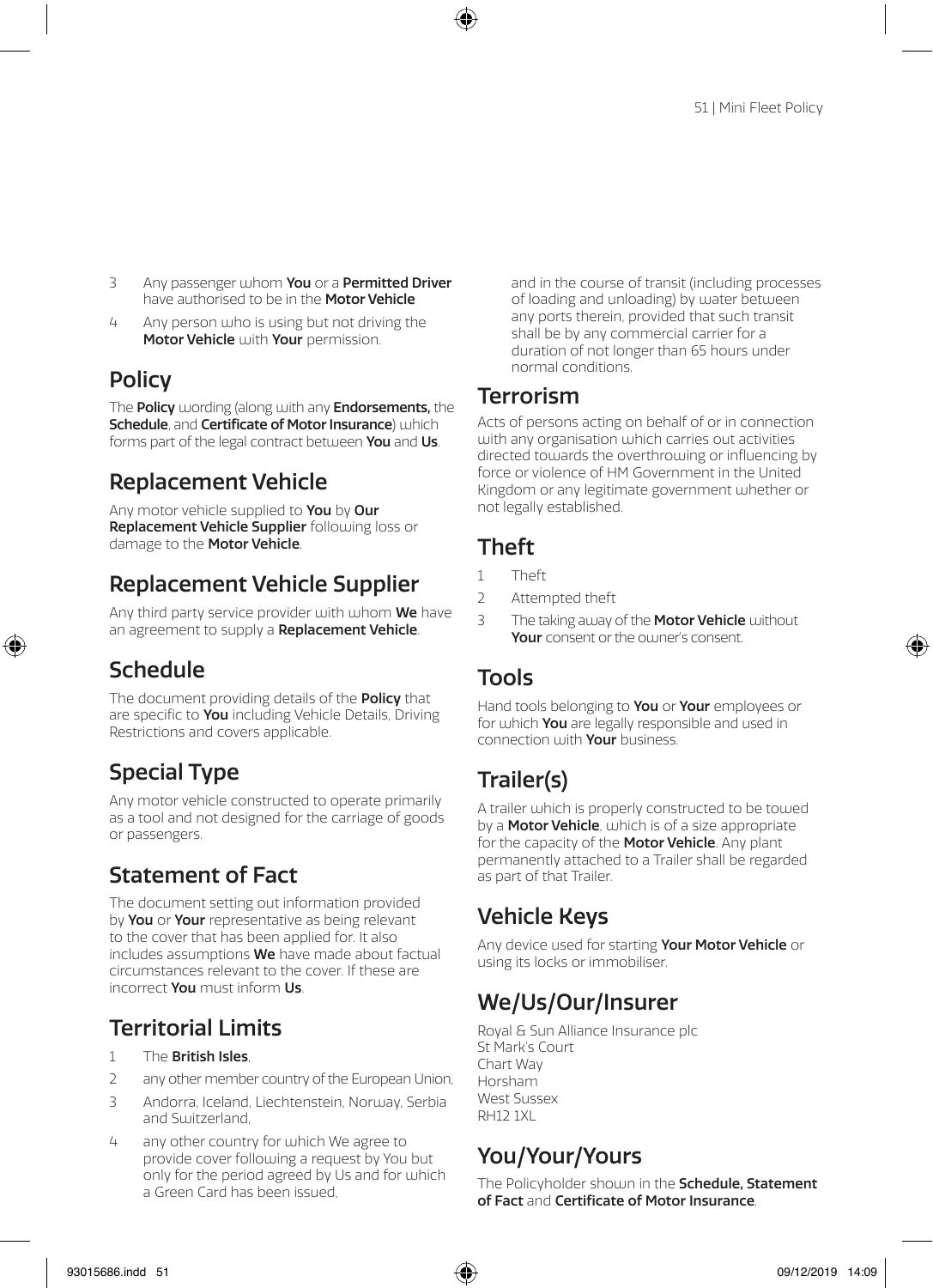3 Any passenger whom **You** or a **Permitted Driver** have authorised to be in the **Motor Vehicle**

4 Any person who is using but not driving the **Motor Vehicle** with **Your** permission.

## Policy

The **Policy** wording (along with any **Endorsements,** the **Schedule**, and **Certificate of Motor Insurance**) which forms part of the legal contract between **You** and **Us**.

## Replacement Vehicle

Any motor vehicle supplied to **You** by **Our Replacement Vehicle Supplier** following loss or damage to the **Motor Vehicle**.

## Replacement Vehicle Supplier

Any third party service provider with whom **We** have an agreement to supply a **Replacement Vehicle**.

## Schedule

The document providing details of the **Policy** that are specific to **You** including Vehicle Details, Driving Restrictions and covers applicable.

## Special Type

Any motor vehicle constructed to operate primarily as a tool and not designed for the carriage of goods or passengers.

## Statement of Fact

The document setting out information provided by **You** or **Your** representative as being relevant to the cover that has been applied for. It also includes assumptions **We** have made about factual circumstances relevant to the cover. If these are incorrect **You** must inform **Us**.

## Territorial Limits

1 The **British Isles**,

2 any other member country of the European Union,

3 Andorra, Iceland, Liechtenstein, Norway, Serbia and Switzerland,

4 any other country for which We agree to provide cover following a request by You but only for the period agreed by Us and for which a Green Card has been issued,

and in the course of transit (including processes of loading and unloading) by water between any ports therein, provided that such transit shall be by any commercial carrier for a duration of not longer than 65 hours under normal conditions.

## Terrorism

Acts of persons acting on behalf of or in connection with any organisation which carries out activities directed towards the overthrowing or influencing by force or violence of HM Government in the United Kingdom or any legitimate government whether or not legally established.

## Theft

1 Theft

2 Attempted theft

3 The taking away of the **Motor Vehicle** without **Your** consent or the owner's consent.

## Tools

Hand tools belonging to **You** or **Your** employees or for which **You** are legally responsible and used in connection with **Your** business.

## Trailer(s)

A trailer which is properly constructed to be towed by a **Motor Vehicle**, which is of a size appropriate for the capacity of the **Motor Vehicle**. Any plant permanently attached to a Trailer shall be regarded as part of that Trailer.

## Vehicle Keys

Any device used for starting **Your Motor Vehicle** or using its locks or immobiliser.

## We/Us/Our/Insurer

Royal & Sun Alliance Insurance plc
St Mark's Court
Chart Way
Horsham
West Sussex
RH12 1XL

## You/Your/Yours

The Policyholder shown in the **Schedule, Statement of Fact** and **Certificate of Motor Insurance**.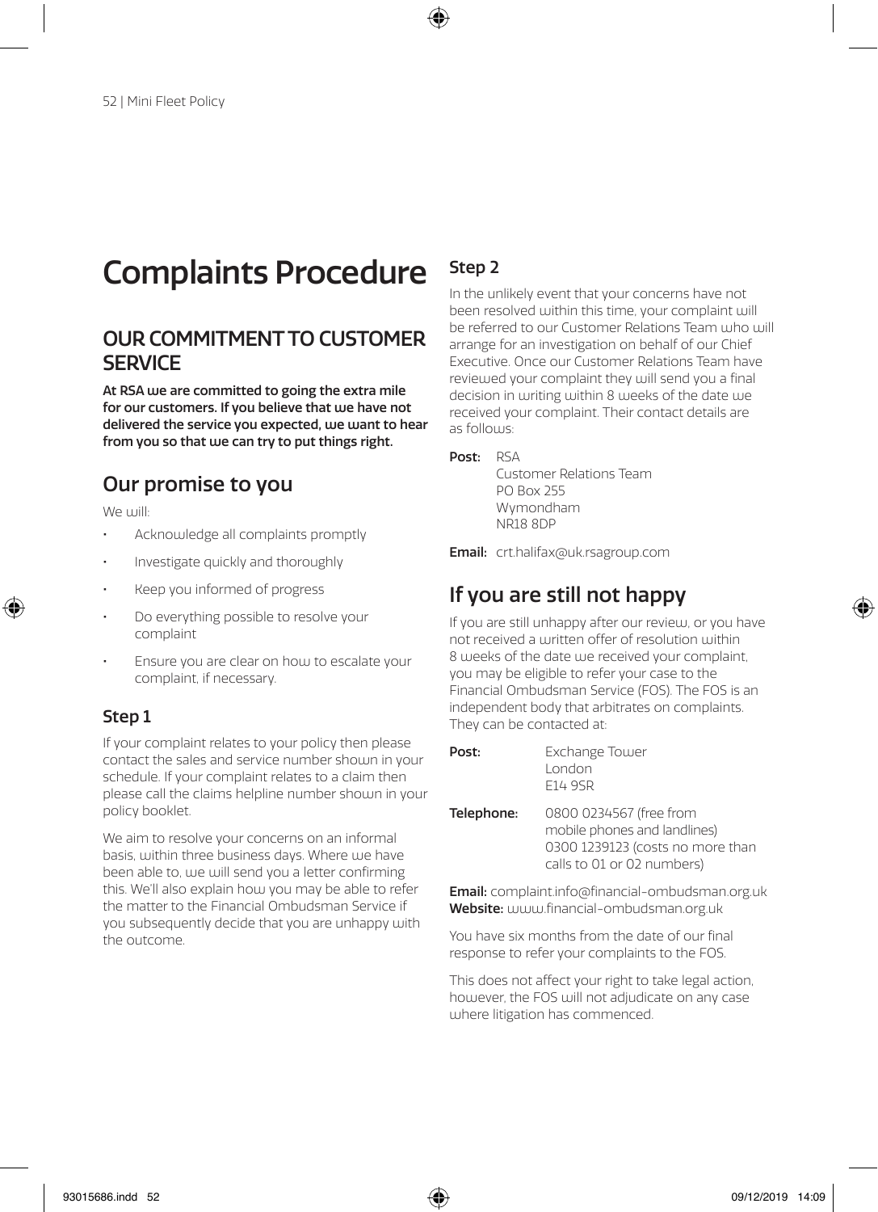# Complaints Procedure

## OUR COMMITMENT TO CUSTOMER SERVICE

**At RSA we are committed to going the extra mile for our customers. If you believe that we have not delivered the service you expected, we want to hear from you so that we can try to put things right.**

## Our promise to you

We will:

- Acknowledge all complaints promptly
- Investigate quickly and thoroughly
- Keep you informed of progress
- Do everything possible to resolve your complaint
- Ensure you are clear on how to escalate your complaint, if necessary.

### Step 1

If your complaint relates to your policy then please contact the sales and service number shown in your schedule. If your complaint relates to a claim then please call the claims helpline number shown in your policy booklet.

We aim to resolve your concerns on an informal basis, within three business days. Where we have been able to, we will send you a letter confirming this. We'll also explain how you may be able to refer the matter to the Financial Ombudsman Service if you subsequently decide that you are unhappy with the outcome.

### Step 2

In the unlikely event that your concerns have not been resolved within this time, your complaint will be referred to our Customer Relations Team who will arrange for an investigation on behalf of our Chief Executive. Once our Customer Relations Team have reviewed your complaint they will send you a final decision in writing within 8 weeks of the date we received your complaint. Their contact details are as follows:

**Post:** RSA
Customer Relations Team
PO Box 255
Wymondham
NR18 8DP

**Email:** crt.halifax@uk.rsagroup.com

## If you are still not happy

If you are still unhappy after our review, or you have not received a written offer of resolution within 8 weeks of the date we received your complaint, you may be eligible to refer your case to the Financial Ombudsman Service (FOS). The FOS is an independent body that arbitrates on complaints. They can be contacted at:

**Post:** Exchange Tower
London
E14 9SR

**Telephone:** 0800 0234567 (free from mobile phones and landlines)
0300 1239123 (costs no more than calls to 01 or 02 numbers)

**Email:** complaint.info@financial-ombudsman.org.uk
**Website:** www.financial-ombudsman.org.uk

You have six months from the date of our final response to refer your complaints to the FOS.

This does not affect your right to take legal action, however, the FOS will not adjudicate on any case where litigation has commenced.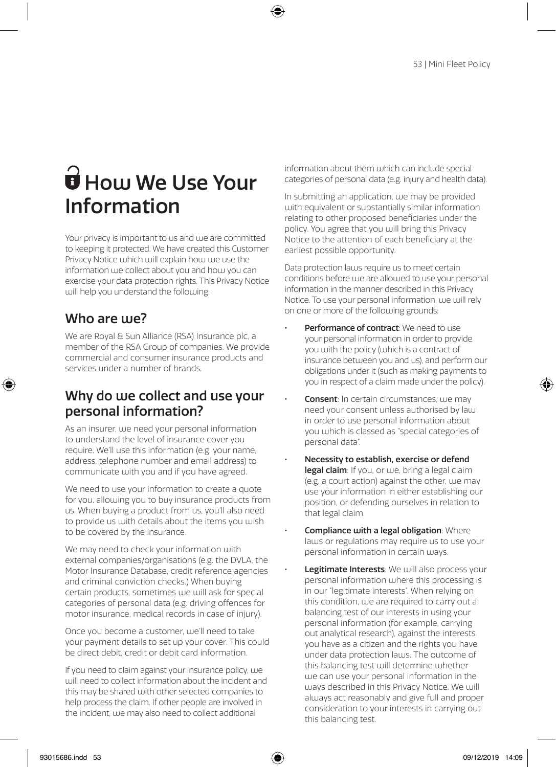# How We Use Your Information

Your privacy is important to us and we are committed to keeping it protected. We have created this Customer Privacy Notice which will explain how we use the information we collect about you and how you can exercise your data protection rights. This Privacy Notice will help you understand the following:

## Who are we?

We are Royal & Sun Alliance (RSA) Insurance plc, a member of the RSA Group of companies. We provide commercial and consumer insurance products and services under a number of brands.

## Why do we collect and use your personal information?

As an insurer, we need your personal information to understand the level of insurance cover you require. We'll use this information (e.g. your name, address, telephone number and email address) to communicate with you and if you have agreed.

We need to use your information to create a quote for you, allowing you to buy insurance products from us. When buying a product from us, you'll also need to provide us with details about the items you wish to be covered by the insurance.

We may need to check your information with external companies/organisations (e.g. the DVLA, the Motor Insurance Database, credit reference agencies and criminal conviction checks.) When buying certain products, sometimes we will ask for special categories of personal data (e.g. driving offences for motor insurance, medical records in case of injury).

Once you become a customer, we'll need to take your payment details to set up your cover. This could be direct debit, credit or debit card information.

If you need to claim against your insurance policy, we will need to collect information about the incident and this may be shared with other selected companies to help process the claim. If other people are involved in the incident, we may also need to collect additional information about them which can include special categories of personal data (e.g. injury and health data).

In submitting an application, we may be provided with equivalent or substantially similar information relating to other proposed beneficiaries under the policy. You agree that you will bring this Privacy Notice to the attention of each beneficiary at the earliest possible opportunity.

Data protection laws require us to meet certain conditions before we are allowed to use your personal information in the manner described in this Privacy Notice. To use your personal information, we will rely on one or more of the following grounds:

- **Performance of contract**: We need to use your personal information in order to provide you with the policy (which is a contract of insurance between you and us), and perform our obligations under it (such as making payments to you in respect of a claim made under the policy).
- **Consent**: In certain circumstances, we may need your consent unless authorised by law in order to use personal information about you which is classed as "special categories of personal data".
- **Necessity to establish, exercise or defend legal claim**: If you, or we, bring a legal claim (e.g. a court action) against the other, we may use your information in either establishing our position, or defending ourselves in relation to that legal claim.
- **Compliance with a legal obligation**: Where laws or regulations may require us to use your personal information in certain ways.
- **Legitimate Interests**: We will also process your personal information where this processing is in our "legitimate interests". When relying on this condition, we are required to carry out a balancing test of our interests in using your personal information (for example, carrying out analytical research), against the interests you have as a citizen and the rights you have under data protection laws. The outcome of this balancing test will determine whether we can use your personal information in the ways described in this Privacy Notice. We will always act reasonably and give full and proper consideration to your interests in carrying out this balancing test.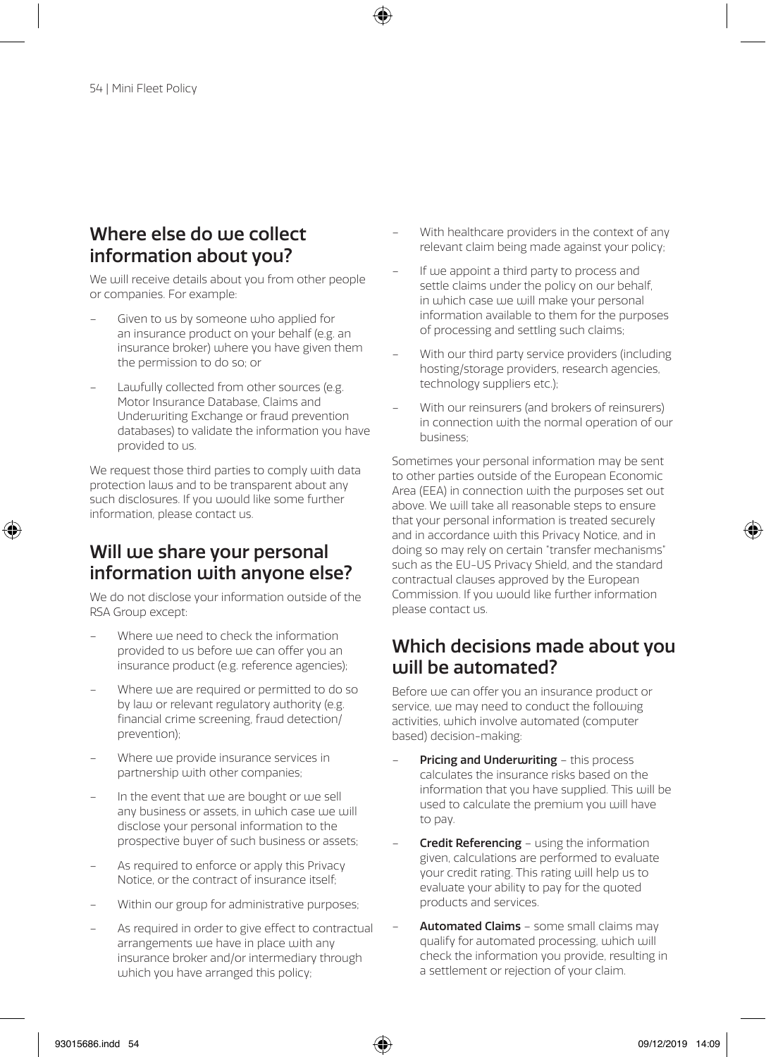## Where else do we collect information about you?

We will receive details about you from other people or companies. For example:

- Given to us by someone who applied for an insurance product on your behalf (e.g. an insurance broker) where you have given them the permission to do so; or
- Lawfully collected from other sources (e.g. Motor Insurance Database, Claims and Underwriting Exchange or fraud prevention databases) to validate the information you have provided to us.

We request those third parties to comply with data protection laws and to be transparent about any such disclosures. If you would like some further information, please contact us.

## Will we share your personal information with anyone else?

We do not disclose your information outside of the RSA Group except:

- Where we need to check the information provided to us before we can offer you an insurance product (e.g. reference agencies);
- Where we are required or permitted to do so by law or relevant regulatory authority (e.g. financial crime screening, fraud detection/ prevention);
- Where we provide insurance services in partnership with other companies;
- In the event that we are bought or we sell any business or assets, in which case we will disclose your personal information to the prospective buyer of such business or assets;
- As required to enforce or apply this Privacy Notice, or the contract of insurance itself;
- Within our group for administrative purposes;
- As required in order to give effect to contractual arrangements we have in place with any insurance broker and/or intermediary through which you have arranged this policy;
- With healthcare providers in the context of any relevant claim being made against your policy;
- If we appoint a third party to process and settle claims under the policy on our behalf, in which case we will make your personal information available to them for the purposes of processing and settling such claims;
- With our third party service providers (including hosting/storage providers, research agencies, technology suppliers etc.);
- With our reinsurers (and brokers of reinsurers) in connection with the normal operation of our business;

Sometimes your personal information may be sent to other parties outside of the European Economic Area (EEA) in connection with the purposes set out above. We will take all reasonable steps to ensure that your personal information is treated securely and in accordance with this Privacy Notice, and in doing so may rely on certain "transfer mechanisms" such as the EU-US Privacy Shield, and the standard contractual clauses approved by the European Commission. If you would like further information please contact us.

## Which decisions made about you will be automated?

Before we can offer you an insurance product or service, we may need to conduct the following activities, which involve automated (computer based) decision-making:

- **Pricing and Underwriting** – this process calculates the insurance risks based on the information that you have supplied. This will be used to calculate the premium you will have to pay.
- **Credit Referencing** – using the information given, calculations are performed to evaluate your credit rating. This rating will help us to evaluate your ability to pay for the quoted products and services.
- **Automated Claims** – some small claims may qualify for automated processing, which will check the information you provide, resulting in a settlement or rejection of your claim.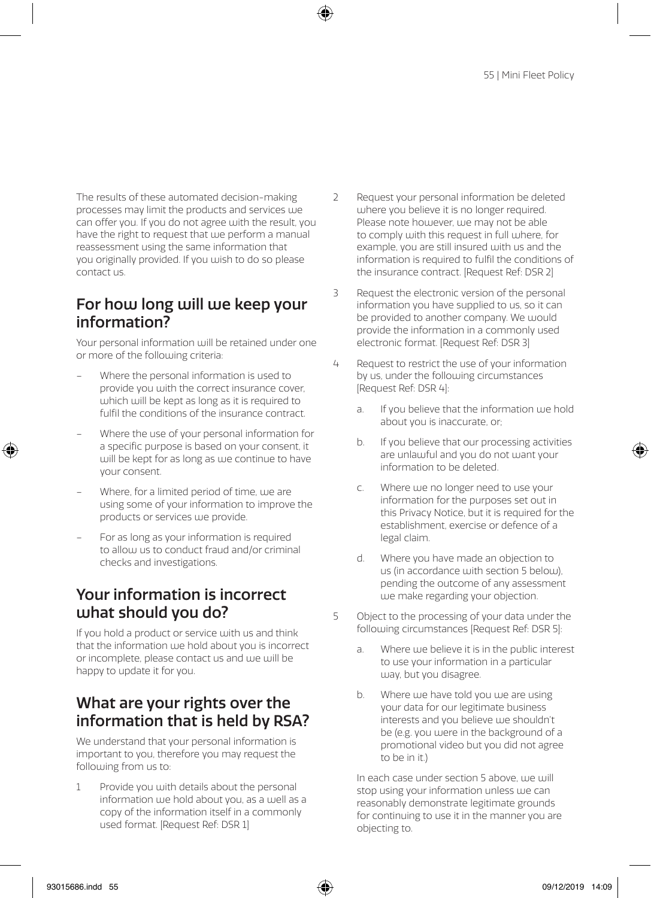The results of these automated decision-making processes may limit the products and services we can offer you. If you do not agree with the result, you have the right to request that we perform a manual reassessment using the same information that you originally provided. If you wish to do so please contact us.

## For how long will we keep your information?

Your personal information will be retained under one or more of the following criteria:

- Where the personal information is used to provide you with the correct insurance cover, which will be kept as long as it is required to fulfil the conditions of the insurance contract.
- Where the use of your personal information for a specific purpose is based on your consent, it will be kept for as long as we continue to have your consent.
- Where, for a limited period of time, we are using some of your information to improve the products or services we provide.
- For as long as your information is required to allow us to conduct fraud and/or criminal checks and investigations.

## Your information is incorrect what should you do?

If you hold a product or service with us and think that the information we hold about you is incorrect or incomplete, please contact us and we will be happy to update it for you.

## What are your rights over the information that is held by RSA?

We understand that your personal information is important to you, therefore you may request the following from us to:

1. Provide you with details about the personal information we hold about you, as a well as a copy of the information itself in a commonly used format. [Request Ref: DSR 1]
2. Request your personal information be deleted where you believe it is no longer required. Please note however, we may not be able to comply with this request in full where, for example, you are still insured with us and the information is required to fulfil the conditions of the insurance contract. [Request Ref: DSR 2]
3. Request the electronic version of the personal information you have supplied to us, so it can be provided to another company. We would provide the information in a commonly used electronic format. [Request Ref: DSR 3]
4. Request to restrict the use of your information by us, under the following circumstances [Request Ref: DSR 4]:
   a. If you believe that the information we hold about you is inaccurate, or;
   b. If you believe that our processing activities are unlawful and you do not want your information to be deleted.
   c. Where we no longer need to use your information for the purposes set out in this Privacy Notice, but it is required for the establishment, exercise or defence of a legal claim.
   d. Where you have made an objection to us (in accordance with section 5 below), pending the outcome of any assessment we make regarding your objection.
5. Object to the processing of your data under the following circumstances [Request Ref: DSR 5]:
   a. Where we believe it is in the public interest to use your information in a particular way, but you disagree.
   b. Where we have told you we are using your data for our legitimate business interests and you believe we shouldn't be (e.g. you were in the background of a promotional video but you did not agree to be in it.)

   In each case under section 5 above, we will stop using your information unless we can reasonably demonstrate legitimate grounds for continuing to use it in the manner you are objecting to.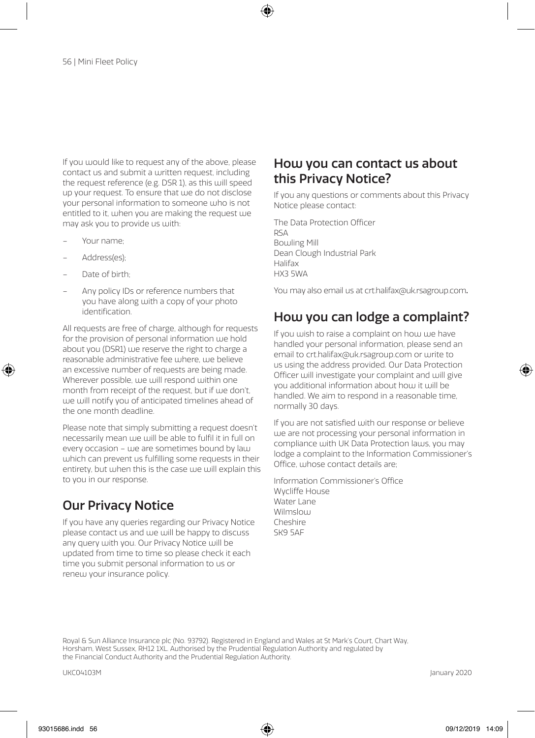If you would like to request any of the above, please contact us and submit a written request, including the request reference (e.g. DSR 1), as this will speed up your request. To ensure that we do not disclose your personal information to someone who is not entitled to it, when you are making the request we may ask you to provide us with:

- Your name;
- Address(es);
- Date of birth;
- Any policy IDs or reference numbers that you have along with a copy of your photo identification.

All requests are free of charge, although for requests for the provision of personal information we hold about you (DSR1) we reserve the right to charge a reasonable administrative fee where, we believe an excessive number of requests are being made. Wherever possible, we will respond within one month from receipt of the request, but if we don't, we will notify you of anticipated timelines ahead of the one month deadline.

Please note that simply submitting a request doesn't necessarily mean we will be able to fulfil it in full on every occasion – we are sometimes bound by law which can prevent us fulfilling some requests in their entirety, but when this is the case we will explain this to you in our response.

## Our Privacy Notice

If you have any queries regarding our Privacy Notice please contact us and we will be happy to discuss any query with you. Our Privacy Notice will be updated from time to time so please check it each time you submit personal information to us or renew your insurance policy.

## How you can contact us about this Privacy Notice?

If you any questions or comments about this Privacy Notice please contact:

The Data Protection Officer
RSA
Bowling Mill
Dean Clough Industrial Park
Halifax
HX3 5WA

You may also email us at crt.halifax@uk.rsagroup.com.

## How you can lodge a complaint?

If you wish to raise a complaint on how we have handled your personal information, please send an email to crt.halifax@uk.rsagroup.com or write to us using the address provided. Our Data Protection Officer will investigate your complaint and will give you additional information about how it will be handled. We aim to respond in a reasonable time, normally 30 days.

If you are not satisfied with our response or believe we are not processing your personal information in compliance with UK Data Protection laws, you may lodge a complaint to the Information Commissioner's Office, whose contact details are;

Information Commissioner's Office
Wycliffe House
Water Lane
Wilmslow
Cheshire
SK9 5AF

Royal & Sun Alliance Insurance plc (No. 93792). Registered in England and Wales at St Mark's Court, Chart Way, Horsham, West Sussex, RH12 1XL. Authorised by the Prudential Regulation Authority and regulated by the Financial Conduct Authority and the Prudential Regulation Authority.

UKC04103M January 2020